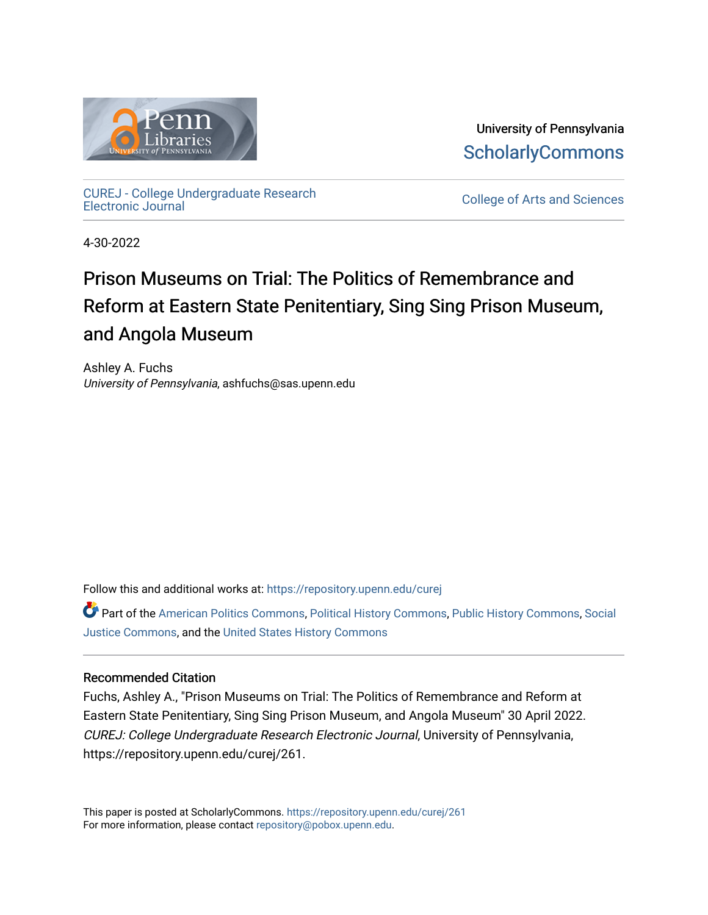University of Pennsylvania
ScholarlyCommons

CUREJ - College Undergraduate Research Electronic Journal

College of Arts and Sciences

4-30-2022

# Prison Museums on Trial: The Politics of Remembrance and Reform at Eastern State Penitentiary, Sing Sing Prison Museum, and Angola Museum

Ashley A. Fuchs
*University of Pennsylvania*, ashfuchs@sas.upenn.edu

Follow this and additional works at: https://repository.upenn.edu/curej

Part of the American Politics Commons, Political History Commons, Public History Commons, Social Justice Commons, and the United States History Commons

## Recommended Citation

Fuchs, Ashley A., "Prison Museums on Trial: The Politics of Remembrance and Reform at Eastern State Penitentiary, Sing Sing Prison Museum, and Angola Museum" 30 April 2022. *CUREJ: College Undergraduate Research Electronic Journal*, University of Pennsylvania, https://repository.upenn.edu/curej/261.

This paper is posted at ScholarlyCommons. https://repository.upenn.edu/curej/261
For more information, please contact repository@pobox.upenn.edu.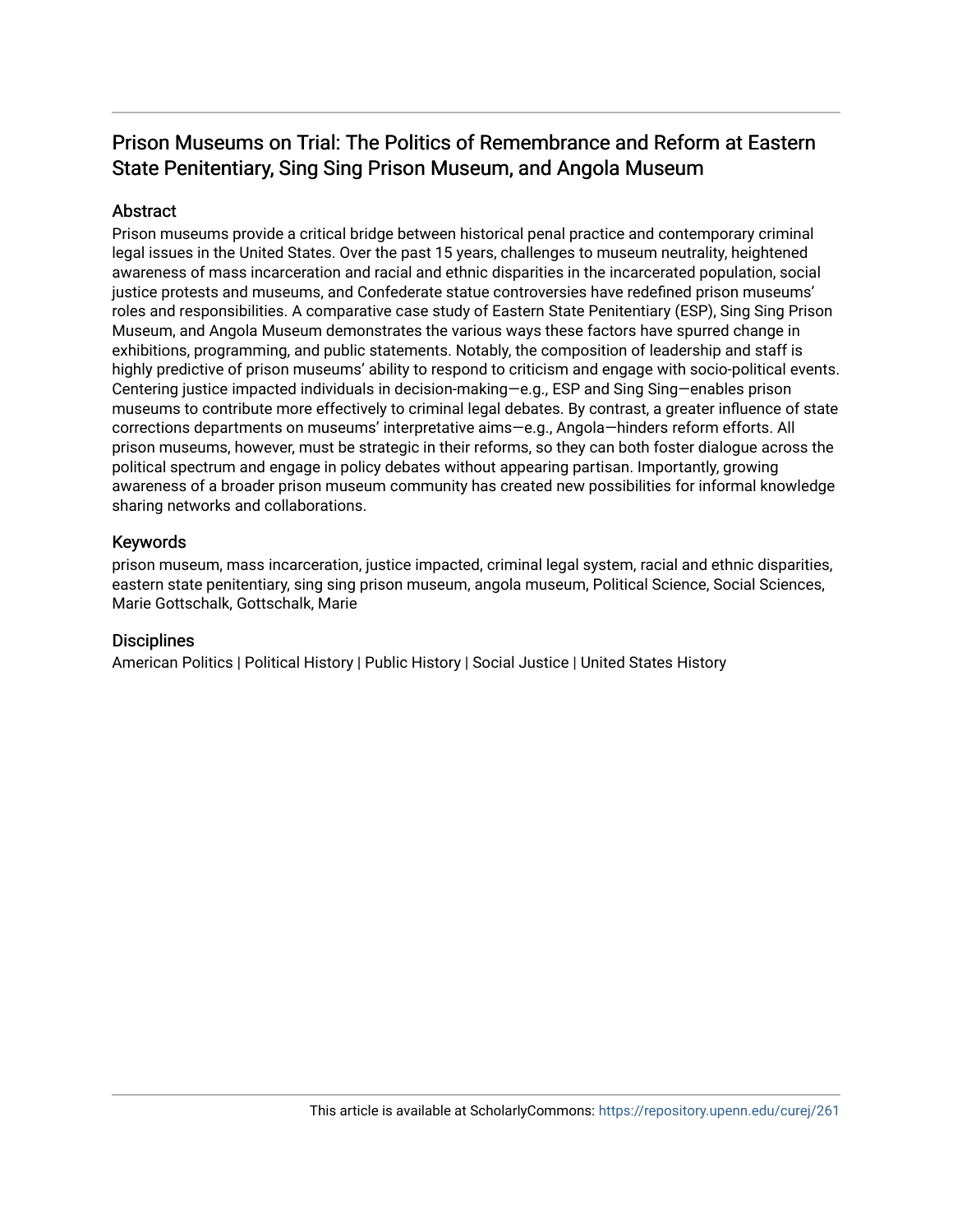# Prison Museums on Trial: The Politics of Remembrance and Reform at Eastern State Penitentiary, Sing Sing Prison Museum, and Angola Museum

## Abstract

Prison museums provide a critical bridge between historical penal practice and contemporary criminal legal issues in the United States. Over the past 15 years, challenges to museum neutrality, heightened awareness of mass incarceration and racial and ethnic disparities in the incarcerated population, social justice protests and museums, and Confederate statue controversies have redefined prison museums' roles and responsibilities. A comparative case study of Eastern State Penitentiary (ESP), Sing Sing Prison Museum, and Angola Museum demonstrates the various ways these factors have spurred change in exhibitions, programming, and public statements. Notably, the composition of leadership and staff is highly predictive of prison museums' ability to respond to criticism and engage with socio-political events. Centering justice impacted individuals in decision-making—e.g., ESP and Sing Sing—enables prison museums to contribute more effectively to criminal legal debates. By contrast, a greater influence of state corrections departments on museums' interpretative aims—e.g., Angola—hinders reform efforts. All prison museums, however, must be strategic in their reforms, so they can both foster dialogue across the political spectrum and engage in policy debates without appearing partisan. Importantly, growing awareness of a broader prison museum community has created new possibilities for informal knowledge sharing networks and collaborations.

## Keywords

prison museum, mass incarceration, justice impacted, criminal legal system, racial and ethnic disparities, eastern state penitentiary, sing sing prison museum, angola museum, Political Science, Social Sciences, Marie Gottschalk, Gottschalk, Marie

## Disciplines

American Politics | Political History | Public History | Social Justice | United States History

This article is available at ScholarlyCommons: https://repository.upenn.edu/curej/261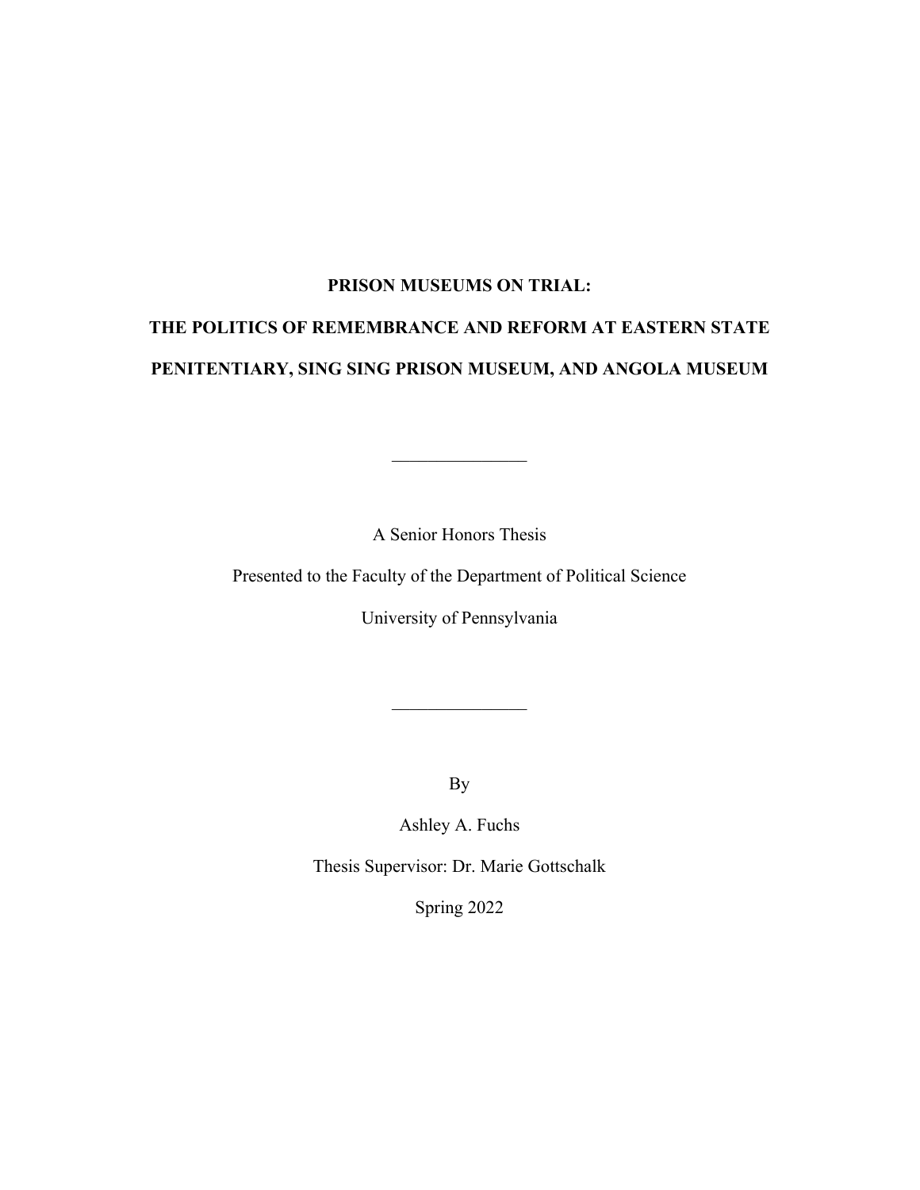# PRISON MUSEUMS ON TRIAL:

# THE POLITICS OF REMEMBRANCE AND REFORM AT EASTERN STATE PENITENTIARY, SING SING PRISON MUSEUM, AND ANGOLA MUSEUM

---

A Senior Honors Thesis

Presented to the Faculty of the Department of Political Science

University of Pennsylvania

---

By

Ashley A. Fuchs

Thesis Supervisor: Dr. Marie Gottschalk

Spring 2022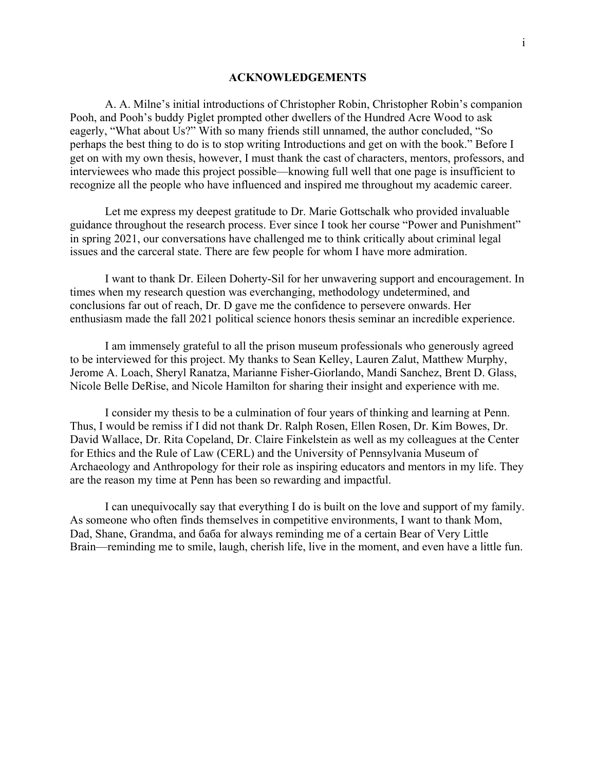## ACKNOWLEDGEMENTS

A. A. Milne's initial introductions of Christopher Robin, Christopher Robin's companion Pooh, and Pooh's buddy Piglet prompted other dwellers of the Hundred Acre Wood to ask eagerly, "What about Us?" With so many friends still unnamed, the author concluded, "So perhaps the best thing to do is to stop writing Introductions and get on with the book." Before I get on with my own thesis, however, I must thank the cast of characters, mentors, professors, and interviewees who made this project possible—knowing full well that one page is insufficient to recognize all the people who have influenced and inspired me throughout my academic career.

Let me express my deepest gratitude to Dr. Marie Gottschalk who provided invaluable guidance throughout the research process. Ever since I took her course "Power and Punishment" in spring 2021, our conversations have challenged me to think critically about criminal legal issues and the carceral state. There are few people for whom I have more admiration.

I want to thank Dr. Eileen Doherty-Sil for her unwavering support and encouragement. In times when my research question was everchanging, methodology undetermined, and conclusions far out of reach, Dr. D gave me the confidence to persevere onwards. Her enthusiasm made the fall 2021 political science honors thesis seminar an incredible experience.

I am immensely grateful to all the prison museum professionals who generously agreed to be interviewed for this project. My thanks to Sean Kelley, Lauren Zalut, Matthew Murphy, Jerome A. Loach, Sheryl Ranatza, Marianne Fisher-Giorlando, Mandi Sanchez, Brent D. Glass, Nicole Belle DeRise, and Nicole Hamilton for sharing their insight and experience with me.

I consider my thesis to be a culmination of four years of thinking and learning at Penn. Thus, I would be remiss if I did not thank Dr. Ralph Rosen, Ellen Rosen, Dr. Kim Bowes, Dr. David Wallace, Dr. Rita Copeland, Dr. Claire Finkelstein as well as my colleagues at the Center for Ethics and the Rule of Law (CERL) and the University of Pennsylvania Museum of Archaeology and Anthropology for their role as inspiring educators and mentors in my life. They are the reason my time at Penn has been so rewarding and impactful.

I can unequivocally say that everything I do is built on the love and support of my family. As someone who often finds themselves in competitive environments, I want to thank Mom, Dad, Shane, Grandma, and баба for always reminding me of a certain Bear of Very Little Brain—reminding me to smile, laugh, cherish life, live in the moment, and even have a little fun.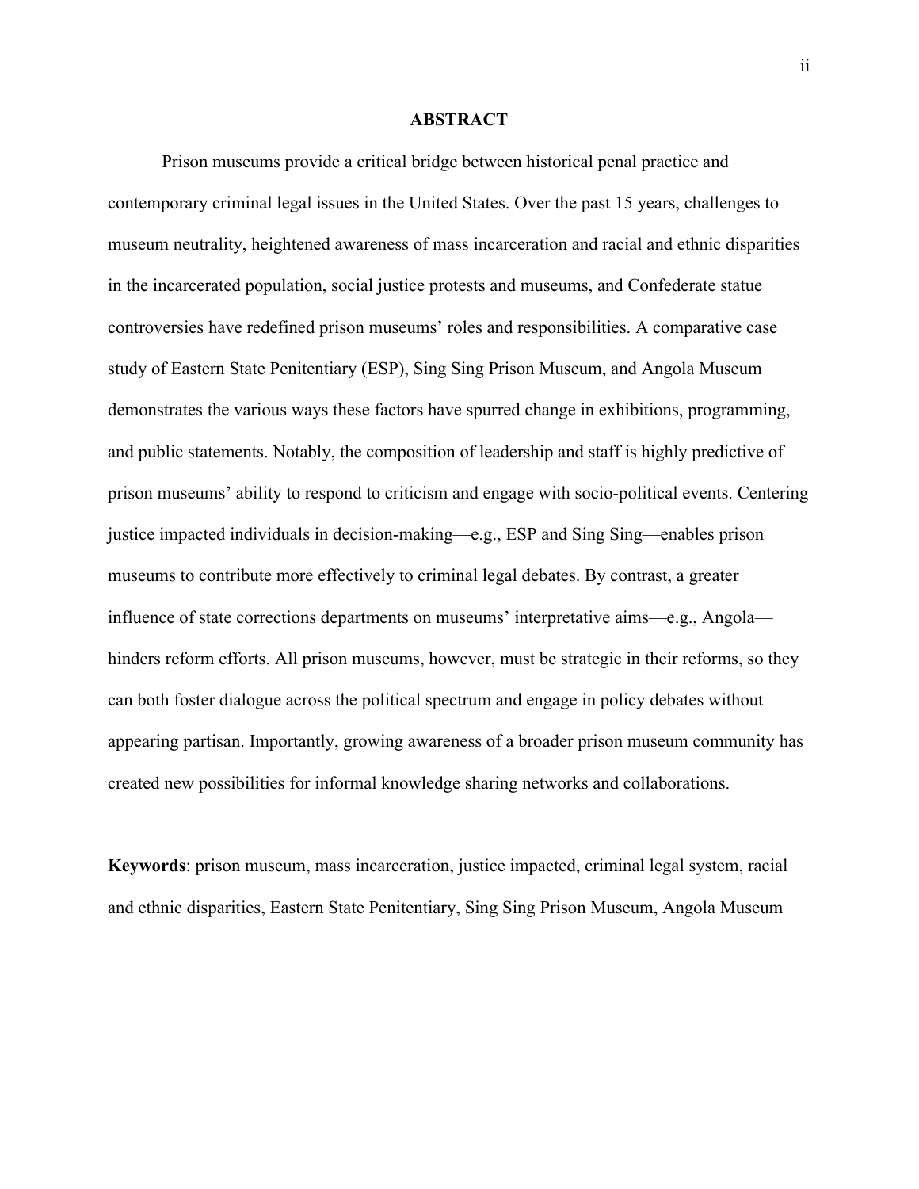# ABSTRACT

Prison museums provide a critical bridge between historical penal practice and contemporary criminal legal issues in the United States. Over the past 15 years, challenges to museum neutrality, heightened awareness of mass incarceration and racial and ethnic disparities in the incarcerated population, social justice protests and museums, and Confederate statue controversies have redefined prison museums' roles and responsibilities. A comparative case study of Eastern State Penitentiary (ESP), Sing Sing Prison Museum, and Angola Museum demonstrates the various ways these factors have spurred change in exhibitions, programming, and public statements. Notably, the composition of leadership and staff is highly predictive of prison museums' ability to respond to criticism and engage with socio-political events. Centering justice impacted individuals in decision-making—e.g., ESP and Sing Sing—enables prison museums to contribute more effectively to criminal legal debates. By contrast, a greater influence of state corrections departments on museums' interpretative aims—e.g., Angola—hinders reform efforts. All prison museums, however, must be strategic in their reforms, so they can both foster dialogue across the political spectrum and engage in policy debates without appearing partisan. Importantly, growing awareness of a broader prison museum community has created new possibilities for informal knowledge sharing networks and collaborations.

**Keywords**: prison museum, mass incarceration, justice impacted, criminal legal system, racial and ethnic disparities, Eastern State Penitentiary, Sing Sing Prison Museum, Angola Museum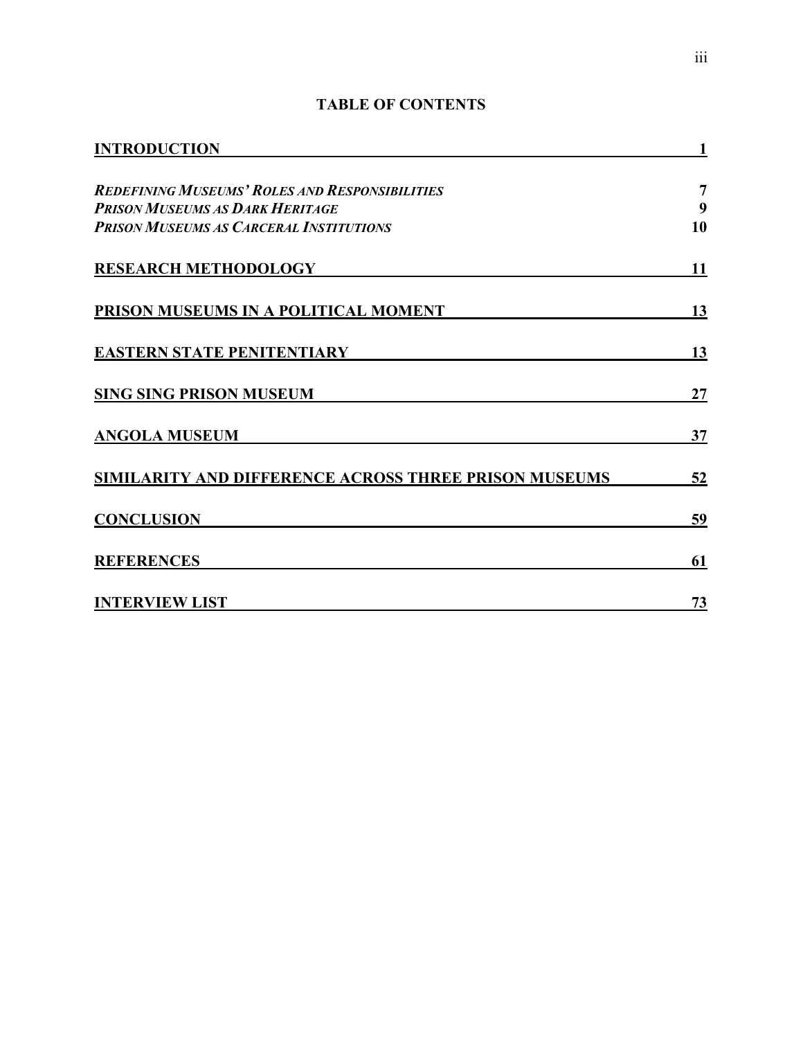# TABLE OF CONTENTS

| | |
|---|---|
| **INTRODUCTION** | **1** |
| ***REDEFINING MUSEUMS' ROLES AND RESPONSIBILITIES*** | **7** |
| ***PRISON MUSEUMS AS DARK HERITAGE*** | **9** |
| ***PRISON MUSEUMS AS CARCERAL INSTITUTIONS*** | **10** |
| **RESEARCH METHODOLOGY** | **11** |
| **PRISON MUSEUMS IN A POLITICAL MOMENT** | **13** |
| **EASTERN STATE PENITENTIARY** | **13** |
| **SING SING PRISON MUSEUM** | **27** |
| **ANGOLA MUSEUM** | **37** |
| **SIMILARITY AND DIFFERENCE ACROSS THREE PRISON MUSEUMS** | **52** |
| **CONCLUSION** | **59** |
| **REFERENCES** | **61** |
| **INTERVIEW LIST** | **73** |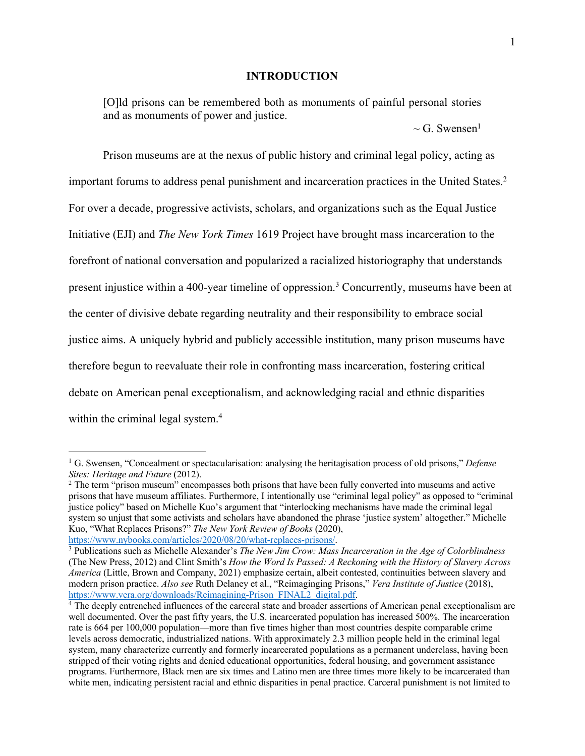# INTRODUCTION

> [O]ld prisons can be remembered both as monuments of painful personal stories and as monuments of power and justice.
>
> ~ G. Swensen[1]

Prison museums are at the nexus of public history and criminal legal policy, acting as important forums to address penal punishment and incarceration practices in the United States.[2] For over a decade, progressive activists, scholars, and organizations such as the Equal Justice Initiative (EJI) and *The New York Times* 1619 Project have brought mass incarceration to the forefront of national conversation and popularized a racialized historiography that understands present injustice within a 400-year timeline of oppression.[3] Concurrently, museums have been at the center of divisive debate regarding neutrality and their responsibility to embrace social justice aims. A uniquely hybrid and publicly accessible institution, many prison museums have therefore begun to reevaluate their role in confronting mass incarceration, fostering critical debate on American penal exceptionalism, and acknowledging racial and ethnic disparities within the criminal legal system.[4]

---

[1] G. Swensen, "Concealment or spectacularisation: analysing the heritagisation process of old prisons," *Defense Sites: Heritage and Future* (2012).

[2] The term "prison museum" encompasses both prisons that have been fully converted into museums and active prisons that have museum affiliates. Furthermore, I intentionally use "criminal legal policy" as opposed to "criminal justice policy" based on Michelle Kuo's argument that "interlocking mechanisms have made the criminal legal system so unjust that some activists and scholars have abandoned the phrase 'justice system' altogether." Michelle Kuo, "What Replaces Prisons?" *The New York Review of Books* (2020), https://www.nybooks.com/articles/2020/08/20/what-replaces-prisons/.

[3] Publications such as Michelle Alexander's *The New Jim Crow: Mass Incarceration in the Age of Colorblindness* (The New Press, 2012) and Clint Smith's *How the Word Is Passed: A Reckoning with the History of Slavery Across America* (Little, Brown and Company, 2021) emphasize certain, albeit contested, continuities between slavery and modern prison practice. *Also see* Ruth Delaney et al., "Reimaginging Prisons," *Vera Institute of Justice* (2018), https://www.vera.org/downloads/Reimagining-Prison_FINAL2_digital.pdf.

[4] The deeply entrenched influences of the carceral state and broader assertions of American penal exceptionalism are well documented. Over the past fifty years, the U.S. incarcerated population has increased 500%. The incarceration rate is 664 per 100,000 population—more than five times higher than most countries despite comparable crime levels across democratic, industrialized nations. With approximately 2.3 million people held in the criminal legal system, many characterize currently and formerly incarcerated populations as a permanent underclass, having been stripped of their voting rights and denied educational opportunities, federal housing, and government assistance programs. Furthermore, Black men are six times and Latino men are three times more likely to be incarcerated than white men, indicating persistent racial and ethnic disparities in penal practice. Carceral punishment is not limited to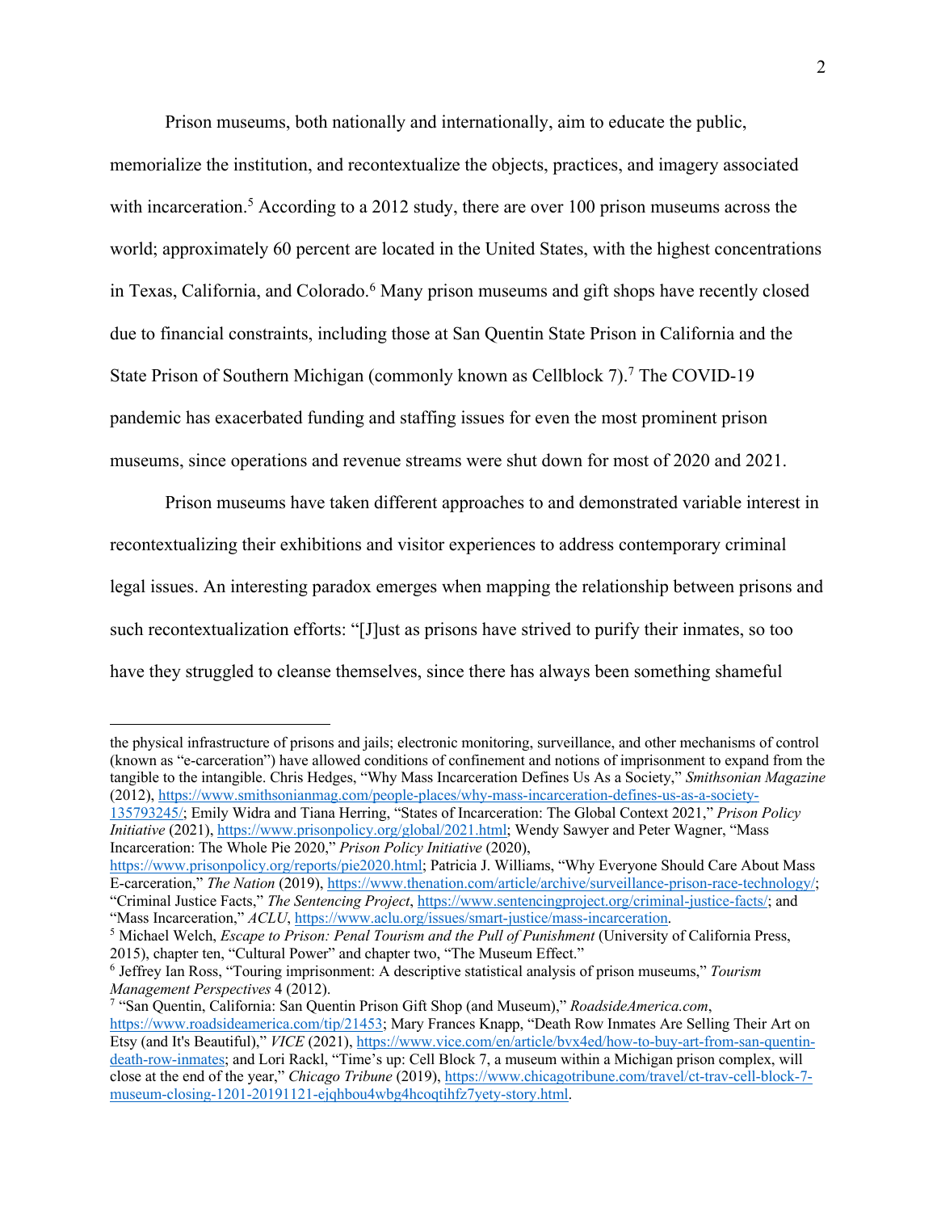Prison museums, both nationally and internationally, aim to educate the public, memorialize the institution, and recontextualize the objects, practices, and imagery associated with incarceration.[5] According to a 2012 study, there are over 100 prison museums across the world; approximately 60 percent are located in the United States, with the highest concentrations in Texas, California, and Colorado.[6] Many prison museums and gift shops have recently closed due to financial constraints, including those at San Quentin State Prison in California and the State Prison of Southern Michigan (commonly known as Cellblock 7).[7] The COVID-19 pandemic has exacerbated funding and staffing issues for even the most prominent prison museums, since operations and revenue streams were shut down for most of 2020 and 2021.

Prison museums have taken different approaches to and demonstrated variable interest in recontextualizing their exhibitions and visitor experiences to address contemporary criminal legal issues. An interesting paradox emerges when mapping the relationship between prisons and such recontextualization efforts: "[J]ust as prisons have strived to purify their inmates, so too have they struggled to cleanse themselves, since there has always been something shameful

---

the physical infrastructure of prisons and jails; electronic monitoring, surveillance, and other mechanisms of control (known as "e-carceration") have allowed conditions of confinement and notions of imprisonment to expand from the tangible to the intangible. Chris Hedges, "Why Mass Incarceration Defines Us As a Society," *Smithsonian Magazine* (2012), https://www.smithsonianmag.com/people-places/why-mass-incarceration-defines-us-as-a-society-135793245/; Emily Widra and Tiana Herring, "States of Incarceration: The Global Context 2021," *Prison Policy Initiative* (2021), https://www.prisonpolicy.org/global/2021.html; Wendy Sawyer and Peter Wagner, "Mass Incarceration: The Whole Pie 2020," *Prison Policy Initiative* (2020), https://www.prisonpolicy.org/reports/pie2020.html; Patricia J. Williams, "Why Everyone Should Care About Mass E-carceration," *The Nation* (2019), https://www.thenation.com/article/archive/surveillance-prison-race-technology/; "Criminal Justice Facts," *The Sentencing Project*, https://www.sentencingproject.org/criminal-justice-facts/; and "Mass Incarceration," *ACLU*, https://www.aclu.org/issues/smart-justice/mass-incarceration.

[5] Michael Welch, *Escape to Prison: Penal Tourism and the Pull of Punishment* (University of California Press, 2015), chapter ten, "Cultural Power" and chapter two, "The Museum Effect."

[6] Jeffrey Ian Ross, "Touring imprisonment: A descriptive statistical analysis of prison museums," *Tourism Management Perspectives* 4 (2012).

[7] "San Quentin, California: San Quentin Prison Gift Shop (and Museum)," *RoadsideAmerica.com*, https://www.roadsideamerica.com/tip/21453; Mary Frances Knapp, "Death Row Inmates Are Selling Their Art on Etsy (and It's Beautiful)," *VICE* (2021), https://www.vice.com/en/article/bvx4ed/how-to-buy-art-from-san-quentin-death-row-inmates; and Lori Rackl, "Time's up: Cell Block 7, a museum within a Michigan prison complex, will close at the end of the year," *Chicago Tribune* (2019), https://www.chicagotribune.com/travel/ct-trav-cell-block-7-museum-closing-1201-20191121-ejqhbou4wbg4hcoqtihfz7yety-story.html.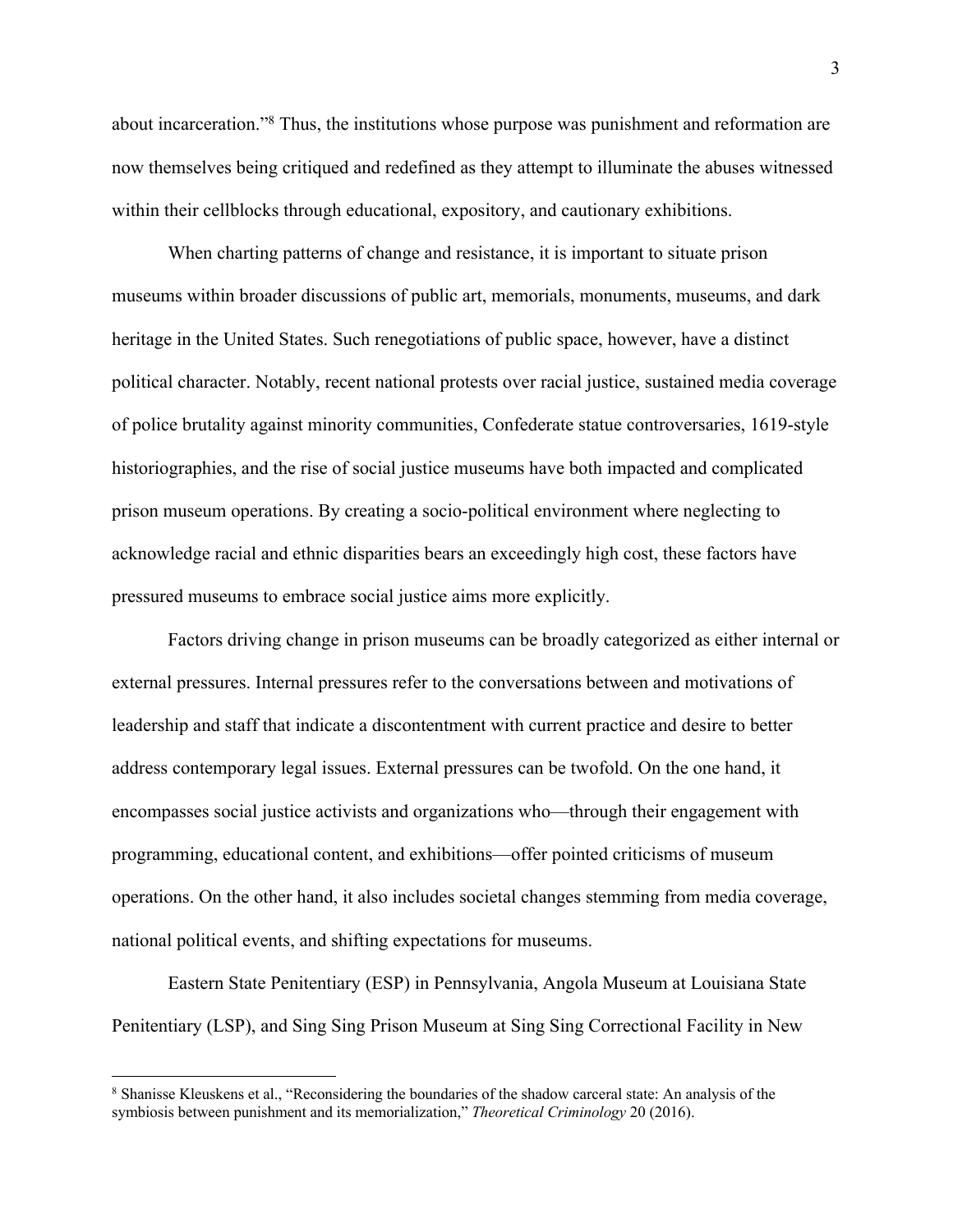about incarceration."[8] Thus, the institutions whose purpose was punishment and reformation are now themselves being critiqued and redefined as they attempt to illuminate the abuses witnessed within their cellblocks through educational, expository, and cautionary exhibitions.

When charting patterns of change and resistance, it is important to situate prison museums within broader discussions of public art, memorials, monuments, museums, and dark heritage in the United States. Such renegotiations of public space, however, have a distinct political character. Notably, recent national protests over racial justice, sustained media coverage of police brutality against minority communities, Confederate statue controversaries, 1619-style historiographies, and the rise of social justice museums have both impacted and complicated prison museum operations. By creating a socio-political environment where neglecting to acknowledge racial and ethnic disparities bears an exceedingly high cost, these factors have pressured museums to embrace social justice aims more explicitly.

Factors driving change in prison museums can be broadly categorized as either internal or external pressures. Internal pressures refer to the conversations between and motivations of leadership and staff that indicate a discontentment with current practice and desire to better address contemporary legal issues. External pressures can be twofold. On the one hand, it encompasses social justice activists and organizations who—through their engagement with programming, educational content, and exhibitions—offer pointed criticisms of museum operations. On the other hand, it also includes societal changes stemming from media coverage, national political events, and shifting expectations for museums.

Eastern State Penitentiary (ESP) in Pennsylvania, Angola Museum at Louisiana State Penitentiary (LSP), and Sing Sing Prison Museum at Sing Sing Correctional Facility in New

---

[8] Shanisse Kleuskens et al., "Reconsidering the boundaries of the shadow carceral state: An analysis of the symbiosis between punishment and its memorialization," *Theoretical Criminology* 20 (2016).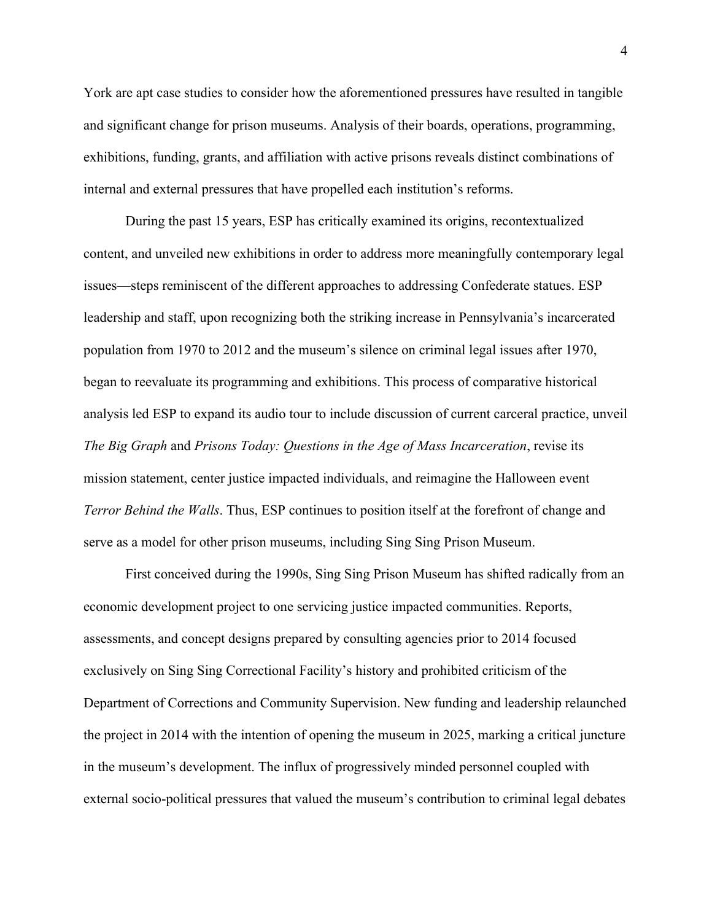York are apt case studies to consider how the aforementioned pressures have resulted in tangible and significant change for prison museums. Analysis of their boards, operations, programming, exhibitions, funding, grants, and affiliation with active prisons reveals distinct combinations of internal and external pressures that have propelled each institution's reforms.

During the past 15 years, ESP has critically examined its origins, recontextualized content, and unveiled new exhibitions in order to address more meaningfully contemporary legal issues—steps reminiscent of the different approaches to addressing Confederate statues. ESP leadership and staff, upon recognizing both the striking increase in Pennsylvania's incarcerated population from 1970 to 2012 and the museum's silence on criminal legal issues after 1970, began to reevaluate its programming and exhibitions. This process of comparative historical analysis led ESP to expand its audio tour to include discussion of current carceral practice, unveil *The Big Graph* and *Prisons Today: Questions in the Age of Mass Incarceration*, revise its mission statement, center justice impacted individuals, and reimagine the Halloween event *Terror Behind the Walls*. Thus, ESP continues to position itself at the forefront of change and serve as a model for other prison museums, including Sing Sing Prison Museum.

First conceived during the 1990s, Sing Sing Prison Museum has shifted radically from an economic development project to one servicing justice impacted communities. Reports, assessments, and concept designs prepared by consulting agencies prior to 2014 focused exclusively on Sing Sing Correctional Facility's history and prohibited criticism of the Department of Corrections and Community Supervision. New funding and leadership relaunched the project in 2014 with the intention of opening the museum in 2025, marking a critical juncture in the museum's development. The influx of progressively minded personnel coupled with external socio-political pressures that valued the museum's contribution to criminal legal debates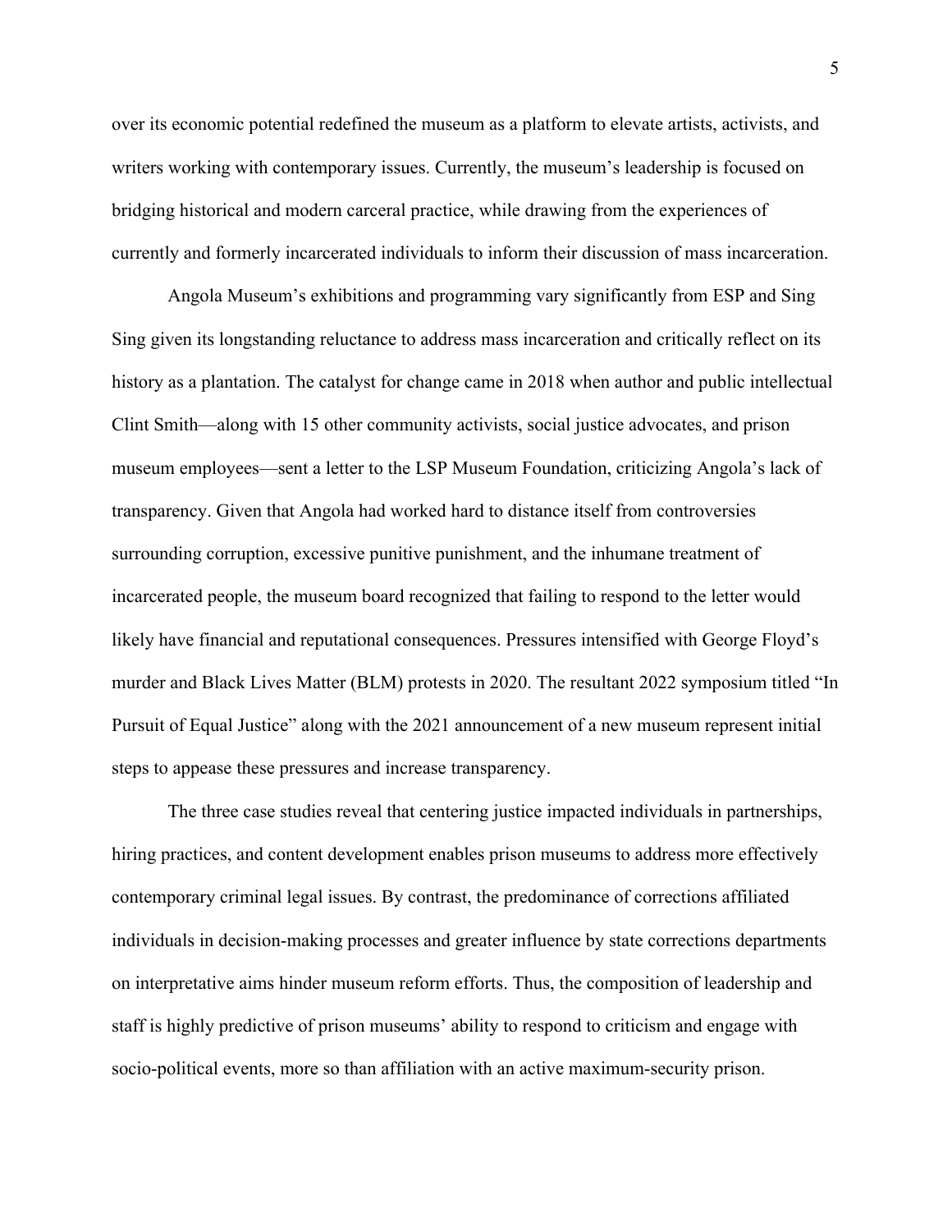over its economic potential redefined the museum as a platform to elevate artists, activists, and writers working with contemporary issues. Currently, the museum's leadership is focused on bridging historical and modern carceral practice, while drawing from the experiences of currently and formerly incarcerated individuals to inform their discussion of mass incarceration.

Angola Museum's exhibitions and programming vary significantly from ESP and Sing Sing given its longstanding reluctance to address mass incarceration and critically reflect on its history as a plantation. The catalyst for change came in 2018 when author and public intellectual Clint Smith—along with 15 other community activists, social justice advocates, and prison museum employees—sent a letter to the LSP Museum Foundation, criticizing Angola's lack of transparency. Given that Angola had worked hard to distance itself from controversies surrounding corruption, excessive punitive punishment, and the inhumane treatment of incarcerated people, the museum board recognized that failing to respond to the letter would likely have financial and reputational consequences. Pressures intensified with George Floyd's murder and Black Lives Matter (BLM) protests in 2020. The resultant 2022 symposium titled "In Pursuit of Equal Justice" along with the 2021 announcement of a new museum represent initial steps to appease these pressures and increase transparency.

The three case studies reveal that centering justice impacted individuals in partnerships, hiring practices, and content development enables prison museums to address more effectively contemporary criminal legal issues. By contrast, the predominance of corrections affiliated individuals in decision-making processes and greater influence by state corrections departments on interpretative aims hinder museum reform efforts. Thus, the composition of leadership and staff is highly predictive of prison museums' ability to respond to criticism and engage with socio-political events, more so than affiliation with an active maximum-security prison.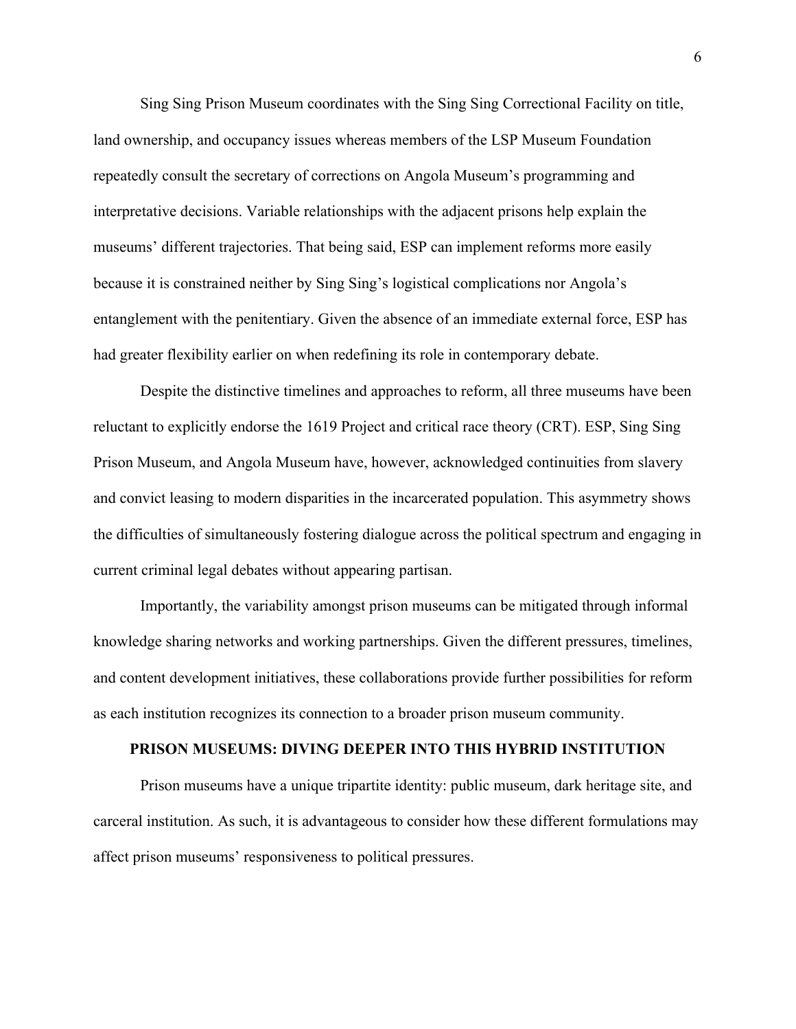Sing Sing Prison Museum coordinates with the Sing Sing Correctional Facility on title, land ownership, and occupancy issues whereas members of the LSP Museum Foundation repeatedly consult the secretary of corrections on Angola Museum's programming and interpretative decisions. Variable relationships with the adjacent prisons help explain the museums' different trajectories. That being said, ESP can implement reforms more easily because it is constrained neither by Sing Sing's logistical complications nor Angola's entanglement with the penitentiary. Given the absence of an immediate external force, ESP has had greater flexibility earlier on when redefining its role in contemporary debate.

Despite the distinctive timelines and approaches to reform, all three museums have been reluctant to explicitly endorse the 1619 Project and critical race theory (CRT). ESP, Sing Sing Prison Museum, and Angola Museum have, however, acknowledged continuities from slavery and convict leasing to modern disparities in the incarcerated population. This asymmetry shows the difficulties of simultaneously fostering dialogue across the political spectrum and engaging in current criminal legal debates without appearing partisan.

Importantly, the variability amongst prison museums can be mitigated through informal knowledge sharing networks and working partnerships. Given the different pressures, timelines, and content development initiatives, these collaborations provide further possibilities for reform as each institution recognizes its connection to a broader prison museum community.

## PRISON MUSEUMS: DIVING DEEPER INTO THIS HYBRID INSTITUTION

Prison museums have a unique tripartite identity: public museum, dark heritage site, and carceral institution. As such, it is advantageous to consider how these different formulations may affect prison museums' responsiveness to political pressures.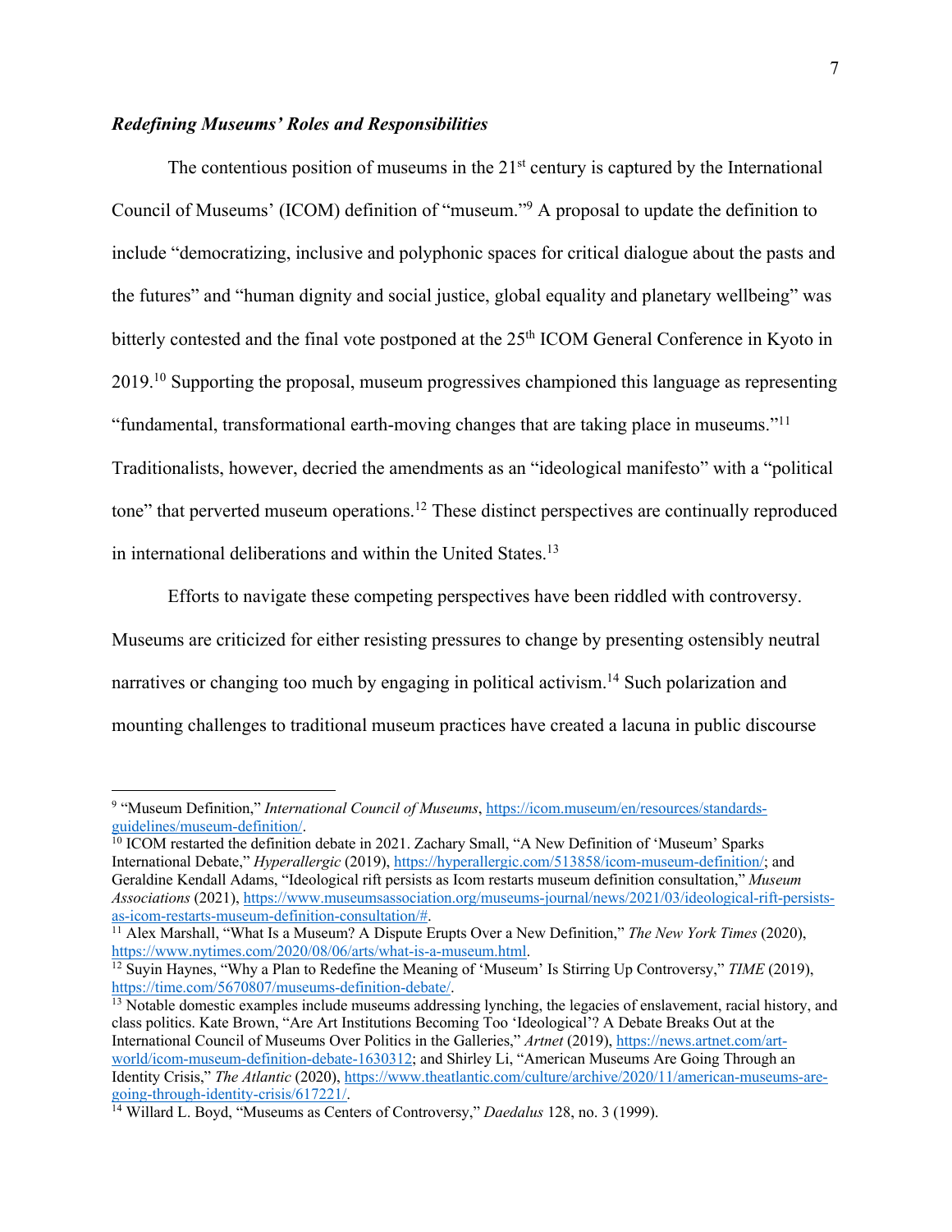### ***Redefining Museums' Roles and Responsibilities***

The contentious position of museums in the 21st century is captured by the International Council of Museums' (ICOM) definition of "museum."[9] A proposal to update the definition to include "democratizing, inclusive and polyphonic spaces for critical dialogue about the pasts and the futures" and "human dignity and social justice, global equality and planetary wellbeing" was bitterly contested and the final vote postponed at the 25th ICOM General Conference in Kyoto in 2019.[10] Supporting the proposal, museum progressives championed this language as representing "fundamental, transformational earth-moving changes that are taking place in museums."[11] Traditionalists, however, decried the amendments as an "ideological manifesto" with a "political tone" that perverted museum operations.[12] These distinct perspectives are continually reproduced in international deliberations and within the United States.[13]

Efforts to navigate these competing perspectives have been riddled with controversy. Museums are criticized for either resisting pressures to change by presenting ostensibly neutral narratives or changing too much by engaging in political activism.[14] Such polarization and mounting challenges to traditional museum practices have created a lacuna in public discourse

---

[9] "Museum Definition," *International Council of Museums*, https://icom.museum/en/resources/standards-guidelines/museum-definition/.

[10] ICOM restarted the definition debate in 2021. Zachary Small, "A New Definition of 'Museum' Sparks International Debate," *Hyperallergic* (2019), https://hyperallergic.com/513858/icom-museum-definition/; and Geraldine Kendall Adams, "Ideological rift persists as Icom restarts museum definition consultation," *Museum Associations* (2021), https://www.museumsassociation.org/museums-journal/news/2021/03/ideological-rift-persists-as-icom-restarts-museum-definition-consultation/#.

[11] Alex Marshall, "What Is a Museum? A Dispute Erupts Over a New Definition," *The New York Times* (2020), https://www.nytimes.com/2020/08/06/arts/what-is-a-museum.html.

[12] Suyin Haynes, "Why a Plan to Redefine the Meaning of 'Museum' Is Stirring Up Controversy," *TIME* (2019), https://time.com/5670807/museums-definition-debate/.

[13] Notable domestic examples include museums addressing lynching, the legacies of enslavement, racial history, and class politics. Kate Brown, "Are Art Institutions Becoming Too 'Ideological'? A Debate Breaks Out at the International Council of Museums Over Politics in the Galleries," *Artnet* (2019), https://news.artnet.com/art-world/icom-museum-definition-debate-1630312; and Shirley Li, "American Museums Are Going Through an Identity Crisis," *The Atlantic* (2020), https://www.theatlantic.com/culture/archive/2020/11/american-museums-are-going-through-identity-crisis/617221/.

[14] Willard L. Boyd, "Museums as Centers of Controversy," *Daedalus* 128, no. 3 (1999).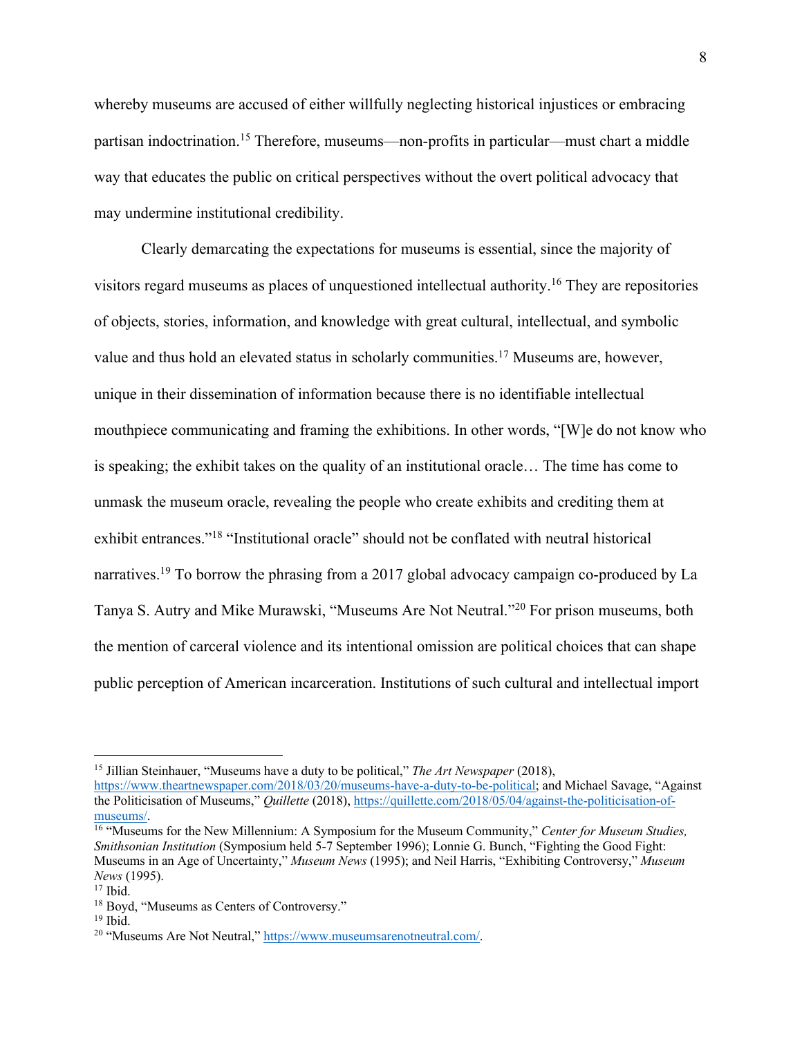whereby museums are accused of either willfully neglecting historical injustices or embracing partisan indoctrination.[15] Therefore, museums—non-profits in particular—must chart a middle way that educates the public on critical perspectives without the overt political advocacy that may undermine institutional credibility.

Clearly demarcating the expectations for museums is essential, since the majority of visitors regard museums as places of unquestioned intellectual authority.[16] They are repositories of objects, stories, information, and knowledge with great cultural, intellectual, and symbolic value and thus hold an elevated status in scholarly communities.[17] Museums are, however, unique in their dissemination of information because there is no identifiable intellectual mouthpiece communicating and framing the exhibitions. In other words, "[W]e do not know who is speaking; the exhibit takes on the quality of an institutional oracle… The time has come to unmask the museum oracle, revealing the people who create exhibits and crediting them at exhibit entrances."[18] "Institutional oracle" should not be conflated with neutral historical narratives.[19] To borrow the phrasing from a 2017 global advocacy campaign co-produced by La Tanya S. Autry and Mike Murawski, "Museums Are Not Neutral."[20] For prison museums, both the mention of carceral violence and its intentional omission are political choices that can shape public perception of American incarceration. Institutions of such cultural and intellectual import

---

[15] Jillian Steinhauer, "Museums have a duty to be political," *The Art Newspaper* (2018), https://www.theartnewspaper.com/2018/03/20/museums-have-a-duty-to-be-political; and Michael Savage, "Against the Politicisation of Museums," *Quillette* (2018), https://quillette.com/2018/05/04/against-the-politicisation-of-museums/.

[16] "Museums for the New Millennium: A Symposium for the Museum Community," *Center for Museum Studies, Smithsonian Institution* (Symposium held 5-7 September 1996); Lonnie G. Bunch, "Fighting the Good Fight: Museums in an Age of Uncertainty," *Museum News* (1995); and Neil Harris, "Exhibiting Controversy," *Museum News* (1995).

[17] Ibid.

[18] Boyd, "Museums as Centers of Controversy."

[19] Ibid.

[20] "Museums Are Not Neutral," https://www.museumsarenotneutral.com/.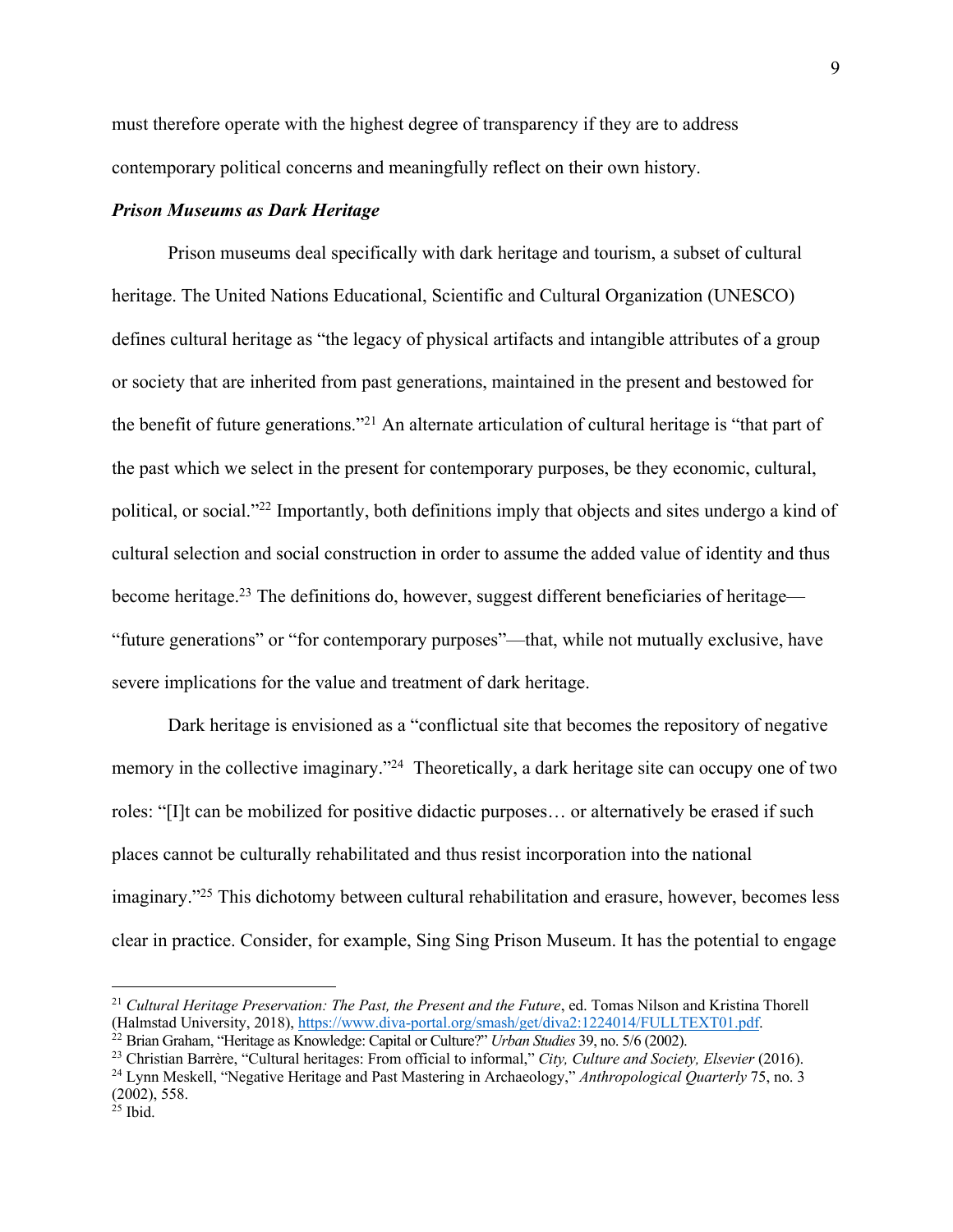must therefore operate with the highest degree of transparency if they are to address contemporary political concerns and meaningfully reflect on their own history.

***Prison Museums as Dark Heritage***

Prison museums deal specifically with dark heritage and tourism, a subset of cultural heritage. The United Nations Educational, Scientific and Cultural Organization (UNESCO) defines cultural heritage as "the legacy of physical artifacts and intangible attributes of a group or society that are inherited from past generations, maintained in the present and bestowed for the benefit of future generations."[21] An alternate articulation of cultural heritage is "that part of the past which we select in the present for contemporary purposes, be they economic, cultural, political, or social."[22] Importantly, both definitions imply that objects and sites undergo a kind of cultural selection and social construction in order to assume the added value of identity and thus become heritage.[23] The definitions do, however, suggest different beneficiaries of heritage—"future generations" or "for contemporary purposes"—that, while not mutually exclusive, have severe implications for the value and treatment of dark heritage.

Dark heritage is envisioned as a "conflictual site that becomes the repository of negative memory in the collective imaginary."[24] Theoretically, a dark heritage site can occupy one of two roles: "[I]t can be mobilized for positive didactic purposes… or alternatively be erased if such places cannot be culturally rehabilitated and thus resist incorporation into the national imaginary."[25] This dichotomy between cultural rehabilitation and erasure, however, becomes less clear in practice. Consider, for example, Sing Sing Prison Museum. It has the potential to engage

---

[21] *Cultural Heritage Preservation: The Past, the Present and the Future*, ed. Tomas Nilson and Kristina Thorell (Halmstad University, 2018), https://www.diva-portal.org/smash/get/diva2:1224014/FULLTEXT01.pdf.

[22] Brian Graham, "Heritage as Knowledge: Capital or Culture?" *Urban Studies* 39, no. 5/6 (2002).

[23] Christian Barrère, "Cultural heritages: From official to informal," *City, Culture and Society, Elsevier* (2016).

[24] Lynn Meskell, "Negative Heritage and Past Mastering in Archaeology," *Anthropological Quarterly* 75, no. 3 (2002), 558.

[25] Ibid.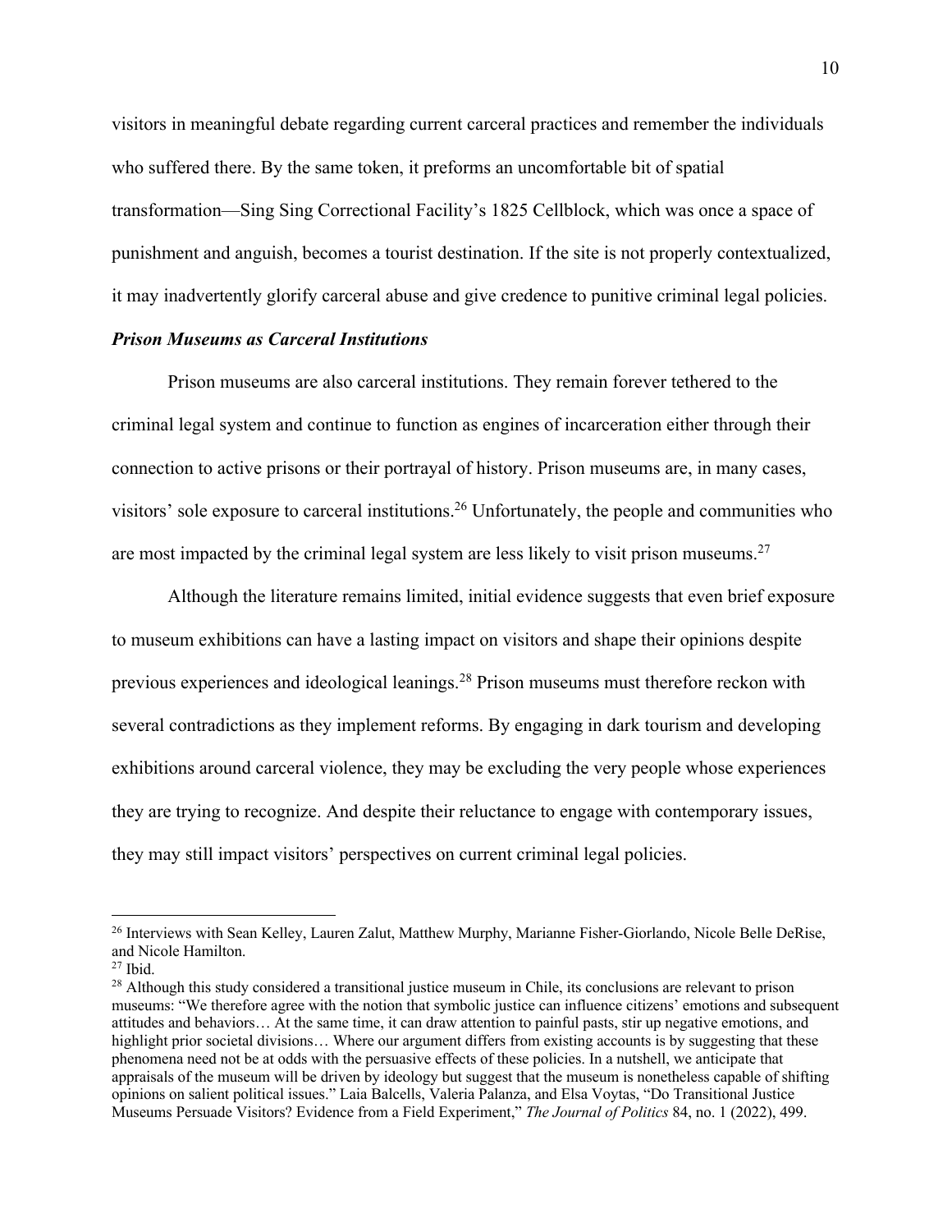visitors in meaningful debate regarding current carceral practices and remember the individuals who suffered there. By the same token, it preforms an uncomfortable bit of spatial transformation—Sing Sing Correctional Facility's 1825 Cellblock, which was once a space of punishment and anguish, becomes a tourist destination. If the site is not properly contextualized, it may inadvertently glorify carceral abuse and give credence to punitive criminal legal policies.

### ***Prison Museums as Carceral Institutions***

Prison museums are also carceral institutions. They remain forever tethered to the criminal legal system and continue to function as engines of incarceration either through their connection to active prisons or their portrayal of history. Prison museums are, in many cases, visitors' sole exposure to carceral institutions.[26] Unfortunately, the people and communities who are most impacted by the criminal legal system are less likely to visit prison museums.[27]

Although the literature remains limited, initial evidence suggests that even brief exposure to museum exhibitions can have a lasting impact on visitors and shape their opinions despite previous experiences and ideological leanings.[28] Prison museums must therefore reckon with several contradictions as they implement reforms. By engaging in dark tourism and developing exhibitions around carceral violence, they may be excluding the very people whose experiences they are trying to recognize. And despite their reluctance to engage with contemporary issues, they may still impact visitors' perspectives on current criminal legal policies.

---

[26] Interviews with Sean Kelley, Lauren Zalut, Matthew Murphy, Marianne Fisher-Giorlando, Nicole Belle DeRise, and Nicole Hamilton.

[27] Ibid.

[28] Although this study considered a transitional justice museum in Chile, its conclusions are relevant to prison museums: "We therefore agree with the notion that symbolic justice can influence citizens' emotions and subsequent attitudes and behaviors… At the same time, it can draw attention to painful pasts, stir up negative emotions, and highlight prior societal divisions… Where our argument differs from existing accounts is by suggesting that these phenomena need not be at odds with the persuasive effects of these policies. In a nutshell, we anticipate that appraisals of the museum will be driven by ideology but suggest that the museum is nonetheless capable of shifting opinions on salient political issues." Laia Balcells, Valeria Palanza, and Elsa Voytas, "Do Transitional Justice Museums Persuade Visitors? Evidence from a Field Experiment," *The Journal of Politics* 84, no. 1 (2022), 499.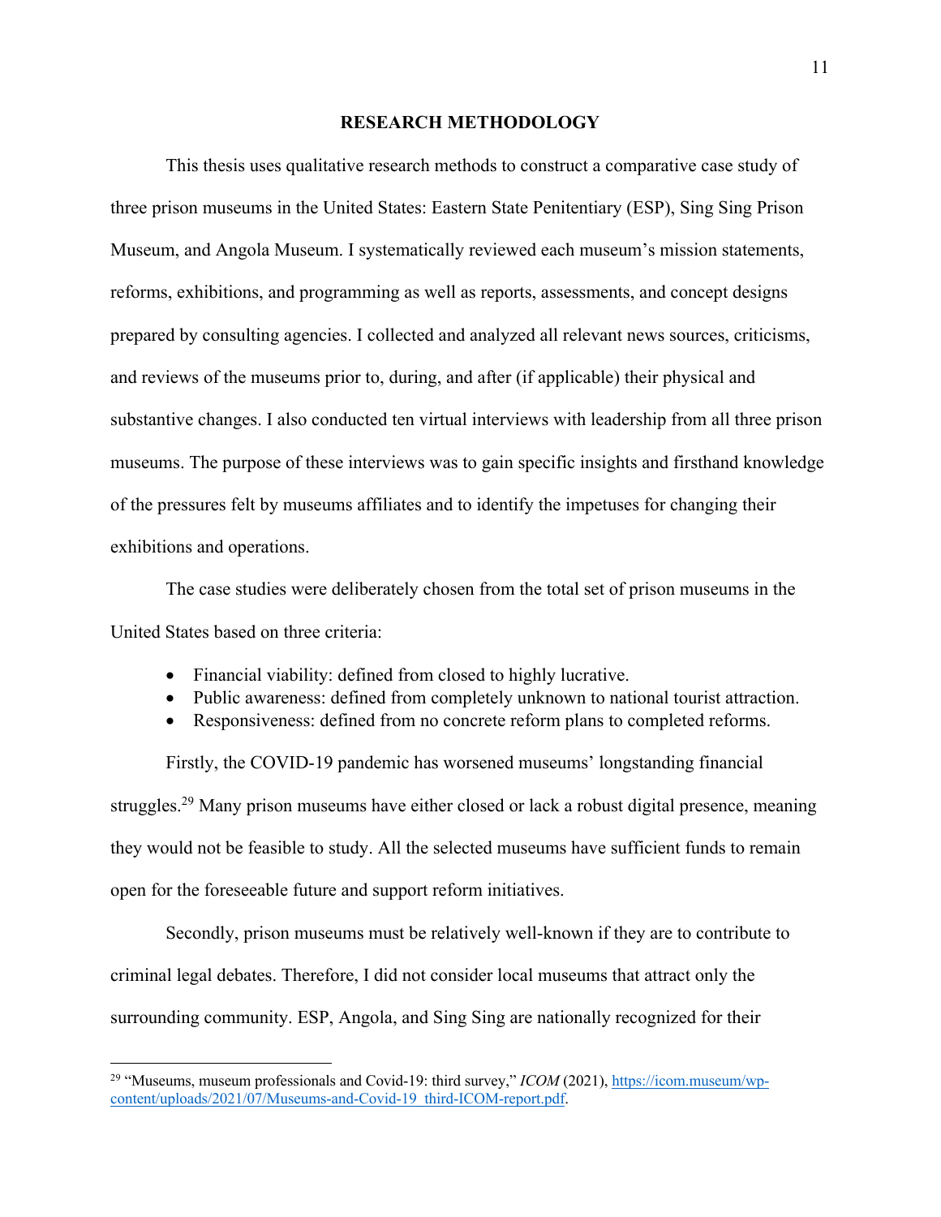## RESEARCH METHODOLOGY

This thesis uses qualitative research methods to construct a comparative case study of three prison museums in the United States: Eastern State Penitentiary (ESP), Sing Sing Prison Museum, and Angola Museum. I systematically reviewed each museum's mission statements, reforms, exhibitions, and programming as well as reports, assessments, and concept designs prepared by consulting agencies. I collected and analyzed all relevant news sources, criticisms, and reviews of the museums prior to, during, and after (if applicable) their physical and substantive changes. I also conducted ten virtual interviews with leadership from all three prison museums. The purpose of these interviews was to gain specific insights and firsthand knowledge of the pressures felt by museums affiliates and to identify the impetuses for changing their exhibitions and operations.

The case studies were deliberately chosen from the total set of prison museums in the United States based on three criteria:

- Financial viability: defined from closed to highly lucrative.
- Public awareness: defined from completely unknown to national tourist attraction.
- Responsiveness: defined from no concrete reform plans to completed reforms.

Firstly, the COVID-19 pandemic has worsened museums' longstanding financial struggles.[29] Many prison museums have either closed or lack a robust digital presence, meaning they would not be feasible to study. All the selected museums have sufficient funds to remain open for the foreseeable future and support reform initiatives.

Secondly, prison museums must be relatively well-known if they are to contribute to criminal legal debates. Therefore, I did not consider local museums that attract only the surrounding community. ESP, Angola, and Sing Sing are nationally recognized for their

---

[29] "Museums, museum professionals and Covid-19: third survey," *ICOM* (2021), https://icom.museum/wp-content/uploads/2021/07/Museums-and-Covid-19_third-ICOM-report.pdf.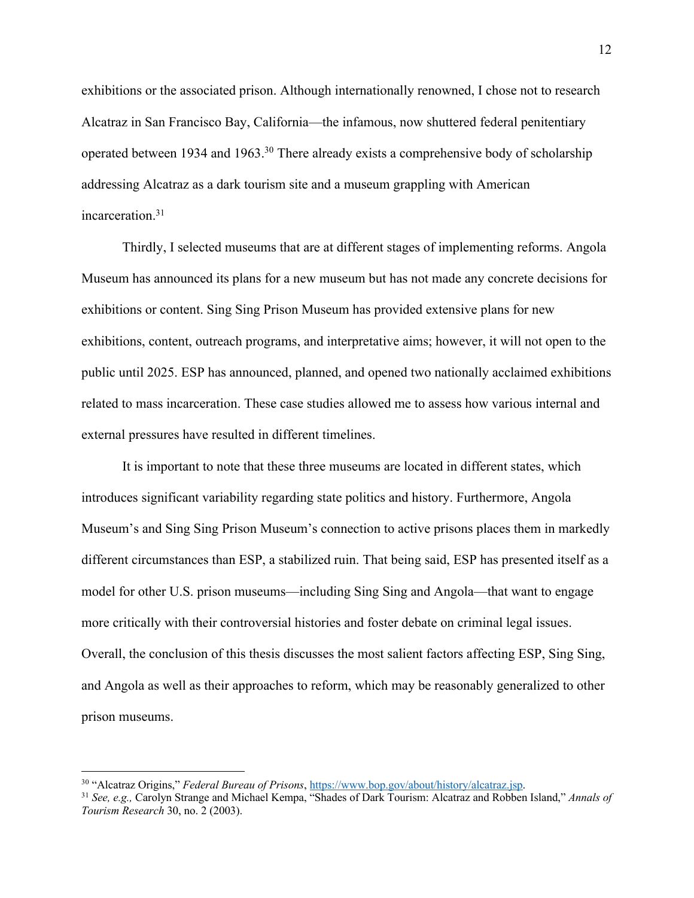exhibitions or the associated prison. Although internationally renowned, I chose not to research Alcatraz in San Francisco Bay, California—the infamous, now shuttered federal penitentiary operated between 1934 and 1963.[30] There already exists a comprehensive body of scholarship addressing Alcatraz as a dark tourism site and a museum grappling with American incarceration.[31]

Thirdly, I selected museums that are at different stages of implementing reforms. Angola Museum has announced its plans for a new museum but has not made any concrete decisions for exhibitions or content. Sing Sing Prison Museum has provided extensive plans for new exhibitions, content, outreach programs, and interpretative aims; however, it will not open to the public until 2025. ESP has announced, planned, and opened two nationally acclaimed exhibitions related to mass incarceration. These case studies allowed me to assess how various internal and external pressures have resulted in different timelines.

It is important to note that these three museums are located in different states, which introduces significant variability regarding state politics and history. Furthermore, Angola Museum's and Sing Sing Prison Museum's connection to active prisons places them in markedly different circumstances than ESP, a stabilized ruin. That being said, ESP has presented itself as a model for other U.S. prison museums—including Sing Sing and Angola—that want to engage more critically with their controversial histories and foster debate on criminal legal issues. Overall, the conclusion of this thesis discusses the most salient factors affecting ESP, Sing Sing, and Angola as well as their approaches to reform, which may be reasonably generalized to other prison museums.

---

[30] "Alcatraz Origins," *Federal Bureau of Prisons*, https://www.bop.gov/about/history/alcatraz.jsp.

[31] *See, e.g.,* Carolyn Strange and Michael Kempa, "Shades of Dark Tourism: Alcatraz and Robben Island," *Annals of Tourism Research* 30, no. 2 (2003).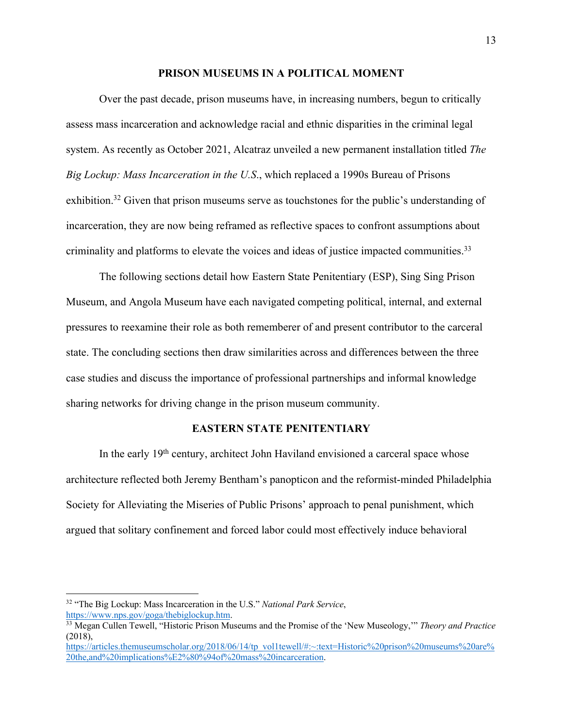## PRISON MUSEUMS IN A POLITICAL MOMENT

Over the past decade, prison museums have, in increasing numbers, begun to critically assess mass incarceration and acknowledge racial and ethnic disparities in the criminal legal system. As recently as October 2021, Alcatraz unveiled a new permanent installation titled *The Big Lockup: Mass Incarceration in the U.S.*, which replaced a 1990s Bureau of Prisons exhibition.[32] Given that prison museums serve as touchstones for the public's understanding of incarceration, they are now being reframed as reflective spaces to confront assumptions about criminality and platforms to elevate the voices and ideas of justice impacted communities.[33]

The following sections detail how Eastern State Penitentiary (ESP), Sing Sing Prison Museum, and Angola Museum have each navigated competing political, internal, and external pressures to reexamine their role as both rememberer of and present contributor to the carceral state. The concluding sections then draw similarities across and differences between the three case studies and discuss the importance of professional partnerships and informal knowledge sharing networks for driving change in the prison museum community.

## EASTERN STATE PENITENTIARY

In the early 19th century, architect John Haviland envisioned a carceral space whose architecture reflected both Jeremy Bentham's panopticon and the reformist-minded Philadelphia Society for Alleviating the Miseries of Public Prisons' approach to penal punishment, which argued that solitary confinement and forced labor could most effectively induce behavioral

---

[32] "The Big Lockup: Mass Incarceration in the U.S." *National Park Service*, https://www.nps.gov/goga/thebiglockup.htm.

[33] Megan Cullen Tewell, "Historic Prison Museums and the Promise of the 'New Museology,'" *Theory and Practice* (2018), https://articles.themuseumscholar.org/2018/06/14/tp_vol1tewell/#:~:text=Historic%20prison%20museums%20are%20the,and%20implications%E2%80%94of%20mass%20incarceration.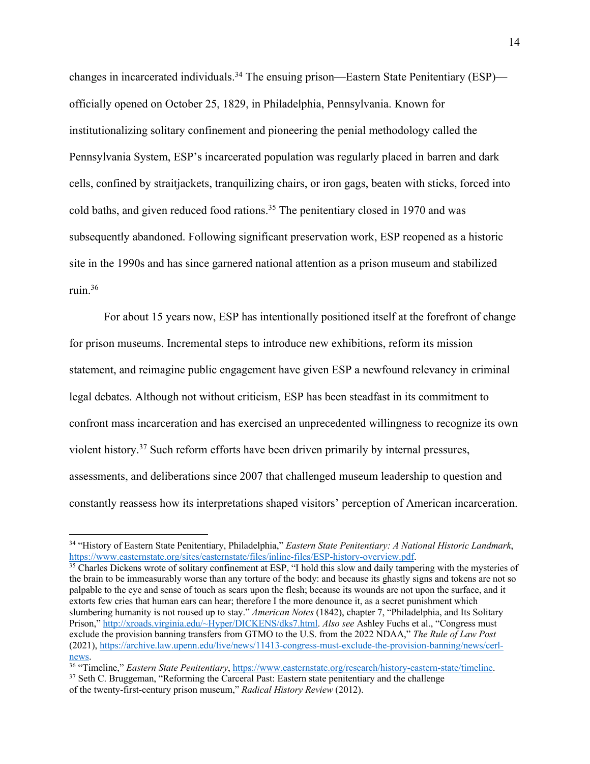changes in incarcerated individuals.[34] The ensuing prison—Eastern State Penitentiary (ESP)—officially opened on October 25, 1829, in Philadelphia, Pennsylvania. Known for institutionalizing solitary confinement and pioneering the penial methodology called the Pennsylvania System, ESP's incarcerated population was regularly placed in barren and dark cells, confined by straitjackets, tranquilizing chairs, or iron gags, beaten with sticks, forced into cold baths, and given reduced food rations.[35] The penitentiary closed in 1970 and was subsequently abandoned. Following significant preservation work, ESP reopened as a historic site in the 1990s and has since garnered national attention as a prison museum and stabilized ruin.[36]

For about 15 years now, ESP has intentionally positioned itself at the forefront of change for prison museums. Incremental steps to introduce new exhibitions, reform its mission statement, and reimagine public engagement have given ESP a newfound relevancy in criminal legal debates. Although not without criticism, ESP has been steadfast in its commitment to confront mass incarceration and has exercised an unprecedented willingness to recognize its own violent history.[37] Such reform efforts have been driven primarily by internal pressures, assessments, and deliberations since 2007 that challenged museum leadership to question and constantly reassess how its interpretations shaped visitors' perception of American incarceration.

---

[34] "History of Eastern State Penitentiary, Philadelphia," *Eastern State Penitentiary: A National Historic Landmark*, https://www.easternstate.org/sites/easternstate/files/inline-files/ESP-history-overview.pdf.

[35] Charles Dickens wrote of solitary confinement at ESP, "I hold this slow and daily tampering with the mysteries of the brain to be immeasurably worse than any torture of the body: and because its ghastly signs and tokens are not so palpable to the eye and sense of touch as scars upon the flesh; because its wounds are not upon the surface, and it extorts few cries that human ears can hear; therefore I the more denounce it, as a secret punishment which slumbering humanity is not roused up to stay." *American Notes* (1842), chapter 7, "Philadelphia, and Its Solitary Prison," http://xroads.virginia.edu/~Hyper/DICKENS/dks7.html. *Also see* Ashley Fuchs et al., "Congress must exclude the provision banning transfers from GTMO to the U.S. from the 2022 NDAA," *The Rule of Law Post* (2021), https://archive.law.upenn.edu/live/news/11413-congress-must-exclude-the-provision-banning/news/cerl-news.

[36] "Timeline," *Eastern State Penitentiary*, https://www.easternstate.org/research/history-eastern-state/timeline.

[37] Seth C. Bruggeman, "Reforming the Carceral Past: Eastern state penitentiary and the challenge of the twenty-first-century prison museum," *Radical History Review* (2012).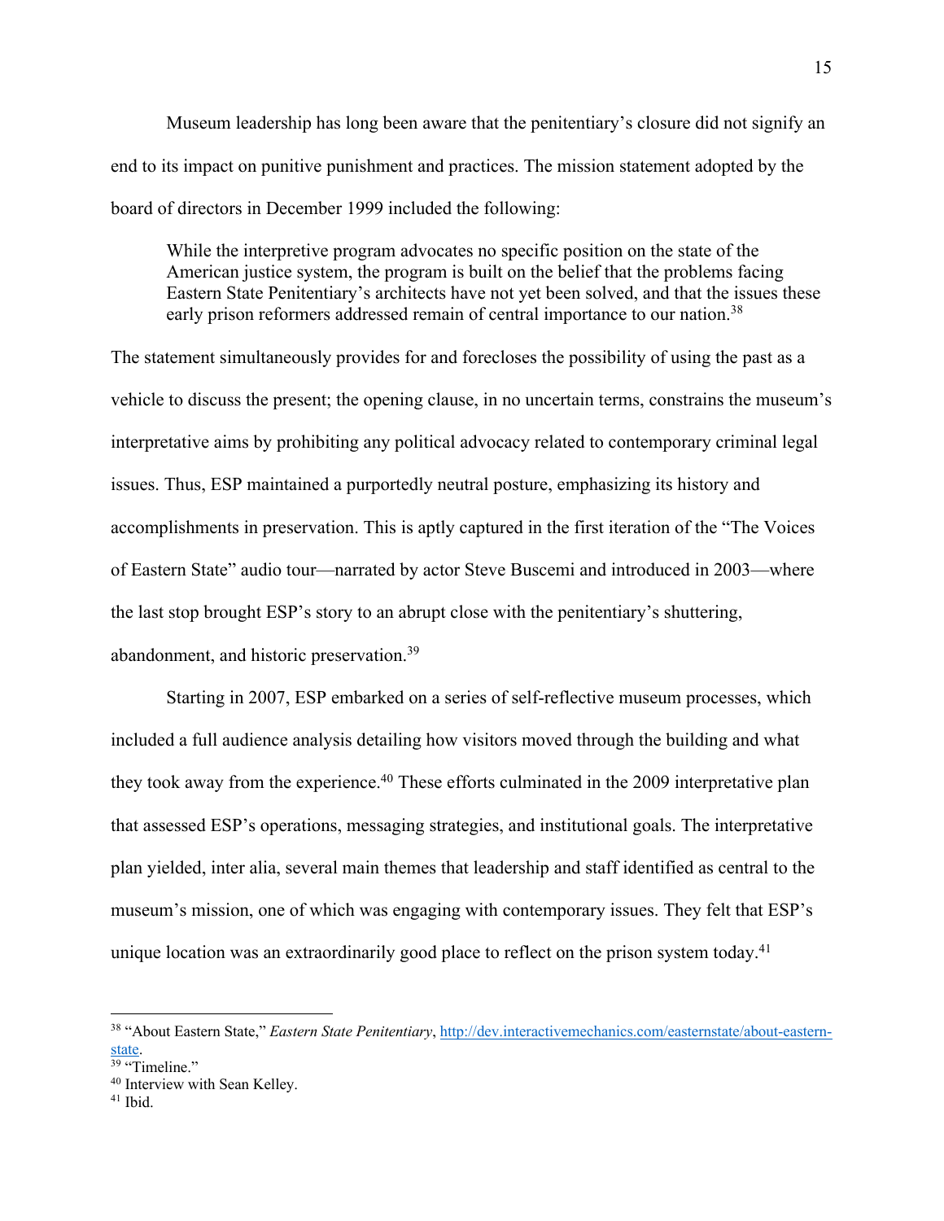Museum leadership has long been aware that the penitentiary's closure did not signify an end to its impact on punitive punishment and practices. The mission statement adopted by the board of directors in December 1999 included the following:

> While the interpretive program advocates no specific position on the state of the American justice system, the program is built on the belief that the problems facing Eastern State Penitentiary's architects have not yet been solved, and that the issues these early prison reformers addressed remain of central importance to our nation.[38]

The statement simultaneously provides for and forecloses the possibility of using the past as a vehicle to discuss the present; the opening clause, in no uncertain terms, constrains the museum's interpretative aims by prohibiting any political advocacy related to contemporary criminal legal issues. Thus, ESP maintained a purportedly neutral posture, emphasizing its history and accomplishments in preservation. This is aptly captured in the first iteration of the "The Voices of Eastern State" audio tour—narrated by actor Steve Buscemi and introduced in 2003—where the last stop brought ESP's story to an abrupt close with the penitentiary's shuttering, abandonment, and historic preservation.[39]

Starting in 2007, ESP embarked on a series of self-reflective museum processes, which included a full audience analysis detailing how visitors moved through the building and what they took away from the experience.[40] These efforts culminated in the 2009 interpretative plan that assessed ESP's operations, messaging strategies, and institutional goals. The interpretative plan yielded, inter alia, several main themes that leadership and staff identified as central to the museum's mission, one of which was engaging with contemporary issues. They felt that ESP's unique location was an extraordinarily good place to reflect on the prison system today.[41]

---

[38] "About Eastern State," *Eastern State Penitentiary*, [http://dev.interactivemechanics.com/easternstate/about-eastern-state](http://dev.interactivemechanics.com/easternstate/about-eastern-state).
[39] "Timeline."
[40] Interview with Sean Kelley.
[41] Ibid.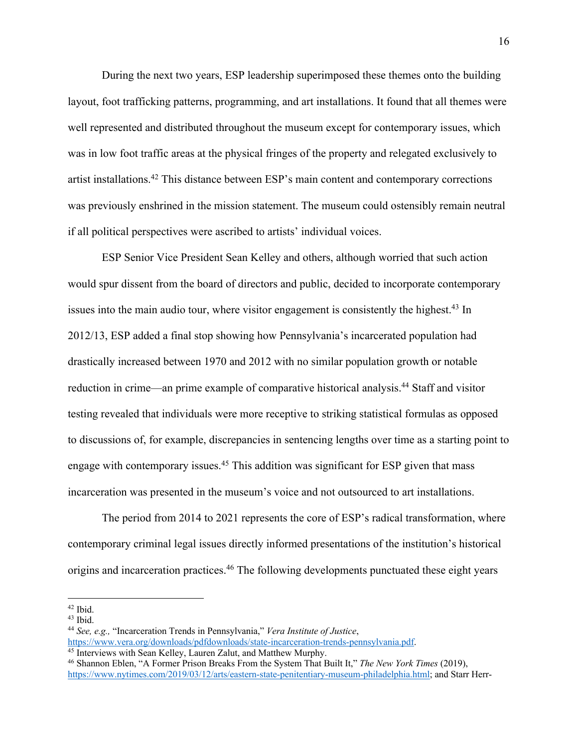During the next two years, ESP leadership superimposed these themes onto the building layout, foot trafficking patterns, programming, and art installations. It found that all themes were well represented and distributed throughout the museum except for contemporary issues, which was in low foot traffic areas at the physical fringes of the property and relegated exclusively to artist installations.[42] This distance between ESP's main content and contemporary corrections was previously enshrined in the mission statement. The museum could ostensibly remain neutral if all political perspectives were ascribed to artists' individual voices.

ESP Senior Vice President Sean Kelley and others, although worried that such action would spur dissent from the board of directors and public, decided to incorporate contemporary issues into the main audio tour, where visitor engagement is consistently the highest.[43] In 2012/13, ESP added a final stop showing how Pennsylvania's incarcerated population had drastically increased between 1970 and 2012 with no similar population growth or notable reduction in crime—an prime example of comparative historical analysis.[44] Staff and visitor testing revealed that individuals were more receptive to striking statistical formulas as opposed to discussions of, for example, discrepancies in sentencing lengths over time as a starting point to engage with contemporary issues.[45] This addition was significant for ESP given that mass incarceration was presented in the museum's voice and not outsourced to art installations.

The period from 2014 to 2021 represents the core of ESP's radical transformation, where contemporary criminal legal issues directly informed presentations of the institution's historical origins and incarceration practices.[46] The following developments punctuated these eight years

---

[42] Ibid.

[43] Ibid.

[44] *See, e.g.,* "Incarceration Trends in Pennsylvania," *Vera Institute of Justice*, https://www.vera.org/downloads/pdfdownloads/state-incarceration-trends-pennsylvania.pdf.

[45] Interviews with Sean Kelley, Lauren Zalut, and Matthew Murphy.

[46] Shannon Eblen, "A Former Prison Breaks From the System That Built It," *The New York Times* (2019), https://www.nytimes.com/2019/03/12/arts/eastern-state-penitentiary-museum-philadelphia.html; and Starr Herr-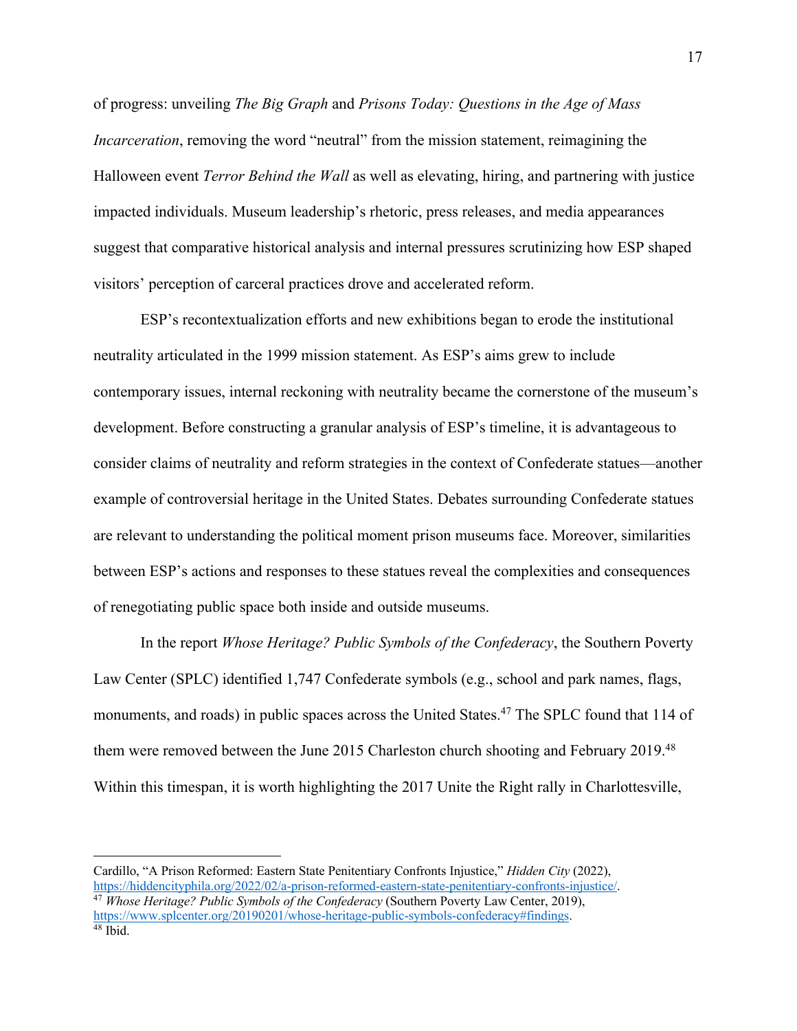of progress: unveiling *The Big Graph* and *Prisons Today: Questions in the Age of Mass Incarceration*, removing the word "neutral" from the mission statement, reimagining the Halloween event *Terror Behind the Wall* as well as elevating, hiring, and partnering with justice impacted individuals. Museum leadership's rhetoric, press releases, and media appearances suggest that comparative historical analysis and internal pressures scrutinizing how ESP shaped visitors' perception of carceral practices drove and accelerated reform.

ESP's recontextualization efforts and new exhibitions began to erode the institutional neutrality articulated in the 1999 mission statement. As ESP's aims grew to include contemporary issues, internal reckoning with neutrality became the cornerstone of the museum's development. Before constructing a granular analysis of ESP's timeline, it is advantageous to consider claims of neutrality and reform strategies in the context of Confederate statues—another example of controversial heritage in the United States. Debates surrounding Confederate statues are relevant to understanding the political moment prison museums face. Moreover, similarities between ESP's actions and responses to these statues reveal the complexities and consequences of renegotiating public space both inside and outside museums.

In the report *Whose Heritage? Public Symbols of the Confederacy*, the Southern Poverty Law Center (SPLC) identified 1,747 Confederate symbols (e.g., school and park names, flags, monuments, and roads) in public spaces across the United States.[47] The SPLC found that 114 of them were removed between the June 2015 Charleston church shooting and February 2019.[48] Within this timespan, it is worth highlighting the 2017 Unite the Right rally in Charlottesville,

---

Cardillo, "A Prison Reformed: Eastern State Penitentiary Confronts Injustice," *Hidden City* (2022), https://hiddencityphila.org/2022/02/a-prison-reformed-eastern-state-penitentiary-confronts-injustice/.

[47] *Whose Heritage? Public Symbols of the Confederacy* (Southern Poverty Law Center, 2019), https://www.splcenter.org/20190201/whose-heritage-public-symbols-confederacy#findings.

[48] Ibid.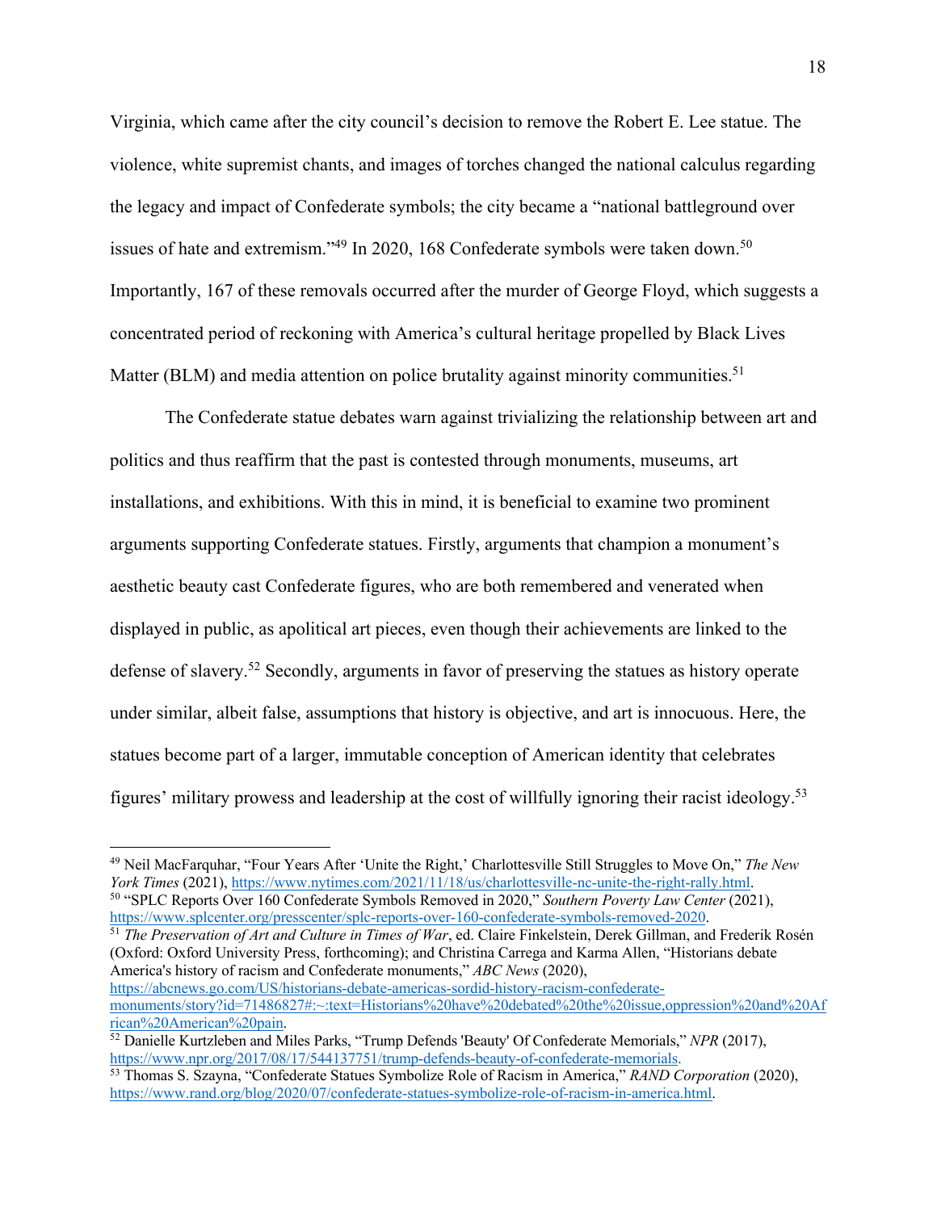Virginia, which came after the city council's decision to remove the Robert E. Lee statue. The violence, white supremist chants, and images of torches changed the national calculus regarding the legacy and impact of Confederate symbols; the city became a "national battleground over issues of hate and extremism."[49] In 2020, 168 Confederate symbols were taken down.[50] Importantly, 167 of these removals occurred after the murder of George Floyd, which suggests a concentrated period of reckoning with America's cultural heritage propelled by Black Lives Matter (BLM) and media attention on police brutality against minority communities.[51]

The Confederate statue debates warn against trivializing the relationship between art and politics and thus reaffirm that the past is contested through monuments, museums, art installations, and exhibitions. With this in mind, it is beneficial to examine two prominent arguments supporting Confederate statues. Firstly, arguments that champion a monument's aesthetic beauty cast Confederate figures, who are both remembered and venerated when displayed in public, as apolitical art pieces, even though their achievements are linked to the defense of slavery.[52] Secondly, arguments in favor of preserving the statues as history operate under similar, albeit false, assumptions that history is objective, and art is innocuous. Here, the statues become part of a larger, immutable conception of American identity that celebrates figures' military prowess and leadership at the cost of willfully ignoring their racist ideology.[53]

---

[49] Neil MacFarquhar, "Four Years After 'Unite the Right,' Charlottesville Still Struggles to Move On," *The New York Times* (2021), https://www.nytimes.com/2021/11/18/us/charlottesville-nc-unite-the-right-rally.html.

[50] "SPLC Reports Over 160 Confederate Symbols Removed in 2020," *Southern Poverty Law Center* (2021), https://www.splcenter.org/presscenter/splc-reports-over-160-confederate-symbols-removed-2020.

[51] *The Preservation of Art and Culture in Times of War*, ed. Claire Finkelstein, Derek Gillman, and Frederik Rosén (Oxford: Oxford University Press, forthcoming); and Christina Carrega and Karma Allen, "Historians debate America's history of racism and Confederate monuments," *ABC News* (2020), https://abcnews.go.com/US/historians-debate-americas-sordid-history-racism-confederate-monuments/story?id=71486827#:~:text=Historians%20have%20debated%20the%20issue,oppression%20and%20African%20American%20pain.

[52] Danielle Kurtzleben and Miles Parks, "Trump Defends 'Beauty' Of Confederate Memorials," *NPR* (2017), https://www.npr.org/2017/08/17/544137751/trump-defends-beauty-of-confederate-memorials.

[53] Thomas S. Szayna, "Confederate Statues Symbolize Role of Racism in America," *RAND Corporation* (2020), https://www.rand.org/blog/2020/07/confederate-statues-symbolize-role-of-racism-in-america.html.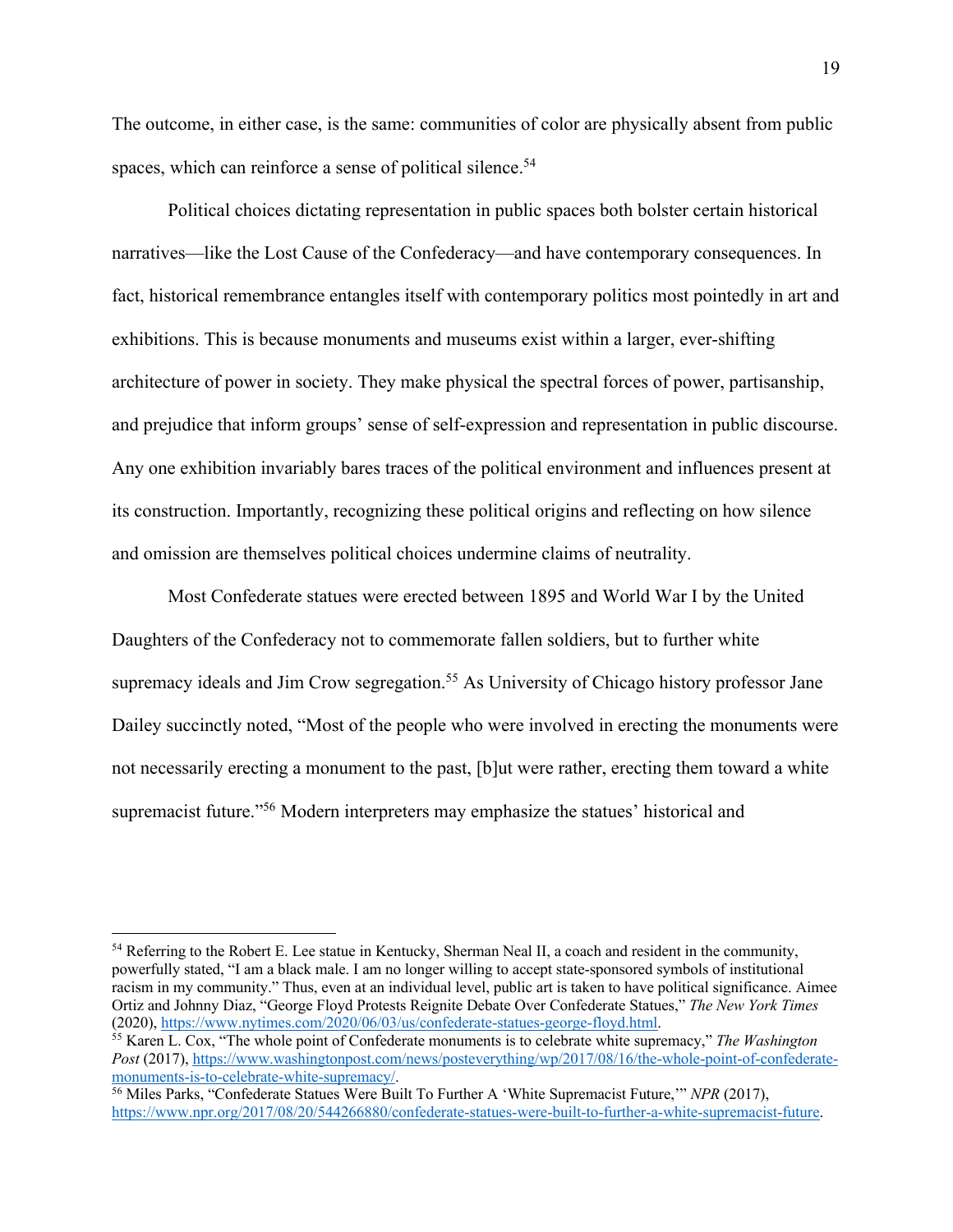The outcome, in either case, is the same: communities of color are physically absent from public spaces, which can reinforce a sense of political silence.[54]

Political choices dictating representation in public spaces both bolster certain historical narratives—like the Lost Cause of the Confederacy—and have contemporary consequences. In fact, historical remembrance entangles itself with contemporary politics most pointedly in art and exhibitions. This is because monuments and museums exist within a larger, ever-shifting architecture of power in society. They make physical the spectral forces of power, partisanship, and prejudice that inform groups' sense of self-expression and representation in public discourse. Any one exhibition invariably bares traces of the political environment and influences present at its construction. Importantly, recognizing these political origins and reflecting on how silence and omission are themselves political choices undermine claims of neutrality.

Most Confederate statues were erected between 1895 and World War I by the United Daughters of the Confederacy not to commemorate fallen soldiers, but to further white supremacy ideals and Jim Crow segregation.[55] As University of Chicago history professor Jane Dailey succinctly noted, "Most of the people who were involved in erecting the monuments were not necessarily erecting a monument to the past, [b]ut were rather, erecting them toward a white supremacist future."[56] Modern interpreters may emphasize the statues' historical and

---

[54] Referring to the Robert E. Lee statue in Kentucky, Sherman Neal II, a coach and resident in the community, powerfully stated, "I am a black male. I am no longer willing to accept state-sponsored symbols of institutional racism in my community." Thus, even at an individual level, public art is taken to have political significance. Aimee Ortiz and Johnny Diaz, "George Floyd Protests Reignite Debate Over Confederate Statues," *The New York Times* (2020), https://www.nytimes.com/2020/06/03/us/confederate-statues-george-floyd.html.

[55] Karen L. Cox, "The whole point of Confederate monuments is to celebrate white supremacy," *The Washington Post* (2017), https://www.washingtonpost.com/news/posteverything/wp/2017/08/16/the-whole-point-of-confederate-monuments-is-to-celebrate-white-supremacy/.

[56] Miles Parks, "Confederate Statues Were Built To Further A 'White Supremacist Future,'" *NPR* (2017), https://www.npr.org/2017/08/20/544266880/confederate-statues-were-built-to-further-a-white-supremacist-future.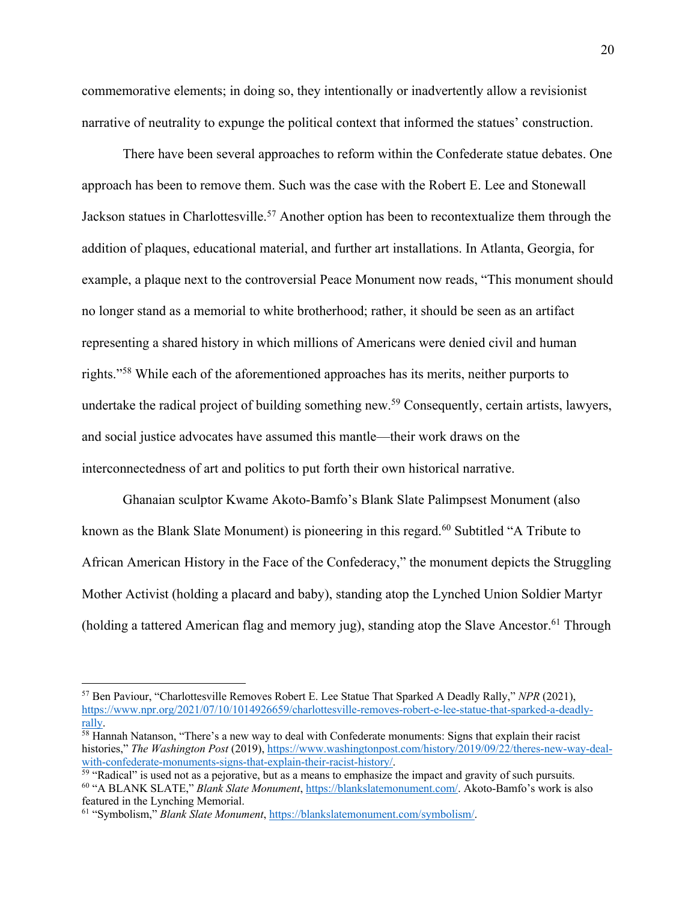commemorative elements; in doing so, they intentionally or inadvertently allow a revisionist narrative of neutrality to expunge the political context that informed the statues' construction.

There have been several approaches to reform within the Confederate statue debates. One approach has been to remove them. Such was the case with the Robert E. Lee and Stonewall Jackson statues in Charlottesville.[57] Another option has been to recontextualize them through the addition of plaques, educational material, and further art installations. In Atlanta, Georgia, for example, a plaque next to the controversial Peace Monument now reads, "This monument should no longer stand as a memorial to white brotherhood; rather, it should be seen as an artifact representing a shared history in which millions of Americans were denied civil and human rights."[58] While each of the aforementioned approaches has its merits, neither purports to undertake the radical project of building something new.[59] Consequently, certain artists, lawyers, and social justice advocates have assumed this mantle—their work draws on the interconnectedness of art and politics to put forth their own historical narrative.

Ghanaian sculptor Kwame Akoto-Bamfo's Blank Slate Palimpsest Monument (also known as the Blank Slate Monument) is pioneering in this regard.[60] Subtitled "A Tribute to African American History in the Face of the Confederacy," the monument depicts the Struggling Mother Activist (holding a placard and baby), standing atop the Lynched Union Soldier Martyr (holding a tattered American flag and memory jug), standing atop the Slave Ancestor.[61] Through

---

[57] Ben Paviour, "Charlottesville Removes Robert E. Lee Statue That Sparked A Deadly Rally," *NPR* (2021), https://www.npr.org/2021/07/10/1014926659/charlottesville-removes-robert-e-lee-statue-that-sparked-a-deadly-rally.

[58] Hannah Natanson, "There's a new way to deal with Confederate monuments: Signs that explain their racist histories," *The Washington Post* (2019), https://www.washingtonpost.com/history/2019/09/22/theres-new-way-deal-with-confederate-monuments-signs-that-explain-their-racist-history/.

[59] "Radical" is used not as a pejorative, but as a means to emphasize the impact and gravity of such pursuits.

[60] "A BLANK SLATE," *Blank Slate Monument*, https://blankslatemonument.com/. Akoto-Bamfo's work is also featured in the Lynching Memorial.

[61] "Symbolism," *Blank Slate Monument*, https://blankslatemonument.com/symbolism/.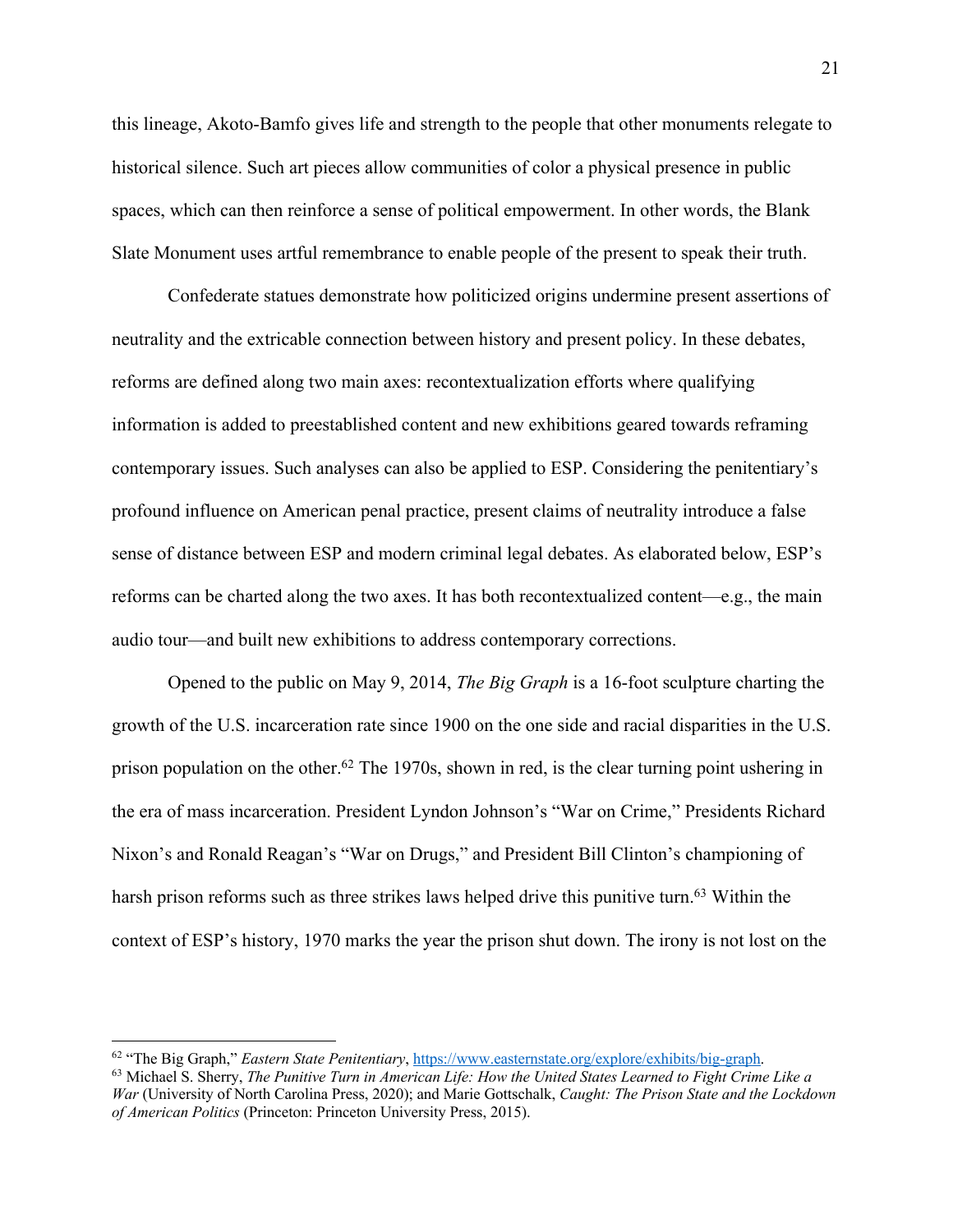this lineage, Akoto-Bamfo gives life and strength to the people that other monuments relegate to historical silence. Such art pieces allow communities of color a physical presence in public spaces, which can then reinforce a sense of political empowerment. In other words, the Blank Slate Monument uses artful remembrance to enable people of the present to speak their truth.

Confederate statues demonstrate how politicized origins undermine present assertions of neutrality and the extricable connection between history and present policy. In these debates, reforms are defined along two main axes: recontextualization efforts where qualifying information is added to preestablished content and new exhibitions geared towards reframing contemporary issues. Such analyses can also be applied to ESP. Considering the penitentiary's profound influence on American penal practice, present claims of neutrality introduce a false sense of distance between ESP and modern criminal legal debates. As elaborated below, ESP's reforms can be charted along the two axes. It has both recontextualized content—e.g., the main audio tour—and built new exhibitions to address contemporary corrections.

Opened to the public on May 9, 2014, *The Big Graph* is a 16-foot sculpture charting the growth of the U.S. incarceration rate since 1900 on the one side and racial disparities in the U.S. prison population on the other.[62] The 1970s, shown in red, is the clear turning point ushering in the era of mass incarceration. President Lyndon Johnson's "War on Crime," Presidents Richard Nixon's and Ronald Reagan's "War on Drugs," and President Bill Clinton's championing of harsh prison reforms such as three strikes laws helped drive this punitive turn.[63] Within the context of ESP's history, 1970 marks the year the prison shut down. The irony is not lost on the

---

[62] "The Big Graph," *Eastern State Penitentiary*, https://www.easternstate.org/explore/exhibits/big-graph.

[63] Michael S. Sherry, *The Punitive Turn in American Life: How the United States Learned to Fight Crime Like a War* (University of North Carolina Press, 2020); and Marie Gottschalk, *Caught: The Prison State and the Lockdown of American Politics* (Princeton: Princeton University Press, 2015).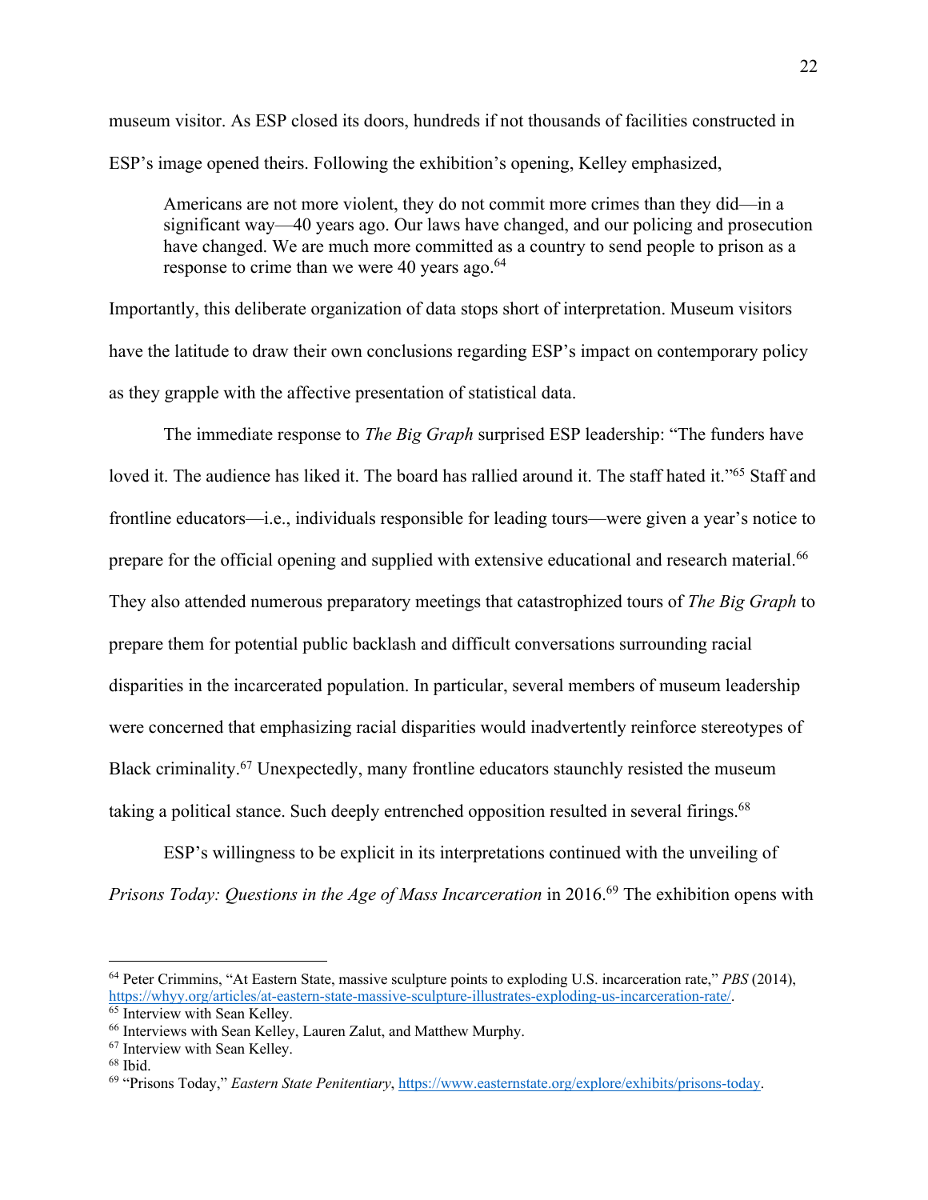museum visitor. As ESP closed its doors, hundreds if not thousands of facilities constructed in ESP's image opened theirs. Following the exhibition's opening, Kelley emphasized,

> Americans are not more violent, they do not commit more crimes than they did—in a significant way—40 years ago. Our laws have changed, and our policing and prosecution have changed. We are much more committed as a country to send people to prison as a response to crime than we were 40 years ago."[64]

Importantly, this deliberate organization of data stops short of interpretation. Museum visitors have the latitude to draw their own conclusions regarding ESP's impact on contemporary policy as they grapple with the affective presentation of statistical data.

The immediate response to *The Big Graph* surprised ESP leadership: "The funders have loved it. The audience has liked it. The board has rallied around it. The staff hated it."[65] Staff and frontline educators—i.e., individuals responsible for leading tours—were given a year's notice to prepare for the official opening and supplied with extensive educational and research material.[66] They also attended numerous preparatory meetings that catastrophized tours of *The Big Graph* to prepare them for potential public backlash and difficult conversations surrounding racial disparities in the incarcerated population. In particular, several members of museum leadership were concerned that emphasizing racial disparities would inadvertently reinforce stereotypes of Black criminality.[67] Unexpectedly, many frontline educators staunchly resisted the museum taking a political stance. Such deeply entrenched opposition resulted in several firings.[68]

ESP's willingness to be explicit in its interpretations continued with the unveiling of *Prisons Today: Questions in the Age of Mass Incarceration* in 2016.[69] The exhibition opens with

---

[64] Peter Crimmins, "At Eastern State, massive sculpture points to exploding U.S. incarceration rate," *PBS* (2014), https://whyy.org/articles/at-eastern-state-massive-sculpture-illustrates-exploding-us-incarceration-rate/.

[65] Interview with Sean Kelley.

[66] Interviews with Sean Kelley, Lauren Zalut, and Matthew Murphy.

[67] Interview with Sean Kelley.

[68] Ibid.

[69] "Prisons Today," *Eastern State Penitentiary*, https://www.easternstate.org/explore/exhibits/prisons-today.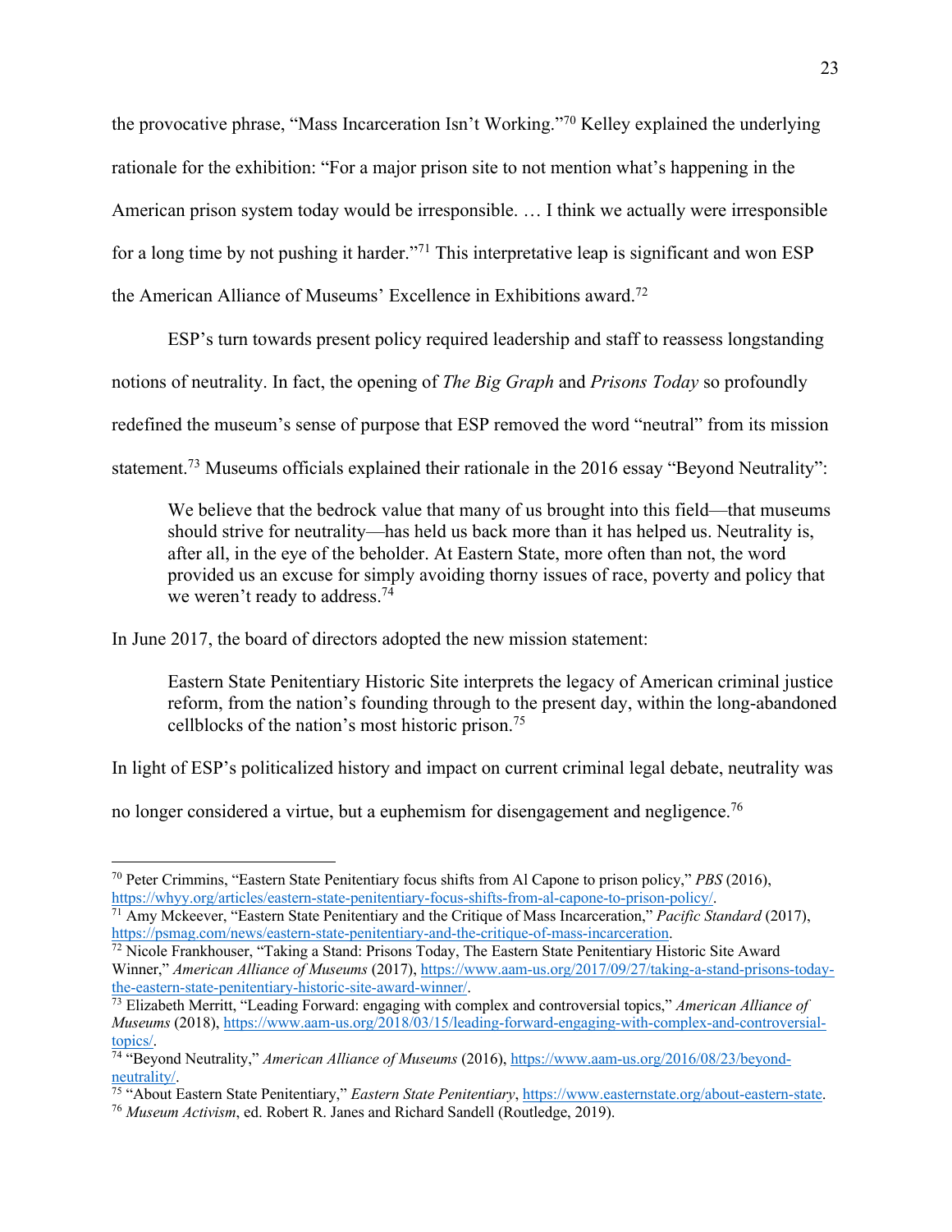the provocative phrase, "Mass Incarceration Isn't Working."[70] Kelley explained the underlying rationale for the exhibition: "For a major prison site to not mention what's happening in the American prison system today would be irresponsible. … I think we actually were irresponsible for a long time by not pushing it harder."[71] This interpretative leap is significant and won ESP the American Alliance of Museums' Excellence in Exhibitions award.[72]

ESP's turn towards present policy required leadership and staff to reassess longstanding notions of neutrality. In fact, the opening of *The Big Graph* and *Prisons Today* so profoundly redefined the museum's sense of purpose that ESP removed the word "neutral" from its mission statement.[73] Museums officials explained their rationale in the 2016 essay "Beyond Neutrality":

> We believe that the bedrock value that many of us brought into this field—that museums should strive for neutrality—has held us back more than it has helped us. Neutrality is, after all, in the eye of the beholder. At Eastern State, more often than not, the word provided us an excuse for simply avoiding thorny issues of race, poverty and policy that we weren't ready to address.[74]

In June 2017, the board of directors adopted the new mission statement:

> Eastern State Penitentiary Historic Site interprets the legacy of American criminal justice reform, from the nation's founding through to the present day, within the long-abandoned cellblocks of the nation's most historic prison.[75]

In light of ESP's politicized history and impact on current criminal legal debate, neutrality was no longer considered a virtue, but a euphemism for disengagement and negligence.[76]

---

[70] Peter Crimmins, "Eastern State Penitentiary focus shifts from Al Capone to prison policy," *PBS* (2016), https://whyy.org/articles/eastern-state-penitentiary-focus-shifts-from-al-capone-to-prison-policy/.

[71] Amy Mckeever, "Eastern State Penitentiary and the Critique of Mass Incarceration," *Pacific Standard* (2017), https://psmag.com/news/eastern-state-penitentiary-and-the-critique-of-mass-incarceration.

[72] Nicole Frankhouser, "Taking a Stand: Prisons Today, The Eastern State Penitentiary Historic Site Award Winner," *American Alliance of Museums* (2017), https://www.aam-us.org/2017/09/27/taking-a-stand-prisons-today-the-eastern-state-penitentiary-historic-site-award-winner/.

[73] Elizabeth Merritt, "Leading Forward: engaging with complex and controversial topics," *American Alliance of Museums* (2018), https://www.aam-us.org/2018/03/15/leading-forward-engaging-with-complex-and-controversial-topics/.

[74] "Beyond Neutrality," *American Alliance of Museums* (2016), https://www.aam-us.org/2016/08/23/beyond-neutrality/.

[75] "About Eastern State Penitentiary," *Eastern State Penitentiary*, https://www.easternstate.org/about-eastern-state.

[76] *Museum Activism*, ed. Robert R. Janes and Richard Sandell (Routledge, 2019).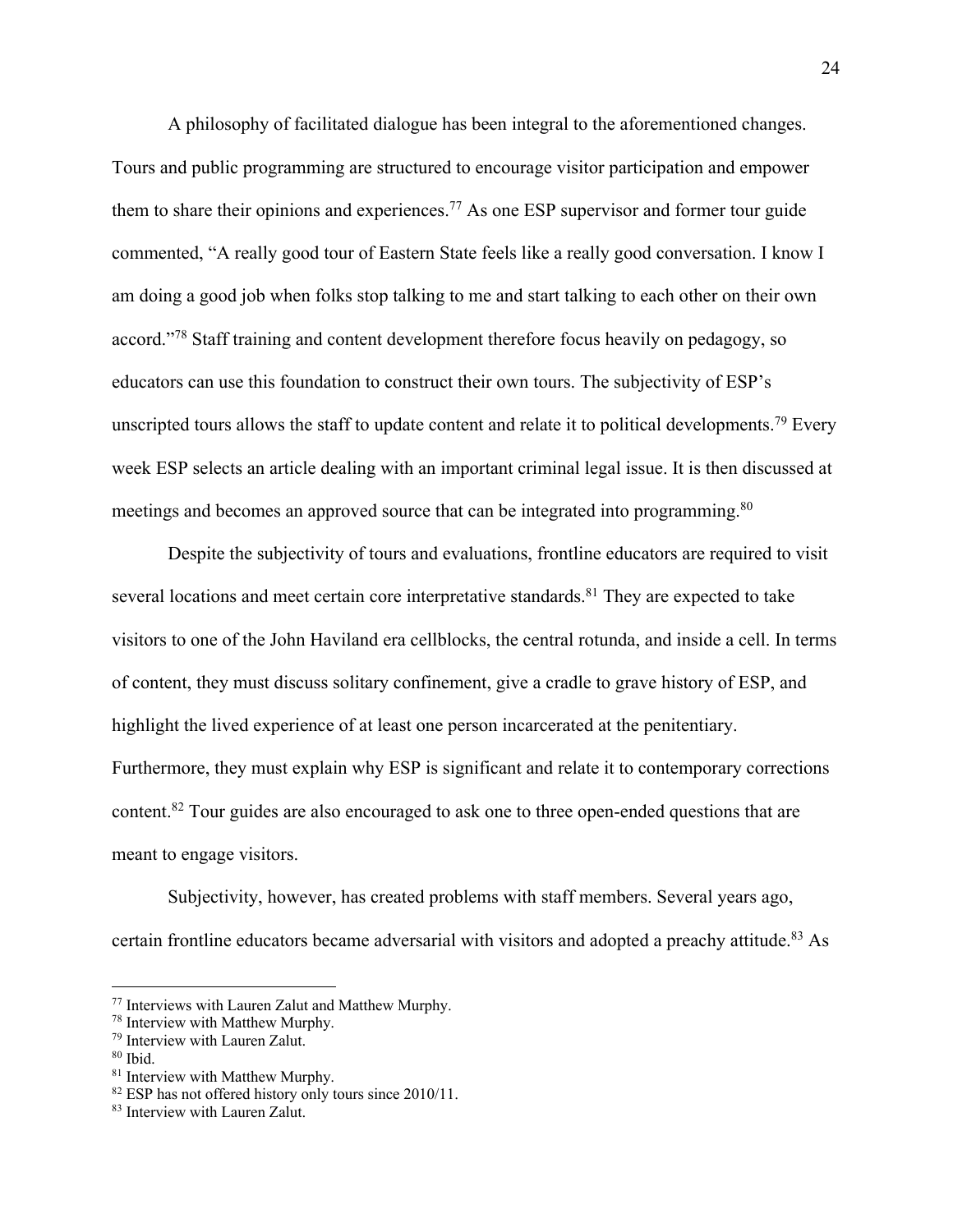A philosophy of facilitated dialogue has been integral to the aforementioned changes. Tours and public programming are structured to encourage visitor participation and empower them to share their opinions and experiences.[77] As one ESP supervisor and former tour guide commented, "A really good tour of Eastern State feels like a really good conversation. I know I am doing a good job when folks stop talking to me and start talking to each other on their own accord."[78] Staff training and content development therefore focus heavily on pedagogy, so educators can use this foundation to construct their own tours. The subjectivity of ESP's unscripted tours allows the staff to update content and relate it to political developments.[79] Every week ESP selects an article dealing with an important criminal legal issue. It is then discussed at meetings and becomes an approved source that can be integrated into programming.[80]

Despite the subjectivity of tours and evaluations, frontline educators are required to visit several locations and meet certain core interpretative standards.[81] They are expected to take visitors to one of the John Haviland era cellblocks, the central rotunda, and inside a cell. In terms of content, they must discuss solitary confinement, give a cradle to grave history of ESP, and highlight the lived experience of at least one person incarcerated at the penitentiary. Furthermore, they must explain why ESP is significant and relate it to contemporary corrections content.[82] Tour guides are also encouraged to ask one to three open-ended questions that are meant to engage visitors.

Subjectivity, however, has created problems with staff members. Several years ago, certain frontline educators became adversarial with visitors and adopted a preachy attitude.[83] As

---

[77] Interviews with Lauren Zalut and Matthew Murphy.
[78] Interview with Matthew Murphy.
[79] Interview with Lauren Zalut.
[80] Ibid.
[81] Interview with Matthew Murphy.
[82] ESP has not offered history only tours since 2010/11.
[83] Interview with Lauren Zalut.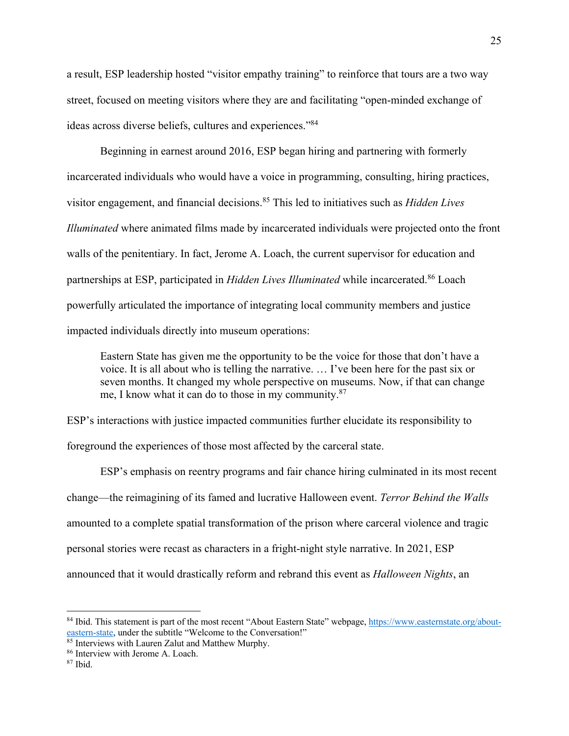a result, ESP leadership hosted "visitor empathy training" to reinforce that tours are a two way street, focused on meeting visitors where they are and facilitating "open-minded exchange of ideas across diverse beliefs, cultures and experiences."[84]

Beginning in earnest around 2016, ESP began hiring and partnering with formerly incarcerated individuals who would have a voice in programming, consulting, hiring practices, visitor engagement, and financial decisions.[85] This led to initiatives such as *Hidden Lives Illuminated* where animated films made by incarcerated individuals were projected onto the front walls of the penitentiary. In fact, Jerome A. Loach, the current supervisor for education and partnerships at ESP, participated in *Hidden Lives Illuminated* while incarcerated.[86] Loach powerfully articulated the importance of integrating local community members and justice impacted individuals directly into museum operations:

> Eastern State has given me the opportunity to be the voice for those that don't have a voice. It is all about who is telling the narrative. … I've been here for the past six or seven months. It changed my whole perspective on museums. Now, if that can change me, I know what it can do to those in my community.[87]

ESP's interactions with justice impacted communities further elucidate its responsibility to foreground the experiences of those most affected by the carceral state.

ESP's emphasis on reentry programs and fair chance hiring culminated in its most recent change—the reimagining of its famed and lucrative Halloween event. *Terror Behind the Walls* amounted to a complete spatial transformation of the prison where carceral violence and tragic personal stories were recast as characters in a fright-night style narrative. In 2021, ESP announced that it would drastically reform and rebrand this event as *Halloween Nights*, an

---

[84] Ibid. This statement is part of the most recent "About Eastern State" webpage, https://www.easternstate.org/about-eastern-state, under the subtitle "Welcome to the Conversation!"

[85] Interviews with Lauren Zalut and Matthew Murphy.

[86] Interview with Jerome A. Loach.

[87] Ibid.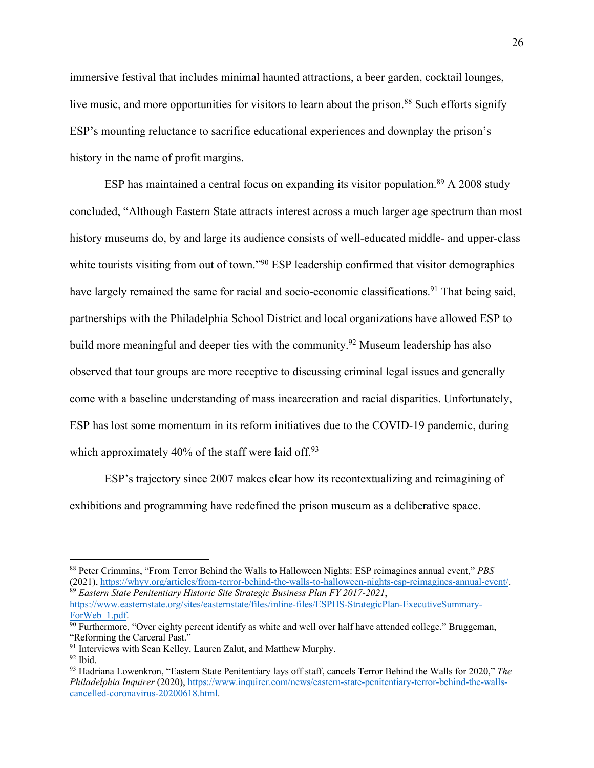immersive festival that includes minimal haunted attractions, a beer garden, cocktail lounges, live music, and more opportunities for visitors to learn about the prison.[88] Such efforts signify ESP's mounting reluctance to sacrifice educational experiences and downplay the prison's history in the name of profit margins.

ESP has maintained a central focus on expanding its visitor population.[89] A 2008 study concluded, "Although Eastern State attracts interest across a much larger age spectrum than most history museums do, by and large its audience consists of well-educated middle- and upper-class white tourists visiting from out of town."[90] ESP leadership confirmed that visitor demographics have largely remained the same for racial and socio-economic classifications.[91] That being said, partnerships with the Philadelphia School District and local organizations have allowed ESP to build more meaningful and deeper ties with the community.[92] Museum leadership has also observed that tour groups are more receptive to discussing criminal legal issues and generally come with a baseline understanding of mass incarceration and racial disparities. Unfortunately, ESP has lost some momentum in its reform initiatives due to the COVID-19 pandemic, during which approximately 40% of the staff were laid off.[93]

ESP's trajectory since 2007 makes clear how its recontextualizing and reimagining of exhibitions and programming have redefined the prison museum as a deliberative space.

---

[88] Peter Crimmins, "From Terror Behind the Walls to Halloween Nights: ESP reimagines annual event," *PBS* (2021), https://whyy.org/articles/from-terror-behind-the-walls-to-halloween-nights-esp-reimagines-annual-event/.

[89] *Eastern State Penitentiary Historic Site Strategic Business Plan FY 2017-2021*, https://www.easternstate.org/sites/easternstate/files/inline-files/ESPHS-StrategicPlan-ExecutiveSummary-ForWeb_1.pdf.

[90] Furthermore, "Over eighty percent identify as white and well over half have attended college." Bruggeman, "Reforming the Carceral Past."

[91] Interviews with Sean Kelley, Lauren Zalut, and Matthew Murphy.

[92] Ibid.

[93] Hadriana Lowenkron, "Eastern State Penitentiary lays off staff, cancels Terror Behind the Walls for 2020," *The Philadelphia Inquirer* (2020), https://www.inquirer.com/news/eastern-state-penitentiary-terror-behind-the-walls-cancelled-coronavirus-20200618.html.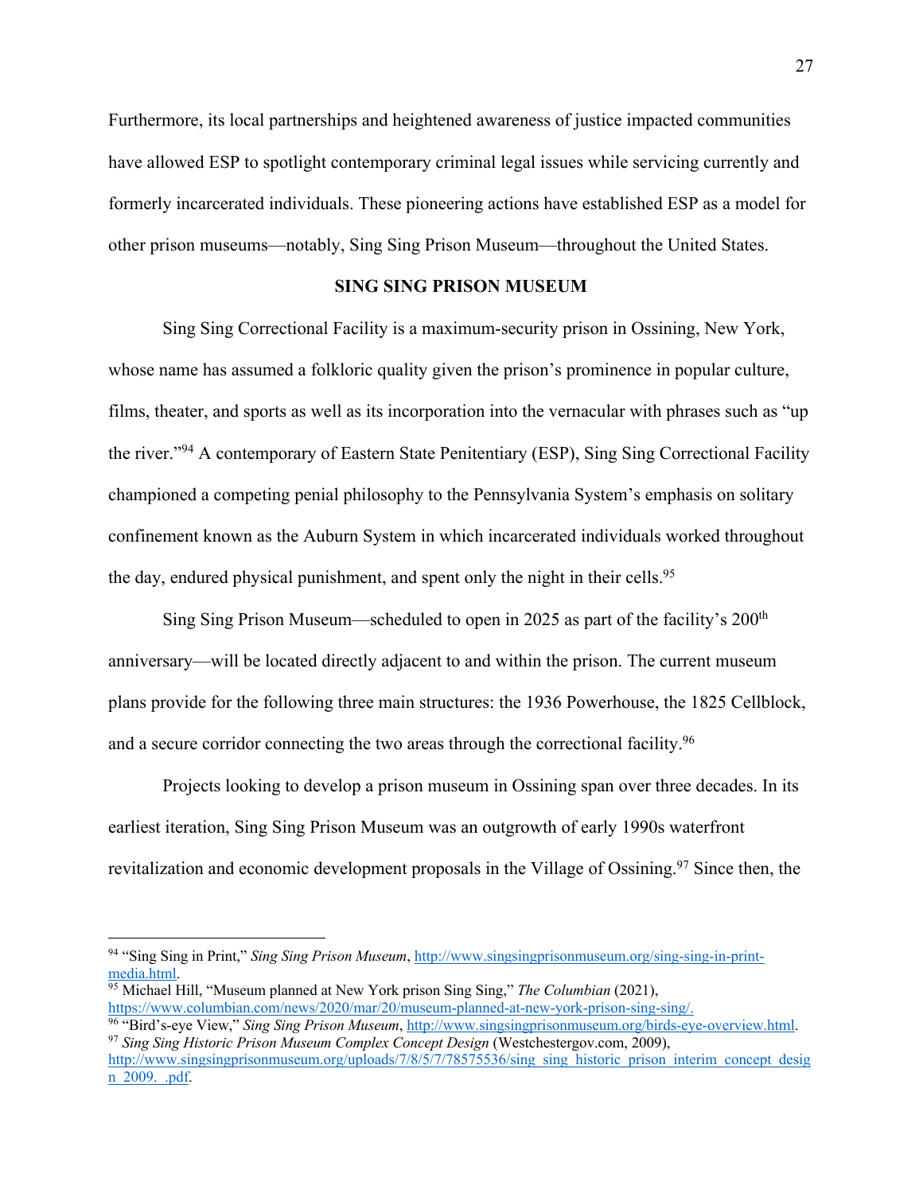Furthermore, its local partnerships and heightened awareness of justice impacted communities have allowed ESP to spotlight contemporary criminal legal issues while servicing currently and formerly incarcerated individuals. These pioneering actions have established ESP as a model for other prison museums—notably, Sing Sing Prison Museum—throughout the United States.

## SING SING PRISON MUSEUM

Sing Sing Correctional Facility is a maximum-security prison in Ossining, New York, whose name has assumed a folkloric quality given the prison's prominence in popular culture, films, theater, and sports as well as its incorporation into the vernacular with phrases such as "up the river."[94] A contemporary of Eastern State Penitentiary (ESP), Sing Sing Correctional Facility championed a competing penial philosophy to the Pennsylvania System's emphasis on solitary confinement known as the Auburn System in which incarcerated individuals worked throughout the day, endured physical punishment, and spent only the night in their cells.[95]

Sing Sing Prison Museum—scheduled to open in 2025 as part of the facility's 200th anniversary—will be located directly adjacent to and within the prison. The current museum plans provide for the following three main structures: the 1936 Powerhouse, the 1825 Cellblock, and a secure corridor connecting the two areas through the correctional facility.[96]

Projects looking to develop a prison museum in Ossining span over three decades. In its earliest iteration, Sing Sing Prison Museum was an outgrowth of early 1990s waterfront revitalization and economic development proposals in the Village of Ossining.[97] Since then, the

---

[94] "Sing Sing in Print," *Sing Sing Prison Museum*, http://www.singsingprisonmuseum.org/sing-sing-in-print-media.html.

[95] Michael Hill, "Museum planned at New York prison Sing Sing," *The Columbian* (2021), https://www.columbian.com/news/2020/mar/20/museum-planned-at-new-york-prison-sing-sing/.

[96] "Bird's-eye View," *Sing Sing Prison Museum*, http://www.singsingprisonmuseum.org/birds-eye-overview.html.

[97] *Sing Sing Historic Prison Museum Complex Concept Design* (Westchestergov.com, 2009), http://www.singsingprisonmuseum.org/uploads/7/8/5/7/78575536/sing_sing_historic_prison_interim_concept_design_2009._.pdf.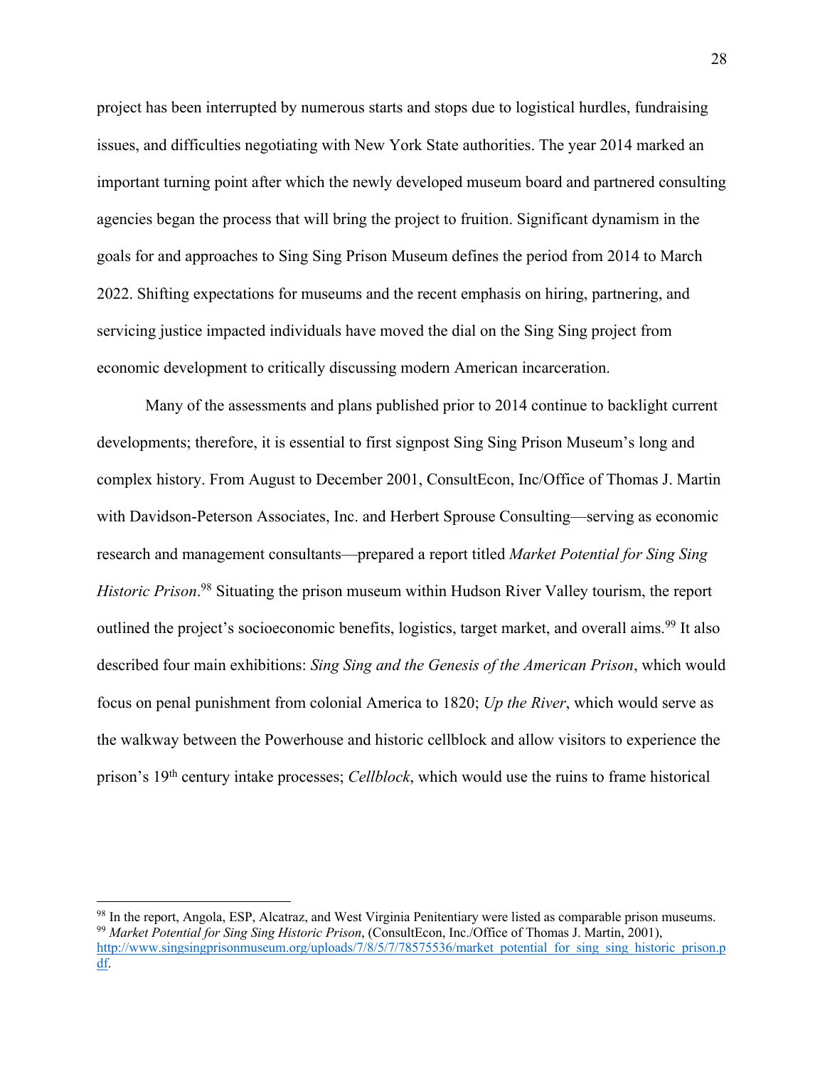project has been interrupted by numerous starts and stops due to logistical hurdles, fundraising issues, and difficulties negotiating with New York State authorities. The year 2014 marked an important turning point after which the newly developed museum board and partnered consulting agencies began the process that will bring the project to fruition. Significant dynamism in the goals for and approaches to Sing Sing Prison Museum defines the period from 2014 to March 2022. Shifting expectations for museums and the recent emphasis on hiring, partnering, and servicing justice impacted individuals have moved the dial on the Sing Sing project from economic development to critically discussing modern American incarceration.

Many of the assessments and plans published prior to 2014 continue to backlight current developments; therefore, it is essential to first signpost Sing Sing Prison Museum's long and complex history. From August to December 2001, ConsultEcon, Inc/Office of Thomas J. Martin with Davidson-Peterson Associates, Inc. and Herbert Sprouse Consulting—serving as economic research and management consultants—prepared a report titled *Market Potential for Sing Sing Historic Prison*.[98] Situating the prison museum within Hudson River Valley tourism, the report outlined the project's socioeconomic benefits, logistics, target market, and overall aims.[99] It also described four main exhibitions: *Sing Sing and the Genesis of the American Prison*, which would focus on penal punishment from colonial America to 1820; *Up the River*, which would serve as the walkway between the Powerhouse and historic cellblock and allow visitors to experience the prison's 19th century intake processes; *Cellblock*, which would use the ruins to frame historical

---

[98] In the report, Angola, ESP, Alcatraz, and West Virginia Penitentiary were listed as comparable prison museums.

[99] *Market Potential for Sing Sing Historic Prison*, (ConsultEcon, Inc./Office of Thomas J. Martin, 2001), http://www.singsingprisonmuseum.org/uploads/7/8/5/7/78575536/market_potential_for_sing_sing_historic_prison.pdf.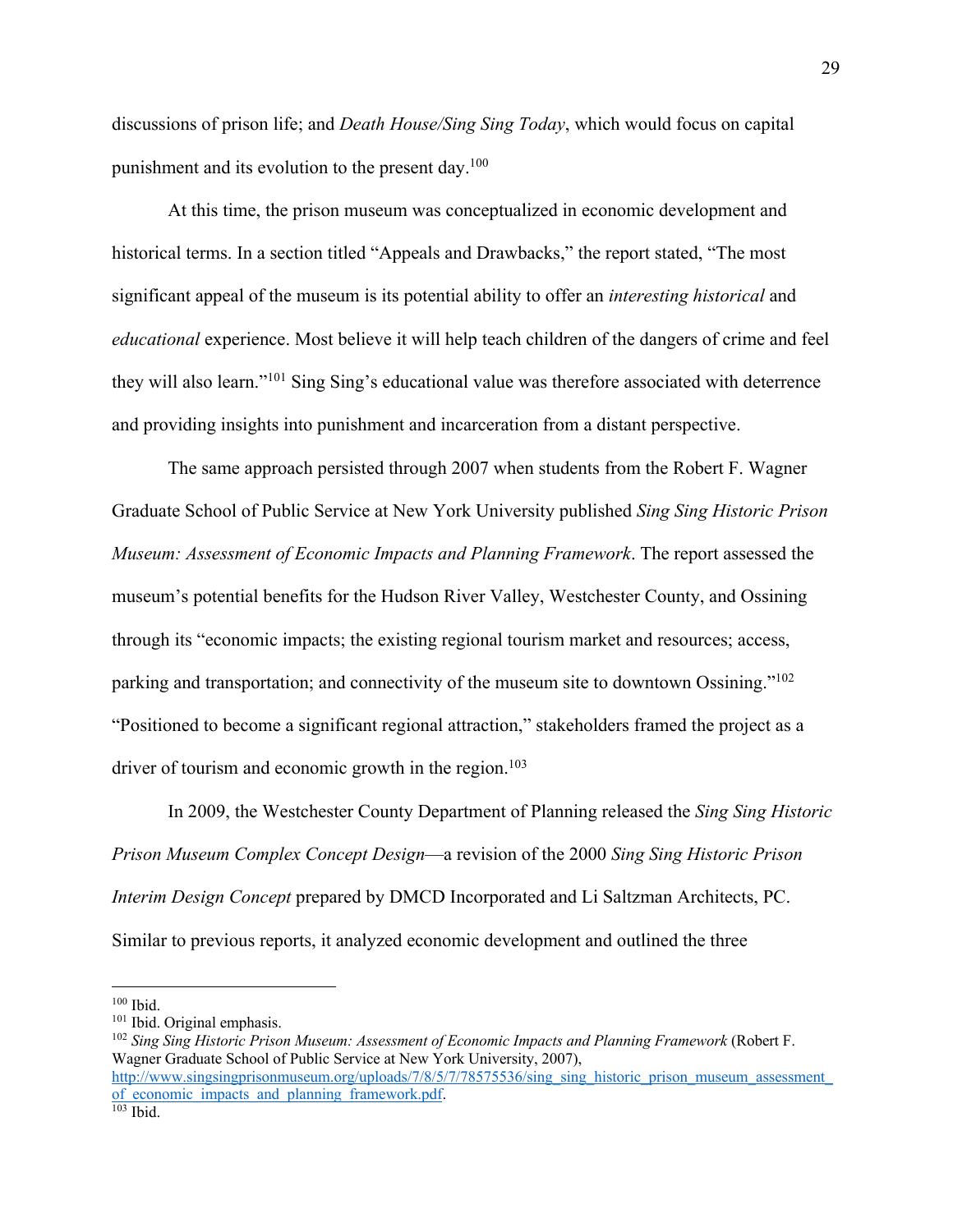discussions of prison life; and *Death House/Sing Sing Today*, which would focus on capital punishment and its evolution to the present day.[100]

At this time, the prison museum was conceptualized in economic development and historical terms. In a section titled "Appeals and Drawbacks," the report stated, "The most significant appeal of the museum is its potential ability to offer an *interesting historical* and *educational* experience. Most believe it will help teach children of the dangers of crime and feel they will also learn."[101] Sing Sing's educational value was therefore associated with deterrence and providing insights into punishment and incarceration from a distant perspective.

The same approach persisted through 2007 when students from the Robert F. Wagner Graduate School of Public Service at New York University published *Sing Sing Historic Prison Museum: Assessment of Economic Impacts and Planning Framework*. The report assessed the museum's potential benefits for the Hudson River Valley, Westchester County, and Ossining through its "economic impacts; the existing regional tourism market and resources; access, parking and transportation; and connectivity of the museum site to downtown Ossining."[102] "Positioned to become a significant regional attraction," stakeholders framed the project as a driver of tourism and economic growth in the region.[103]

In 2009, the Westchester County Department of Planning released the *Sing Sing Historic Prison Museum Complex Concept Design*—a revision of the 2000 *Sing Sing Historic Prison Interim Design Concept* prepared by DMCD Incorporated and Li Saltzman Architects, PC. Similar to previous reports, it analyzed economic development and outlined the three

---

[100] Ibid.

[101] Ibid. Original emphasis.

[102] *Sing Sing Historic Prison Museum: Assessment of Economic Impacts and Planning Framework* (Robert F. Wagner Graduate School of Public Service at New York University, 2007), http://www.singsingprisonmuseum.org/uploads/7/8/5/7/78575536/sing_sing_historic_prison_museum_assessment_of_economic_impacts_and_planning_framework.pdf.

[103] Ibid.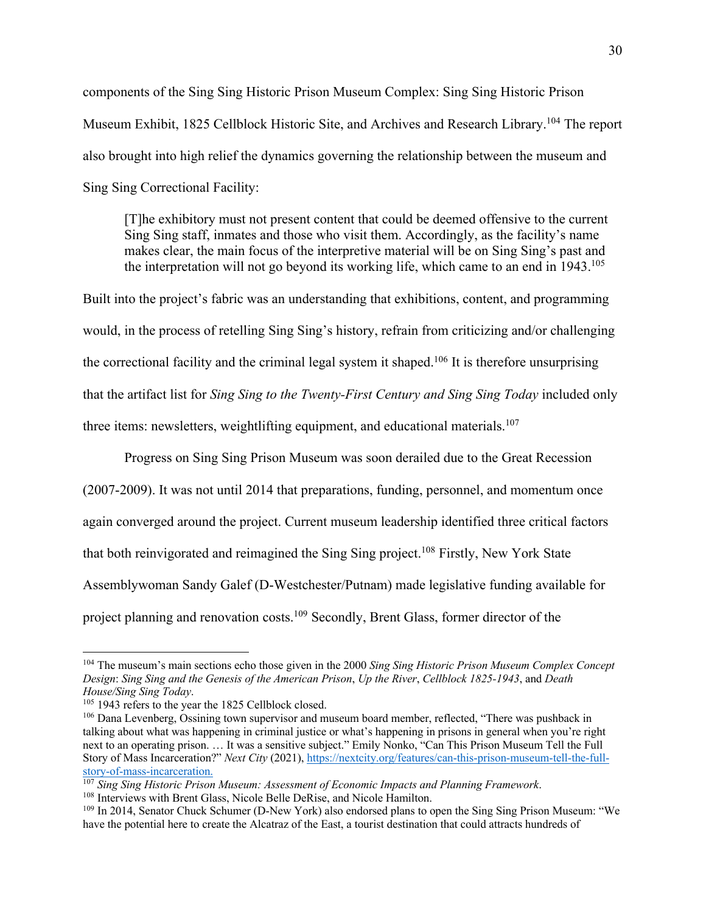components of the Sing Sing Historic Prison Museum Complex: Sing Sing Historic Prison Museum Exhibit, 1825 Cellblock Historic Site, and Archives and Research Library.[104] The report also brought into high relief the dynamics governing the relationship between the museum and Sing Sing Correctional Facility:

> [T]he exhibitory must not present content that could be deemed offensive to the current Sing Sing staff, inmates and those who visit them. Accordingly, as the facility's name makes clear, the main focus of the interpretive material will be on Sing Sing's past and the interpretation will not go beyond its working life, which came to an end in 1943.[105]

Built into the project's fabric was an understanding that exhibitions, content, and programming would, in the process of retelling Sing Sing's history, refrain from criticizing and/or challenging the correctional facility and the criminal legal system it shaped.[106] It is therefore unsurprising that the artifact list for *Sing Sing to the Twenty-First Century and Sing Sing Today* included only three items: newsletters, weightlifting equipment, and educational materials.[107]

Progress on Sing Sing Prison Museum was soon derailed due to the Great Recession (2007-2009). It was not until 2014 that preparations, funding, personnel, and momentum once again converged around the project. Current museum leadership identified three critical factors that both reinvigorated and reimagined the Sing Sing project.[108] Firstly, New York State Assemblywoman Sandy Galef (D-Westchester/Putnam) made legislative funding available for project planning and renovation costs.[109] Secondly, Brent Glass, former director of the

---

[104] The museum's main sections echo those given in the 2000 *Sing Sing Historic Prison Museum Complex Concept Design*: *Sing Sing and the Genesis of the American Prison*, *Up the River*, *Cellblock 1825-1943*, and *Death House/Sing Sing Today*.

[105] 1943 refers to the year the 1825 Cellblock closed.

[106] Dana Levenberg, Ossining town supervisor and museum board member, reflected, "There was pushback in talking about what was happening in criminal justice or what's happening in prisons in general when you're right next to an operating prison. … It was a sensitive subject." Emily Nonko, "Can This Prison Museum Tell the Full Story of Mass Incarceration?" *Next City* (2021), https://nextcity.org/features/can-this-prison-museum-tell-the-full-story-of-mass-incarceration.

[107] *Sing Sing Historic Prison Museum: Assessment of Economic Impacts and Planning Framework*.

[108] Interviews with Brent Glass, Nicole Belle DeRise, and Nicole Hamilton.

[109] In 2014, Senator Chuck Schumer (D-New York) also endorsed plans to open the Sing Sing Prison Museum: "We have the potential here to create the Alcatraz of the East, a tourist destination that could attracts hundreds of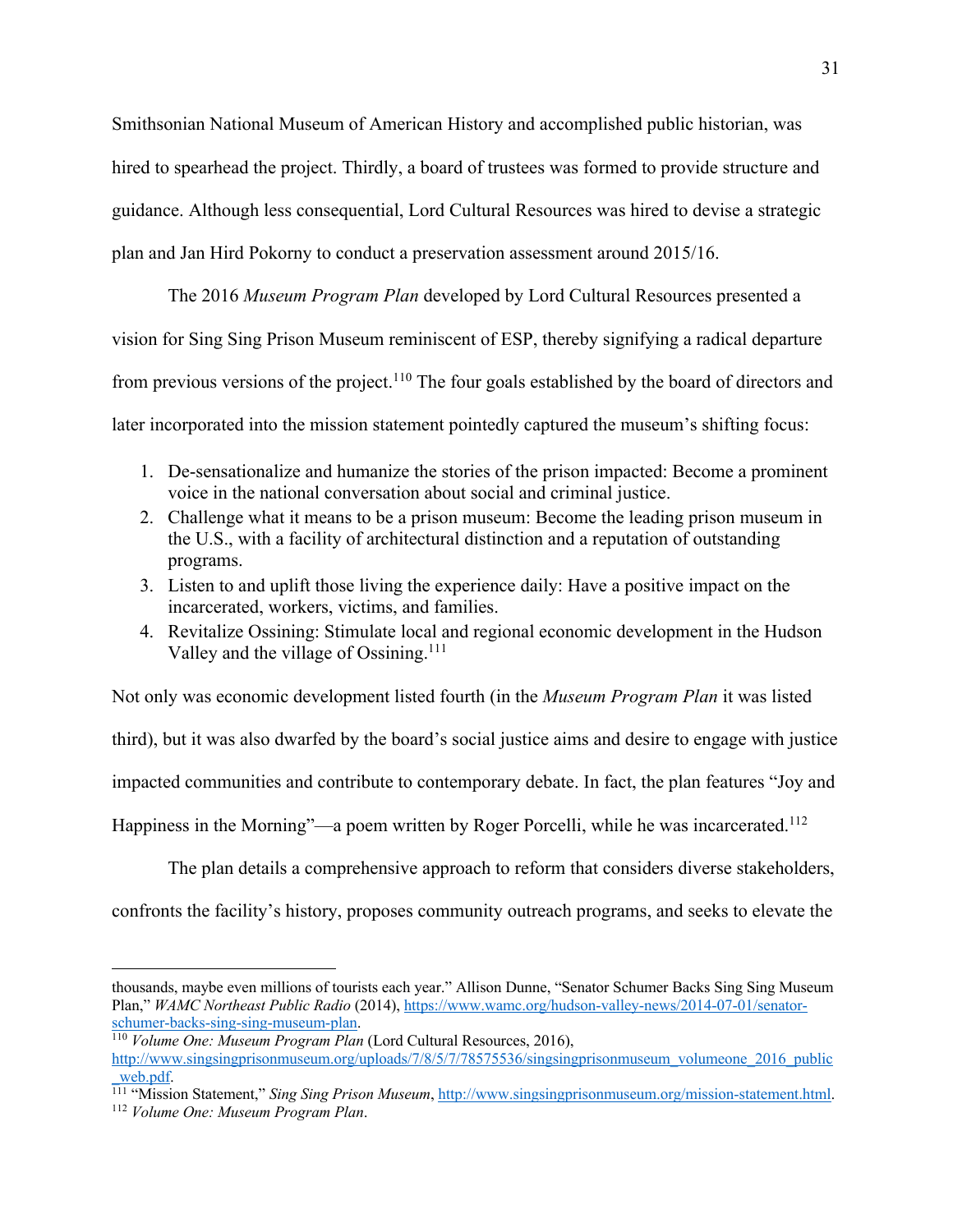Smithsonian National Museum of American History and accomplished public historian, was hired to spearhead the project. Thirdly, a board of trustees was formed to provide structure and guidance. Although less consequential, Lord Cultural Resources was hired to devise a strategic plan and Jan Hird Pokorny to conduct a preservation assessment around 2015/16.

The 2016 *Museum Program Plan* developed by Lord Cultural Resources presented a vision for Sing Sing Prison Museum reminiscent of ESP, thereby signifying a radical departure from previous versions of the project.[110] The four goals established by the board of directors and later incorporated into the mission statement pointedly captured the museum's shifting focus:

1. De-sensationalize and humanize the stories of the prison impacted: Become a prominent voice in the national conversation about social and criminal justice.
2. Challenge what it means to be a prison museum: Become the leading prison museum in the U.S., with a facility of architectural distinction and a reputation of outstanding programs.
3. Listen to and uplift those living the experience daily: Have a positive impact on the incarcerated, workers, victims, and families.
4. Revitalize Ossining: Stimulate local and regional economic development in the Hudson Valley and the village of Ossining.[111]

Not only was economic development listed fourth (in the *Museum Program Plan* it was listed third), but it was also dwarfed by the board's social justice aims and desire to engage with justice impacted communities and contribute to contemporary debate. In fact, the plan features "Joy and Happiness in the Morning"—a poem written by Roger Porcelli, while he was incarcerated.[112]

The plan details a comprehensive approach to reform that considers diverse stakeholders, confronts the facility's history, proposes community outreach programs, and seeks to elevate the

---

thousands, maybe even millions of tourists each year." Allison Dunne, "Senator Schumer Backs Sing Sing Museum Plan," *WAMC Northeast Public Radio* (2014), https://www.wamc.org/hudson-valley-news/2014-07-01/senator-schumer-backs-sing-sing-museum-plan.

[110] *Volume One: Museum Program Plan* (Lord Cultural Resources, 2016), http://www.singsingprisonmuseum.org/uploads/7/8/5/7/78575536/singsingprisonmuseum_volumeone_2016_public_web.pdf.

[111] "Mission Statement," *Sing Sing Prison Museum*, http://www.singsingprisonmuseum.org/mission-statement.html.

[112] *Volume One: Museum Program Plan*.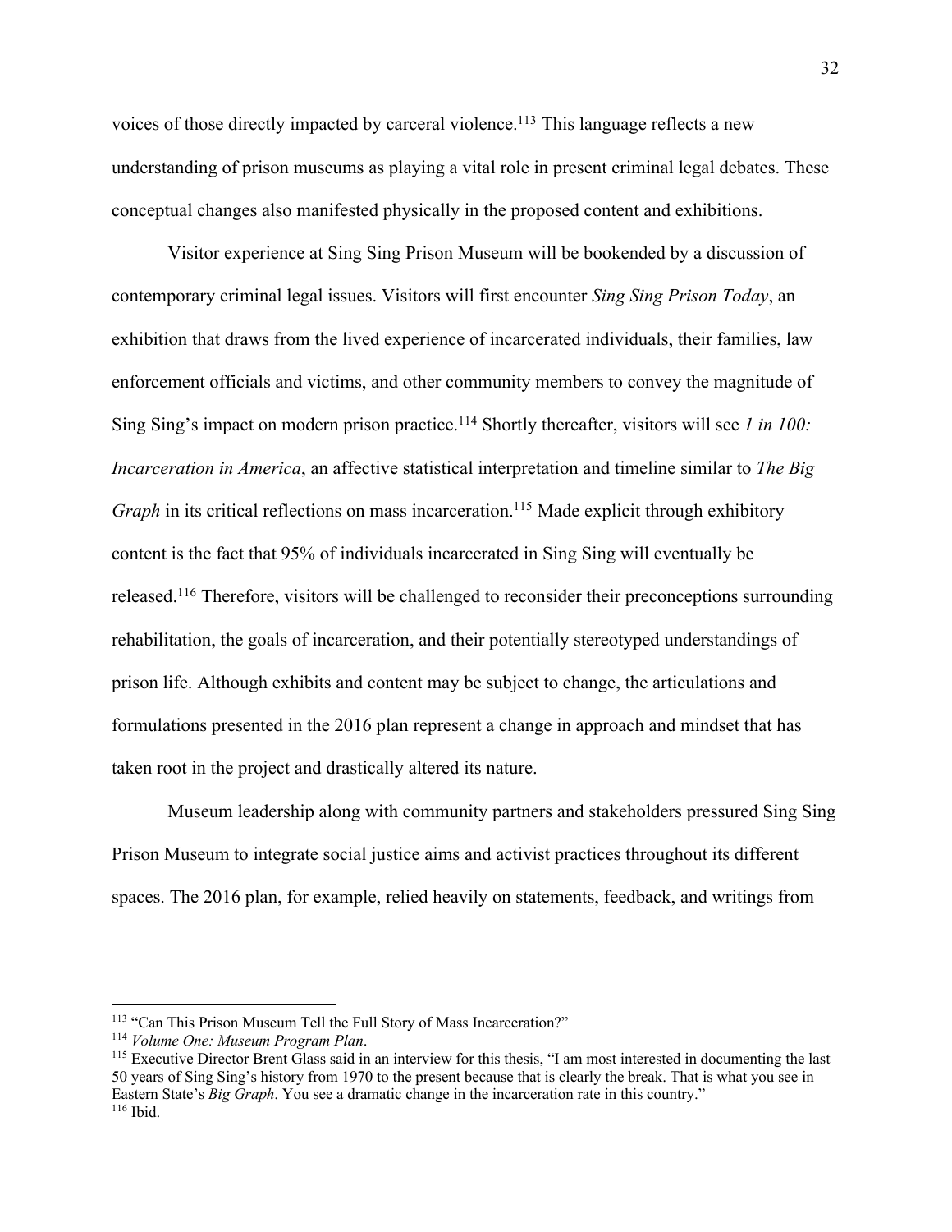voices of those directly impacted by carceral violence.[113] This language reflects a new understanding of prison museums as playing a vital role in present criminal legal debates. These conceptual changes also manifested physically in the proposed content and exhibitions.

Visitor experience at Sing Sing Prison Museum will be bookended by a discussion of contemporary criminal legal issues. Visitors will first encounter *Sing Sing Prison Today*, an exhibition that draws from the lived experience of incarcerated individuals, their families, law enforcement officials and victims, and other community members to convey the magnitude of Sing Sing's impact on modern prison practice.[114] Shortly thereafter, visitors will see *1 in 100: Incarceration in America*, an affective statistical interpretation and timeline similar to *The Big Graph* in its critical reflections on mass incarceration.[115] Made explicit through exhibitory content is the fact that 95% of individuals incarcerated in Sing Sing will eventually be released.[116] Therefore, visitors will be challenged to reconsider their preconceptions surrounding rehabilitation, the goals of incarceration, and their potentially stereotyped understandings of prison life. Although exhibits and content may be subject to change, the articulations and formulations presented in the 2016 plan represent a change in approach and mindset that has taken root in the project and drastically altered its nature.

Museum leadership along with community partners and stakeholders pressured Sing Sing Prison Museum to integrate social justice aims and activist practices throughout its different spaces. The 2016 plan, for example, relied heavily on statements, feedback, and writings from

---

[113] "Can This Prison Museum Tell the Full Story of Mass Incarceration?"

[114] *Volume One: Museum Program Plan*.

[115] Executive Director Brent Glass said in an interview for this thesis, "I am most interested in documenting the last 50 years of Sing Sing's history from 1970 to the present because that is clearly the break. That is what you see in Eastern State's *Big Graph*. You see a dramatic change in the incarceration rate in this country."

[116] Ibid.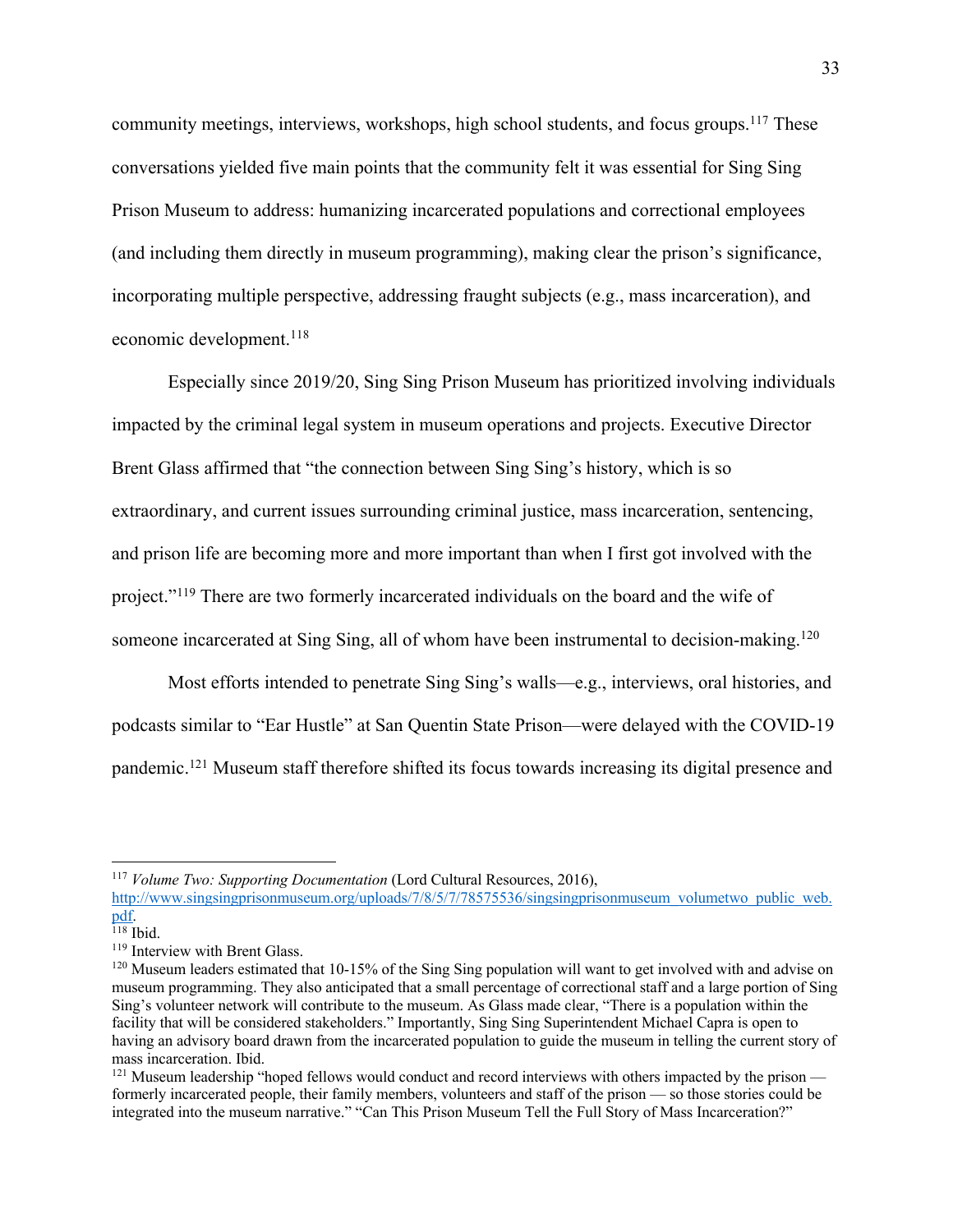community meetings, interviews, workshops, high school students, and focus groups.[117] These conversations yielded five main points that the community felt it was essential for Sing Sing Prison Museum to address: humanizing incarcerated populations and correctional employees (and including them directly in museum programming), making clear the prison's significance, incorporating multiple perspective, addressing fraught subjects (e.g., mass incarceration), and economic development.[118]

Especially since 2019/20, Sing Sing Prison Museum has prioritized involving individuals impacted by the criminal legal system in museum operations and projects. Executive Director Brent Glass affirmed that "the connection between Sing Sing's history, which is so extraordinary, and current issues surrounding criminal justice, mass incarceration, sentencing, and prison life are becoming more and more important than when I first got involved with the project."[119] There are two formerly incarcerated individuals on the board and the wife of someone incarcerated at Sing Sing, all of whom have been instrumental to decision-making.[120]

Most efforts intended to penetrate Sing Sing's walls—e.g., interviews, oral histories, and podcasts similar to "Ear Hustle" at San Quentin State Prison—were delayed with the COVID-19 pandemic.[121] Museum staff therefore shifted its focus towards increasing its digital presence and

---

[117] *Volume Two: Supporting Documentation* (Lord Cultural Resources, 2016), http://www.singsingprisonmuseum.org/uploads/7/8/5/7/78575536/singsingprisonmuseum_volumetwo_public_web.pdf.

[118] Ibid.

[119] Interview with Brent Glass.

[120] Museum leaders estimated that 10-15% of the Sing Sing population will want to get involved with and advise on museum programming. They also anticipated that a small percentage of correctional staff and a large portion of Sing Sing's volunteer network will contribute to the museum. As Glass made clear, "There is a population within the facility that will be considered stakeholders." Importantly, Sing Sing Superintendent Michael Capra is open to having an advisory board drawn from the incarcerated population to guide the museum in telling the current story of mass incarceration. Ibid.

[121] Museum leadership "hoped fellows would conduct and record interviews with others impacted by the prison — formerly incarcerated people, their family members, volunteers and staff of the prison — so those stories could be integrated into the museum narrative." "Can This Prison Museum Tell the Full Story of Mass Incarceration?"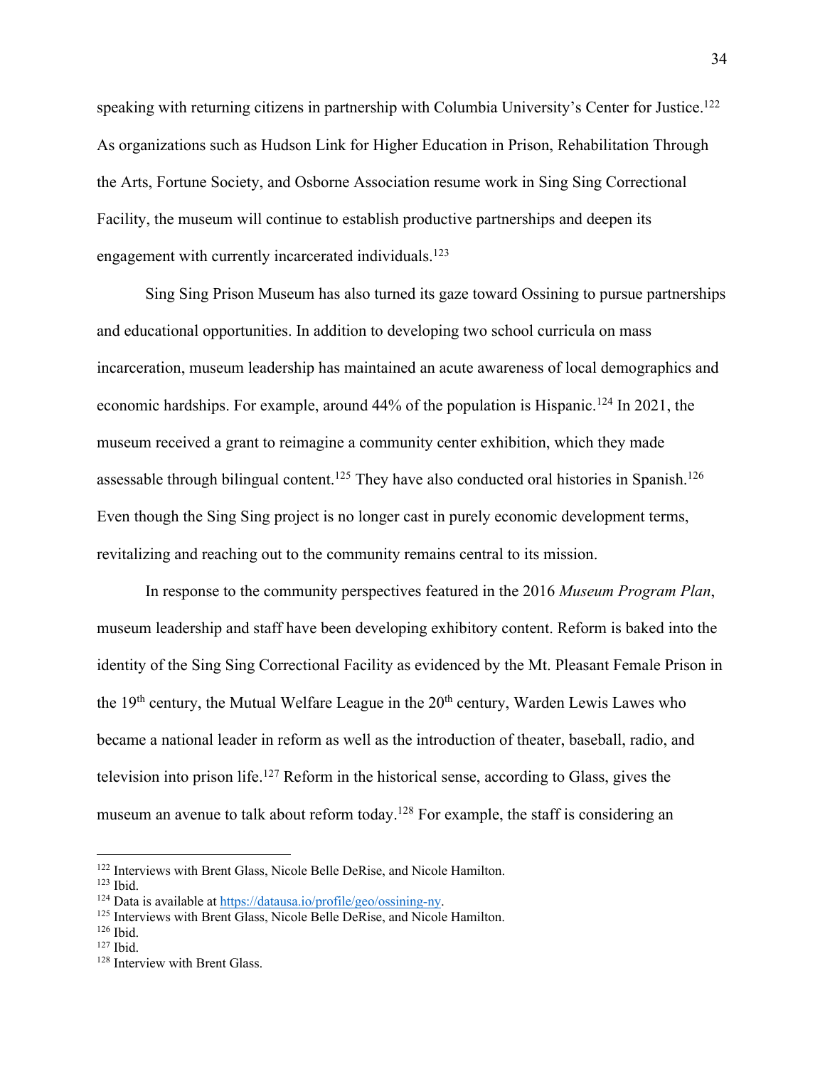speaking with returning citizens in partnership with Columbia University's Center for Justice.[122] As organizations such as Hudson Link for Higher Education in Prison, Rehabilitation Through the Arts, Fortune Society, and Osborne Association resume work in Sing Sing Correctional Facility, the museum will continue to establish productive partnerships and deepen its engagement with currently incarcerated individuals.[123]

Sing Sing Prison Museum has also turned its gaze toward Ossining to pursue partnerships and educational opportunities. In addition to developing two school curricula on mass incarceration, museum leadership has maintained an acute awareness of local demographics and economic hardships. For example, around 44% of the population is Hispanic.[124] In 2021, the museum received a grant to reimagine a community center exhibition, which they made assessable through bilingual content.[125] They have also conducted oral histories in Spanish.[126] Even though the Sing Sing project is no longer cast in purely economic development terms, revitalizing and reaching out to the community remains central to its mission.

In response to the community perspectives featured in the 2016 *Museum Program Plan*, museum leadership and staff have been developing exhibitory content. Reform is baked into the identity of the Sing Sing Correctional Facility as evidenced by the Mt. Pleasant Female Prison in the 19th century, the Mutual Welfare League in the 20th century, Warden Lewis Lawes who became a national leader in reform as well as the introduction of theater, baseball, radio, and television into prison life.[127] Reform in the historical sense, according to Glass, gives the museum an avenue to talk about reform today.[128] For example, the staff is considering an

---

[122] Interviews with Brent Glass, Nicole Belle DeRise, and Nicole Hamilton.

[123] Ibid.

[124] Data is available at https://datausa.io/profile/geo/ossining-ny.

[125] Interviews with Brent Glass, Nicole Belle DeRise, and Nicole Hamilton.

[126] Ibid.

[127] Ibid.

[128] Interview with Brent Glass.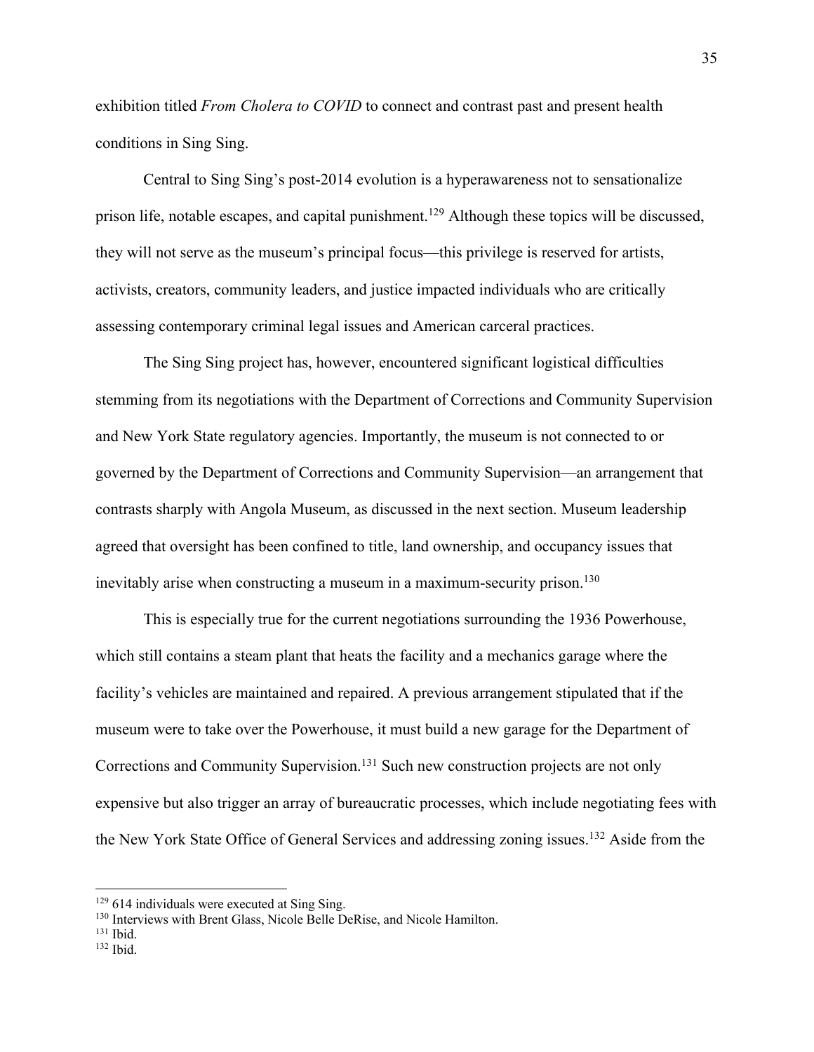exhibition titled *From Cholera to COVID* to connect and contrast past and present health conditions in Sing Sing.

Central to Sing Sing's post-2014 evolution is a hyperawareness not to sensationalize prison life, notable escapes, and capital punishment.[129] Although these topics will be discussed, they will not serve as the museum's principal focus—this privilege is reserved for artists, activists, creators, community leaders, and justice impacted individuals who are critically assessing contemporary criminal legal issues and American carceral practices.

The Sing Sing project has, however, encountered significant logistical difficulties stemming from its negotiations with the Department of Corrections and Community Supervision and New York State regulatory agencies. Importantly, the museum is not connected to or governed by the Department of Corrections and Community Supervision—an arrangement that contrasts sharply with Angola Museum, as discussed in the next section. Museum leadership agreed that oversight has been confined to title, land ownership, and occupancy issues that inevitably arise when constructing a museum in a maximum-security prison.[130]

This is especially true for the current negotiations surrounding the 1936 Powerhouse, which still contains a steam plant that heats the facility and a mechanics garage where the facility's vehicles are maintained and repaired. A previous arrangement stipulated that if the museum were to take over the Powerhouse, it must build a new garage for the Department of Corrections and Community Supervision.[131] Such new construction projects are not only expensive but also trigger an array of bureaucratic processes, which include negotiating fees with the New York State Office of General Services and addressing zoning issues.[132] Aside from the

---

[129] 614 individuals were executed at Sing Sing.

[130] Interviews with Brent Glass, Nicole Belle DeRise, and Nicole Hamilton.

[131] Ibid.

[132] Ibid.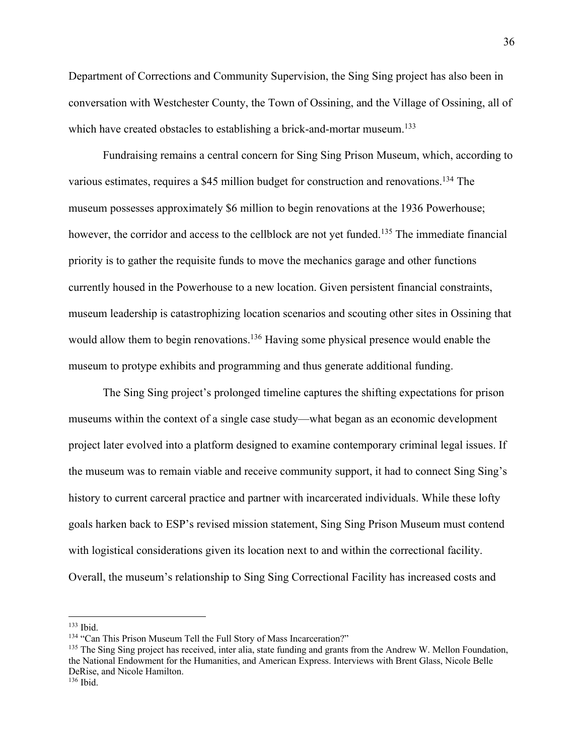Department of Corrections and Community Supervision, the Sing Sing project has also been in conversation with Westchester County, the Town of Ossining, and the Village of Ossining, all of which have created obstacles to establishing a brick-and-mortar museum.[133]

Fundraising remains a central concern for Sing Sing Prison Museum, which, according to various estimates, requires a $45 million budget for construction and renovations.[134] The museum possesses approximately $6 million to begin renovations at the 1936 Powerhouse; however, the corridor and access to the cellblock are not yet funded.[135] The immediate financial priority is to gather the requisite funds to move the mechanics garage and other functions currently housed in the Powerhouse to a new location. Given persistent financial constraints, museum leadership is catastrophizing location scenarios and scouting other sites in Ossining that would allow them to begin renovations.[136] Having some physical presence would enable the museum to protype exhibits and programming and thus generate additional funding.

The Sing Sing project's prolonged timeline captures the shifting expectations for prison museums within the context of a single case study—what began as an economic development project later evolved into a platform designed to examine contemporary criminal legal issues. If the museum was to remain viable and receive community support, it had to connect Sing Sing's history to current carceral practice and partner with incarcerated individuals. While these lofty goals harken back to ESP's revised mission statement, Sing Sing Prison Museum must contend with logistical considerations given its location next to and within the correctional facility. Overall, the museum's relationship to Sing Sing Correctional Facility has increased costs and

---

[133] Ibid.

[134] "Can This Prison Museum Tell the Full Story of Mass Incarceration?"

[135] The Sing Sing project has received, inter alia, state funding and grants from the Andrew W. Mellon Foundation, the National Endowment for the Humanities, and American Express. Interviews with Brent Glass, Nicole Belle DeRise, and Nicole Hamilton.

[136] Ibid.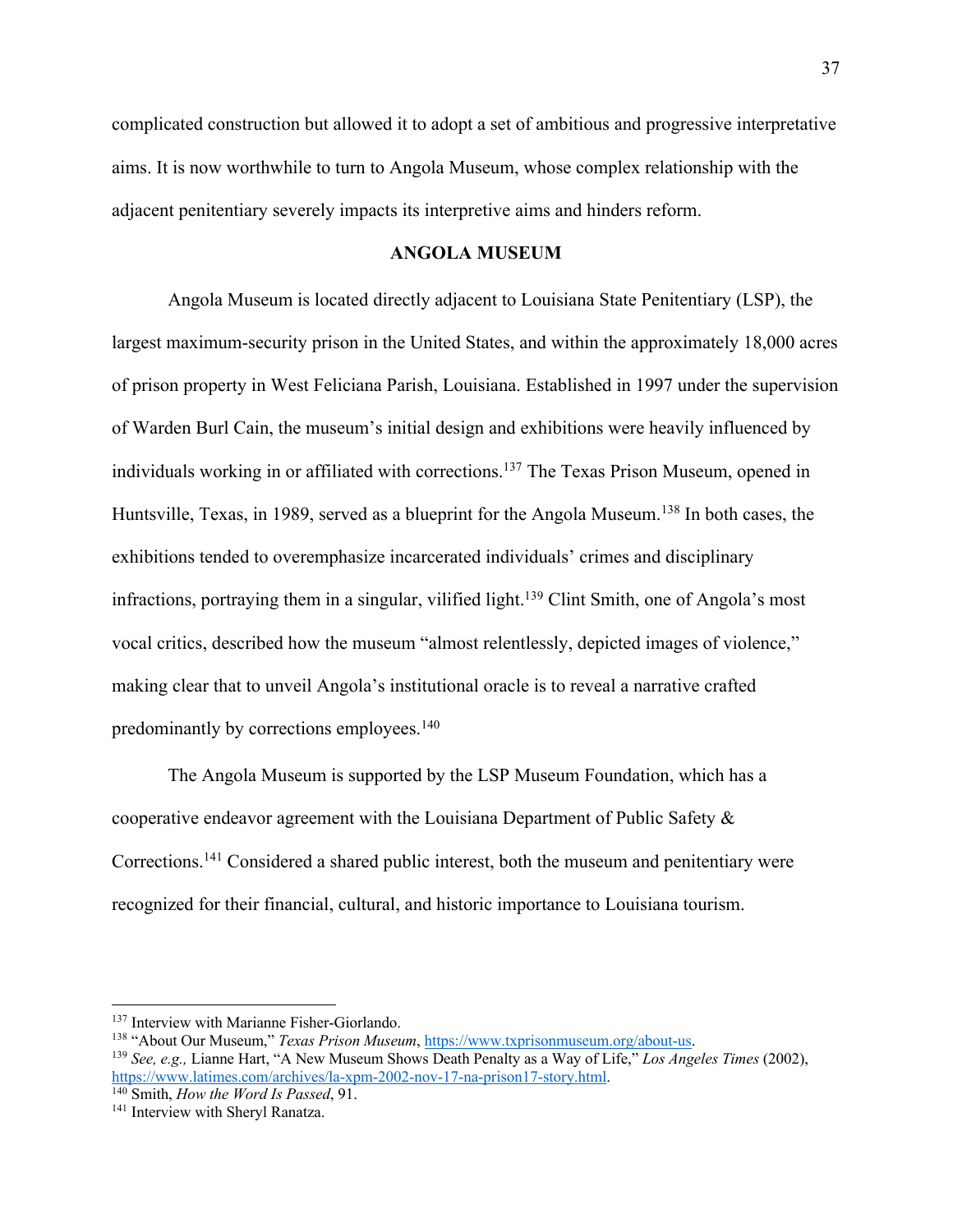complicated construction but allowed it to adopt a set of ambitious and progressive interpretative aims. It is now worthwhile to turn to Angola Museum, whose complex relationship with the adjacent penitentiary severely impacts its interpretive aims and hinders reform.

## ANGOLA MUSEUM

Angola Museum is located directly adjacent to Louisiana State Penitentiary (LSP), the largest maximum-security prison in the United States, and within the approximately 18,000 acres of prison property in West Feliciana Parish, Louisiana. Established in 1997 under the supervision of Warden Burl Cain, the museum's initial design and exhibitions were heavily influenced by individuals working in or affiliated with corrections.[137] The Texas Prison Museum, opened in Huntsville, Texas, in 1989, served as a blueprint for the Angola Museum.[138] In both cases, the exhibitions tended to overemphasize incarcerated individuals' crimes and disciplinary infractions, portraying them in a singular, vilified light.[139] Clint Smith, one of Angola's most vocal critics, described how the museum "almost relentlessly, depicted images of violence," making clear that to unveil Angola's institutional oracle is to reveal a narrative crafted predominantly by corrections employees.[140]

The Angola Museum is supported by the LSP Museum Foundation, which has a cooperative endeavor agreement with the Louisiana Department of Public Safety & Corrections.[141] Considered a shared public interest, both the museum and penitentiary were recognized for their financial, cultural, and historic importance to Louisiana tourism.

---

[137] Interview with Marianne Fisher-Giorlando.

[138] "About Our Museum," *Texas Prison Museum*, https://www.txprisonmuseum.org/about-us.

[139] *See, e.g.,* Lianne Hart, "A New Museum Shows Death Penalty as a Way of Life," *Los Angeles Times* (2002), https://www.latimes.com/archives/la-xpm-2002-nov-17-na-prison17-story.html.

[140] Smith, *How the Word Is Passed*, 91.

[141] Interview with Sheryl Ranatza.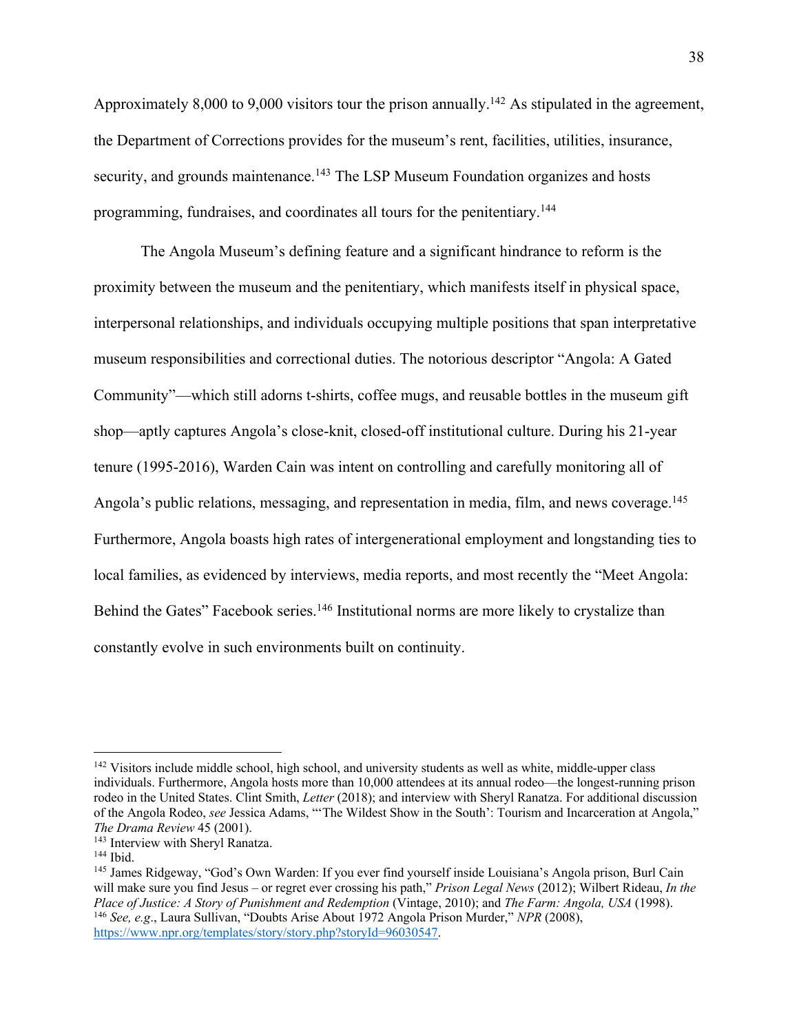Approximately 8,000 to 9,000 visitors tour the prison annually.[142] As stipulated in the agreement, the Department of Corrections provides for the museum's rent, facilities, utilities, insurance, security, and grounds maintenance.[143] The LSP Museum Foundation organizes and hosts programming, fundraises, and coordinates all tours for the penitentiary.[144]

The Angola Museum's defining feature and a significant hindrance to reform is the proximity between the museum and the penitentiary, which manifests itself in physical space, interpersonal relationships, and individuals occupying multiple positions that span interpretative museum responsibilities and correctional duties. The notorious descriptor "Angola: A Gated Community"—which still adorns t-shirts, coffee mugs, and reusable bottles in the museum gift shop—aptly captures Angola's close-knit, closed-off institutional culture. During his 21-year tenure (1995-2016), Warden Cain was intent on controlling and carefully monitoring all of Angola's public relations, messaging, and representation in media, film, and news coverage.[145] Furthermore, Angola boasts high rates of intergenerational employment and longstanding ties to local families, as evidenced by interviews, media reports, and most recently the "Meet Angola: Behind the Gates" Facebook series.[146] Institutional norms are more likely to crystalize than constantly evolve in such environments built on continuity.

---

[142] Visitors include middle school, high school, and university students as well as white, middle-upper class individuals. Furthermore, Angola hosts more than 10,000 attendees at its annual rodeo—the longest-running prison rodeo in the United States. Clint Smith, *Letter* (2018); and interview with Sheryl Ranatza. For additional discussion of the Angola Rodeo, *see* Jessica Adams, "'The Wildest Show in the South': Tourism and Incarceration at Angola," *The Drama Review* 45 (2001).

[143] Interview with Sheryl Ranatza.

[144] Ibid.

[145] James Ridgeway, "God's Own Warden: If you ever find yourself inside Louisiana's Angola prison, Burl Cain will make sure you find Jesus – or regret ever crossing his path," *Prison Legal News* (2012); Wilbert Rideau, *In the Place of Justice: A Story of Punishment and Redemption* (Vintage, 2010); and *The Farm: Angola, USA* (1998).

[146] *See, e.g.*, Laura Sullivan, "Doubts Arise About 1972 Angola Prison Murder," *NPR* (2008), https://www.npr.org/templates/story/story.php?storyId=96030547.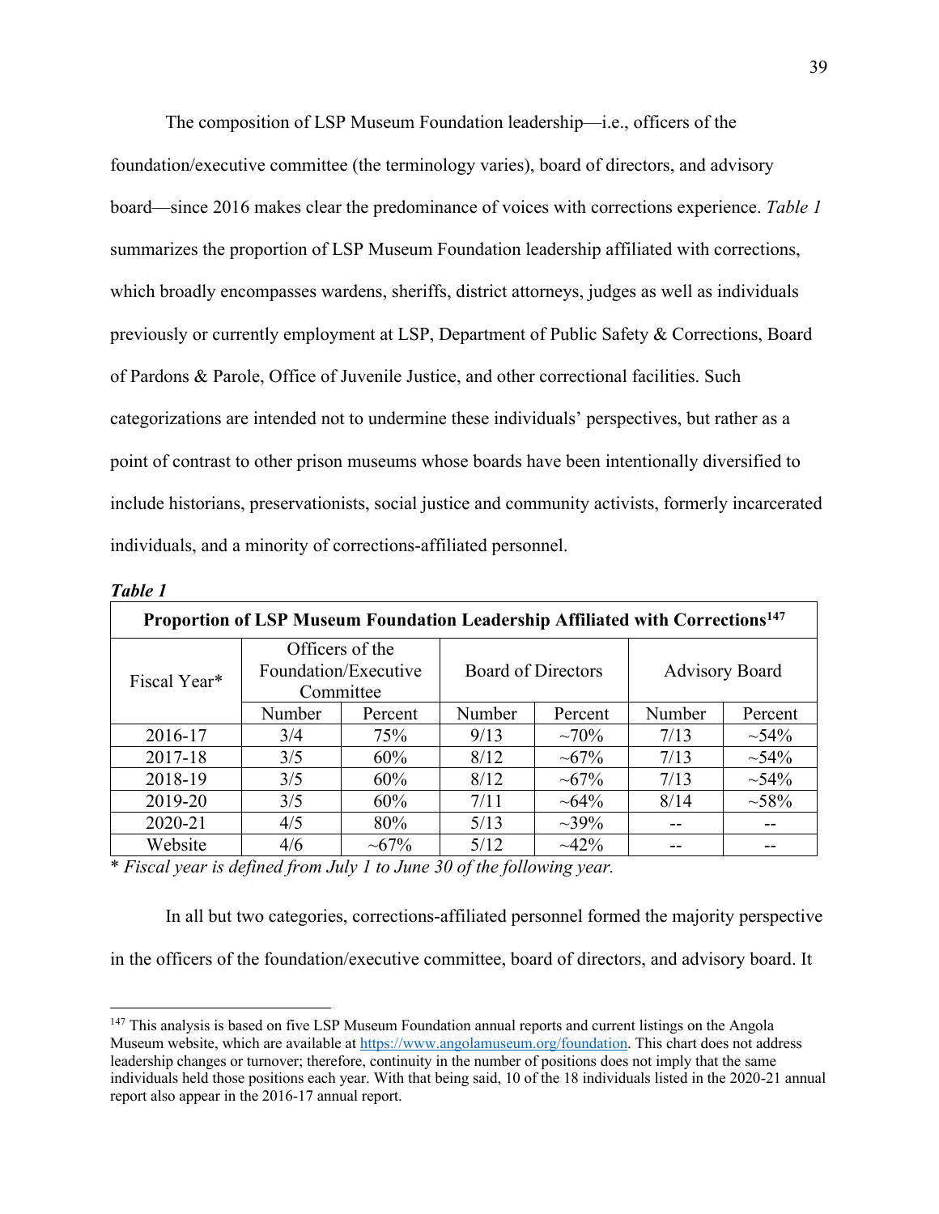The composition of LSP Museum Foundation leadership—i.e., officers of the foundation/executive committee (the terminology varies), board of directors, and advisory board—since 2016 makes clear the predominance of voices with corrections experience. *Table 1* summarizes the proportion of LSP Museum Foundation leadership affiliated with corrections, which broadly encompasses wardens, sheriffs, district attorneys, judges as well as individuals previously or currently employment at LSP, Department of Public Safety & Corrections, Board of Pardons & Parole, Office of Juvenile Justice, and other correctional facilities. Such categorizations are intended not to undermine these individuals' perspectives, but rather as a point of contrast to other prison museums whose boards have been intentionally diversified to include historians, preservationists, social justice and community activists, formerly incarcerated individuals, and a minority of corrections-affiliated personnel.

***Table 1***

**Proportion of LSP Museum Foundation Leadership Affiliated with Corrections**[147]

| Fiscal Year* | Officers of the Foundation/Executive Committee | | Board of Directors | | Advisory Board | |
|---|---|---|---|---|---|---|
| | Number | Percent | Number | Percent | Number | Percent |
| 2016-17 | 3/4 | 75% | 9/13 | ~70% | 7/13 | ~54% |
| 2017-18 | 3/5 | 60% | 8/12 | ~67% | 7/13 | ~54% |
| 2018-19 | 3/5 | 60% | 8/12 | ~67% | 7/13 | ~54% |
| 2019-20 | 3/5 | 60% | 7/11 | ~64% | 8/14 | ~58% |
| 2020-21 | 4/5 | 80% | 5/13 | ~39% | -- | -- |
| Website | 4/6 | ~67% | 5/12 | ~42% | -- | -- |

\* *Fiscal year is defined from July 1 to June 30 of the following year.*

In all but two categories, corrections-affiliated personnel formed the majority perspective in the officers of the foundation/executive committee, board of directors, and advisory board. It

[147] This analysis is based on five LSP Museum Foundation annual reports and current listings on the Angola Museum website, which are available at https://www.angolamuseum.org/foundation. This chart does not address leadership changes or turnover; therefore, continuity in the number of positions does not imply that the same individuals held those positions each year. With that being said, 10 of the 18 individuals listed in the 2020-21 annual report also appear in the 2016-17 annual report.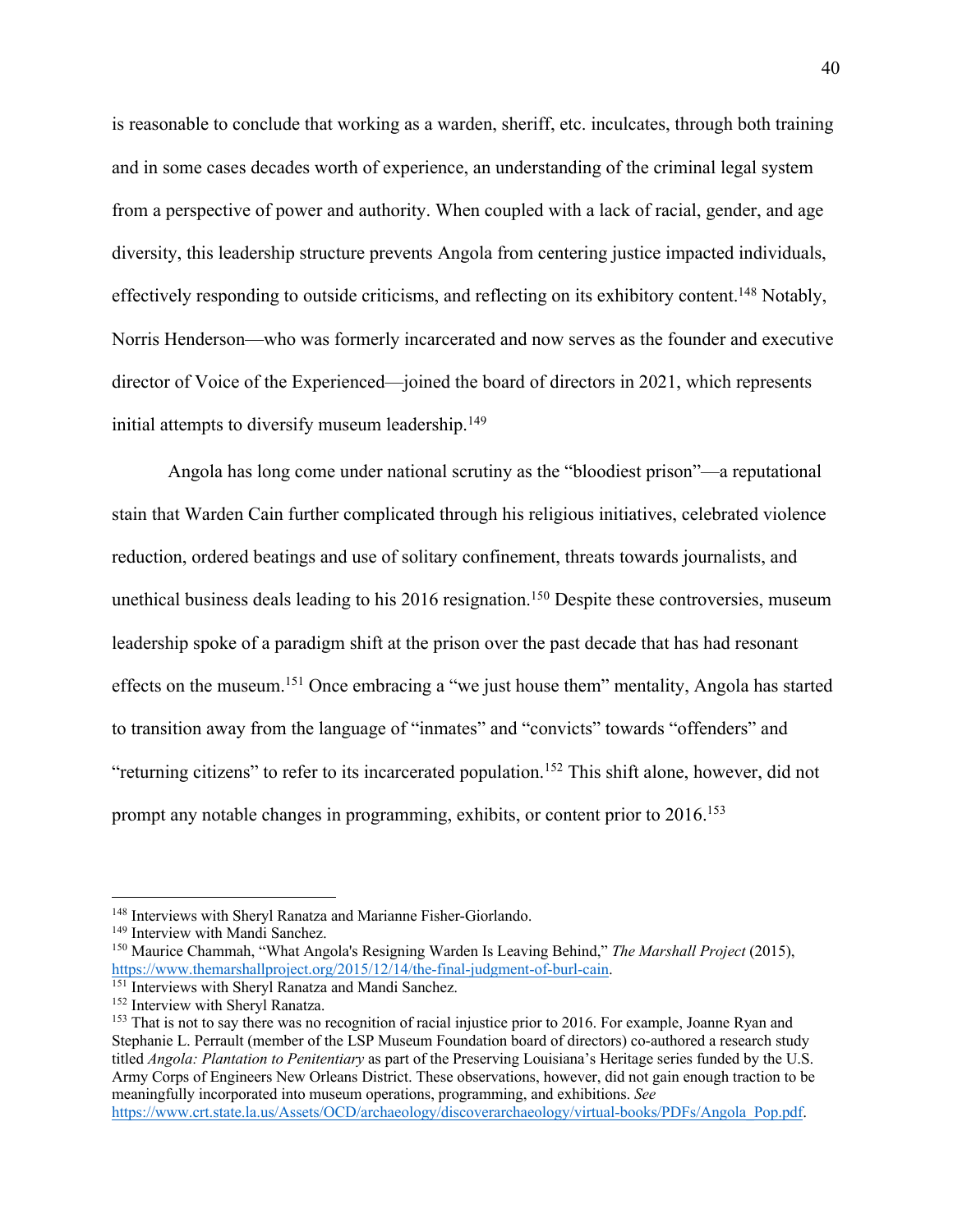is reasonable to conclude that working as a warden, sheriff, etc. inculcates, through both training and in some cases decades worth of experience, an understanding of the criminal legal system from a perspective of power and authority. When coupled with a lack of racial, gender, and age diversity, this leadership structure prevents Angola from centering justice impacted individuals, effectively responding to outside criticisms, and reflecting on its exhibitory content.[148] Notably, Norris Henderson—who was formerly incarcerated and now serves as the founder and executive director of Voice of the Experienced—joined the board of directors in 2021, which represents initial attempts to diversify museum leadership.[149]

Angola has long come under national scrutiny as the "bloodiest prison"—a reputational stain that Warden Cain further complicated through his religious initiatives, celebrated violence reduction, ordered beatings and use of solitary confinement, threats towards journalists, and unethical business deals leading to his 2016 resignation.[150] Despite these controversies, museum leadership spoke of a paradigm shift at the prison over the past decade that has had resonant effects on the museum.[151] Once embracing a "we just house them" mentality, Angola has started to transition away from the language of "inmates" and "convicts" towards "offenders" and "returning citizens" to refer to its incarcerated population.[152] This shift alone, however, did not prompt any notable changes in programming, exhibits, or content prior to 2016.[153]

---

[148] Interviews with Sheryl Ranatza and Marianne Fisher-Giorlando.

[149] Interview with Mandi Sanchez.

[150] Maurice Chammah, "What Angola's Resigning Warden Is Leaving Behind," *The Marshall Project* (2015), https://www.themarshallproject.org/2015/12/14/the-final-judgment-of-burl-cain.

[151] Interviews with Sheryl Ranatza and Mandi Sanchez.

[152] Interview with Sheryl Ranatza.

[153] That is not to say there was no recognition of racial injustice prior to 2016. For example, Joanne Ryan and Stephanie L. Perrault (member of the LSP Museum Foundation board of directors) co-authored a research study titled *Angola: Plantation to Penitentiary* as part of the Preserving Louisiana's Heritage series funded by the U.S. Army Corps of Engineers New Orleans District. These observations, however, did not gain enough traction to be meaningfully incorporated into museum operations, programming, and exhibitions. *See* https://www.crt.state.la.us/Assets/OCD/archaeology/discoverarchaeology/virtual-books/PDFs/Angola_Pop.pdf.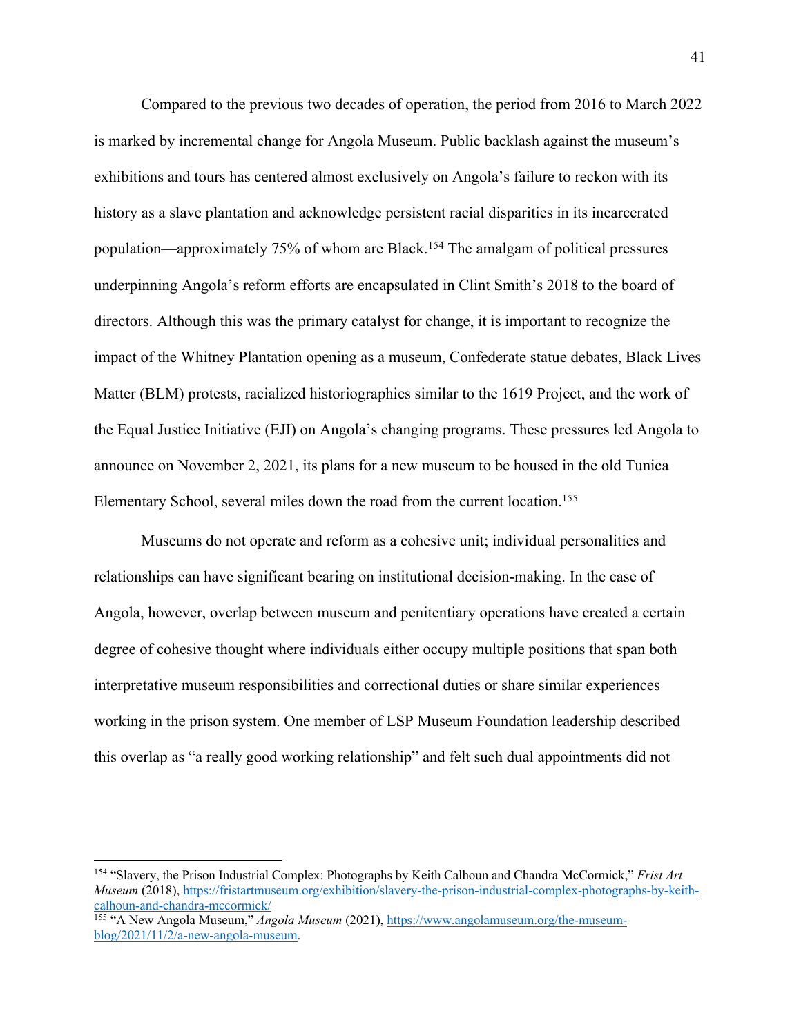Compared to the previous two decades of operation, the period from 2016 to March 2022 is marked by incremental change for Angola Museum. Public backlash against the museum's exhibitions and tours has centered almost exclusively on Angola's failure to reckon with its history as a slave plantation and acknowledge persistent racial disparities in its incarcerated population—approximately 75% of whom are Black.[154] The amalgam of political pressures underpinning Angola's reform efforts are encapsulated in Clint Smith's 2018 to the board of directors. Although this was the primary catalyst for change, it is important to recognize the impact of the Whitney Plantation opening as a museum, Confederate statue debates, Black Lives Matter (BLM) protests, racialized historiographies similar to the 1619 Project, and the work of the Equal Justice Initiative (EJI) on Angola's changing programs. These pressures led Angola to announce on November 2, 2021, its plans for a new museum to be housed in the old Tunica Elementary School, several miles down the road from the current location.[155]

Museums do not operate and reform as a cohesive unit; individual personalities and relationships can have significant bearing on institutional decision-making. In the case of Angola, however, overlap between museum and penitentiary operations have created a certain degree of cohesive thought where individuals either occupy multiple positions that span both interpretative museum responsibilities and correctional duties or share similar experiences working in the prison system. One member of LSP Museum Foundation leadership described this overlap as "a really good working relationship" and felt such dual appointments did not

---

[154] "Slavery, the Prison Industrial Complex: Photographs by Keith Calhoun and Chandra McCormick," *Frist Art Museum* (2018), https://fristartmuseum.org/exhibition/slavery-the-prison-industrial-complex-photographs-by-keith-calhoun-and-chandra-mccormick/

[155] "A New Angola Museum," *Angola Museum* (2021), https://www.angolamuseum.org/the-museum-blog/2021/11/2/a-new-angola-museum.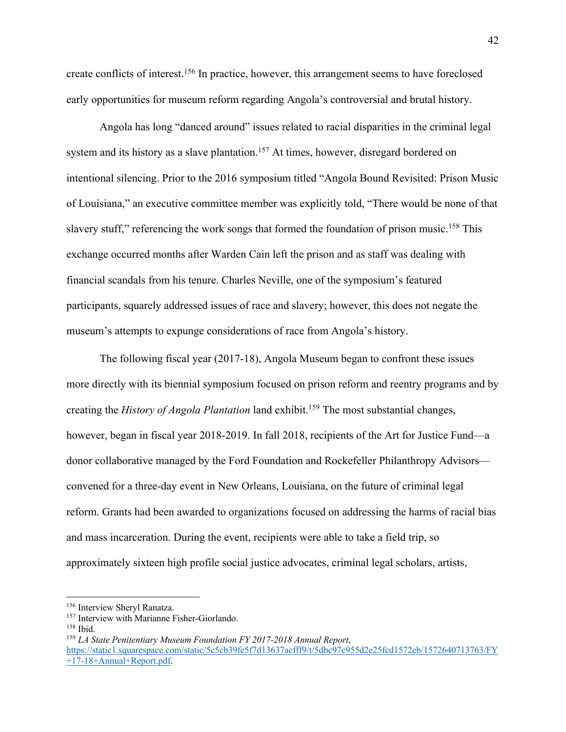create conflicts of interest.[156] In practice, however, this arrangement seems to have foreclosed early opportunities for museum reform regarding Angola's controversial and brutal history.

Angola has long "danced around" issues related to racial disparities in the criminal legal system and its history as a slave plantation.[157] At times, however, disregard bordered on intentional silencing. Prior to the 2016 symposium titled "Angola Bound Revisited: Prison Music of Louisiana," an executive committee member was explicitly told, "There would be none of that slavery stuff," referencing the work songs that formed the foundation of prison music.[158] This exchange occurred months after Warden Cain left the prison and as staff was dealing with financial scandals from his tenure. Charles Neville, one of the symposium's featured participants, squarely addressed issues of race and slavery; however, this does not negate the museum's attempts to expunge considerations of race from Angola's history.

The following fiscal year (2017-18), Angola Museum began to confront these issues more directly with its biennial symposium focused on prison reform and reentry programs and by creating the *History of Angola Plantation* land exhibit.[159] The most substantial changes, however, began in fiscal year 2018-2019. In fall 2018, recipients of the Art for Justice Fund—a donor collaborative managed by the Ford Foundation and Rockefeller Philanthropy Advisors—convened for a three-day event in New Orleans, Louisiana, on the future of criminal legal reform. Grants had been awarded to organizations focused on addressing the harms of racial bias and mass incarceration. During the event, recipients were able to take a field trip, so approximately sixteen high profile social justice advocates, criminal legal scholars, artists,

---

[156] Interview Sheryl Ranatza.

[157] Interview with Marianne Fisher-Giorlando.

[158] Ibid.

[159] *LA State Penitentiary Museum Foundation FY 2017-2018 Annual Report*, https://static1.squarespace.com/static/5c5cb39fe5f7d13637acfff9/t/5dbc97c955d2e25fcd1572eb/1572640713763/FY+17-18+Annual+Report.pdf.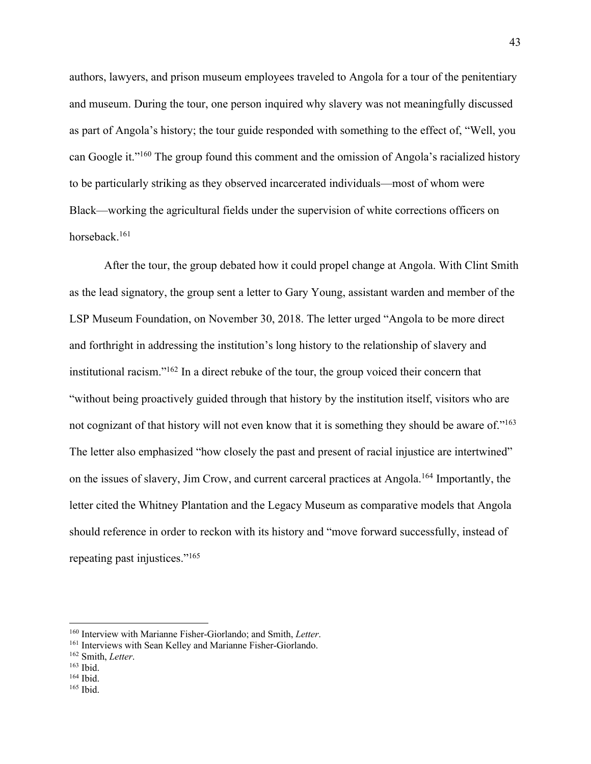authors, lawyers, and prison museum employees traveled to Angola for a tour of the penitentiary and museum. During the tour, one person inquired why slavery was not meaningfully discussed as part of Angola's history; the tour guide responded with something to the effect of, "Well, you can Google it."[160] The group found this comment and the omission of Angola's racialized history to be particularly striking as they observed incarcerated individuals—most of whom were Black—working the agricultural fields under the supervision of white corrections officers on horseback.[161]

After the tour, the group debated how it could propel change at Angola. With Clint Smith as the lead signatory, the group sent a letter to Gary Young, assistant warden and member of the LSP Museum Foundation, on November 30, 2018. The letter urged "Angola to be more direct and forthright in addressing the institution's long history to the relationship of slavery and institutional racism."[162] In a direct rebuke of the tour, the group voiced their concern that "without being proactively guided through that history by the institution itself, visitors who are not cognizant of that history will not even know that it is something they should be aware of."[163] The letter also emphasized "how closely the past and present of racial injustice are intertwined" on the issues of slavery, Jim Crow, and current carceral practices at Angola.[164] Importantly, the letter cited the Whitney Plantation and the Legacy Museum as comparative models that Angola should reference in order to reckon with its history and "move forward successfully, instead of repeating past injustices."[165]

---

[160] Interview with Marianne Fisher-Giorlando; and Smith, *Letter*.
[161] Interviews with Sean Kelley and Marianne Fisher-Giorlando.
[162] Smith, *Letter*.
[163] Ibid.
[164] Ibid.
[165] Ibid.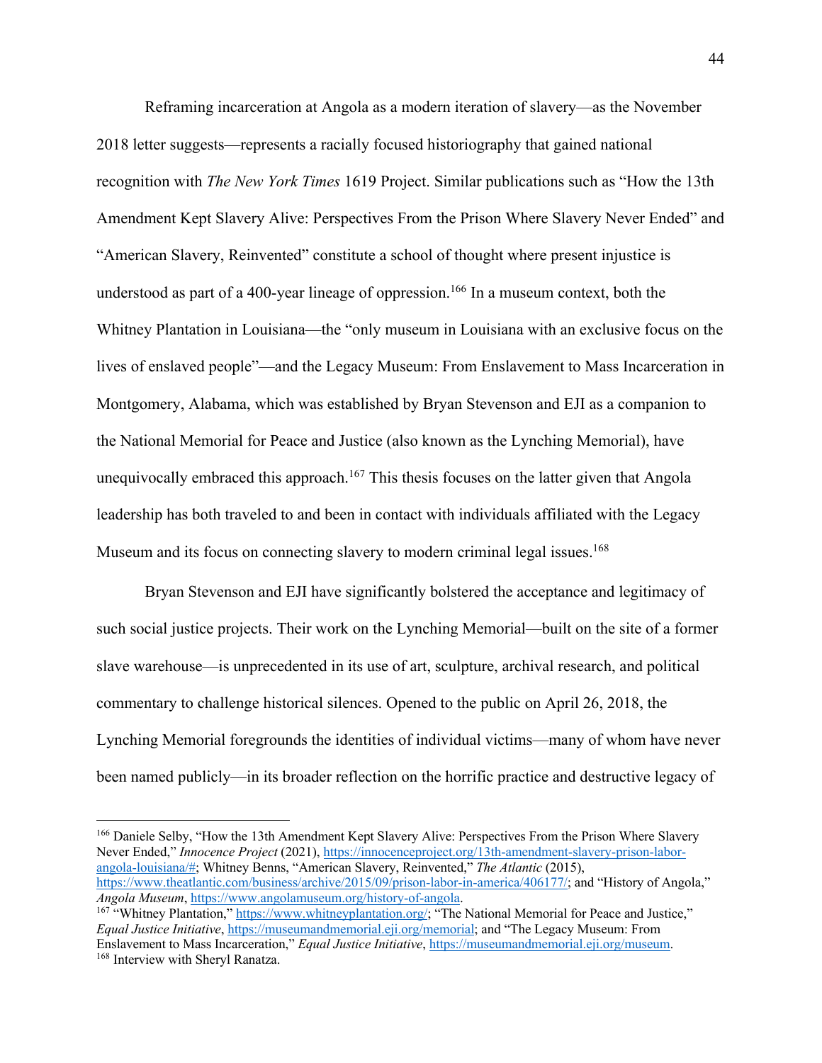Reframing incarceration at Angola as a modern iteration of slavery—as the November 2018 letter suggests—represents a racially focused historiography that gained national recognition with *The New York Times* 1619 Project. Similar publications such as "How the 13th Amendment Kept Slavery Alive: Perspectives From the Prison Where Slavery Never Ended" and "American Slavery, Reinvented" constitute a school of thought where present injustice is understood as part of a 400-year lineage of oppression.[166] In a museum context, both the Whitney Plantation in Louisiana—the "only museum in Louisiana with an exclusive focus on the lives of enslaved people"—and the Legacy Museum: From Enslavement to Mass Incarceration in Montgomery, Alabama, which was established by Bryan Stevenson and EJI as a companion to the National Memorial for Peace and Justice (also known as the Lynching Memorial), have unequivocally embraced this approach.[167] This thesis focuses on the latter given that Angola leadership has both traveled to and been in contact with individuals affiliated with the Legacy Museum and its focus on connecting slavery to modern criminal legal issues.[168]

Bryan Stevenson and EJI have significantly bolstered the acceptance and legitimacy of such social justice projects. Their work on the Lynching Memorial—built on the site of a former slave warehouse—is unprecedented in its use of art, sculpture, archival research, and political commentary to challenge historical silences. Opened to the public on April 26, 2018, the Lynching Memorial foregrounds the identities of individual victims—many of whom have never been named publicly—in its broader reflection on the horrific practice and destructive legacy of

---

[166] Daniele Selby, "How the 13th Amendment Kept Slavery Alive: Perspectives From the Prison Where Slavery Never Ended," *Innocence Project* (2021), https://innocenceproject.org/13th-amendment-slavery-prison-labor-angola-louisiana/#; Whitney Benns, "American Slavery, Reinvented," *The Atlantic* (2015), https://www.theatlantic.com/business/archive/2015/09/prison-labor-in-america/406177/; and "History of Angola," *Angola Museum*, https://www.angolamuseum.org/history-of-angola.

[167] "Whitney Plantation," https://www.whitneyplantation.org/; "The National Memorial for Peace and Justice," *Equal Justice Initiative*, https://museumandmemorial.eji.org/memorial; and "The Legacy Museum: From Enslavement to Mass Incarceration," *Equal Justice Initiative*, https://museumandmemorial.eji.org/museum.

[168] Interview with Sheryl Ranatza.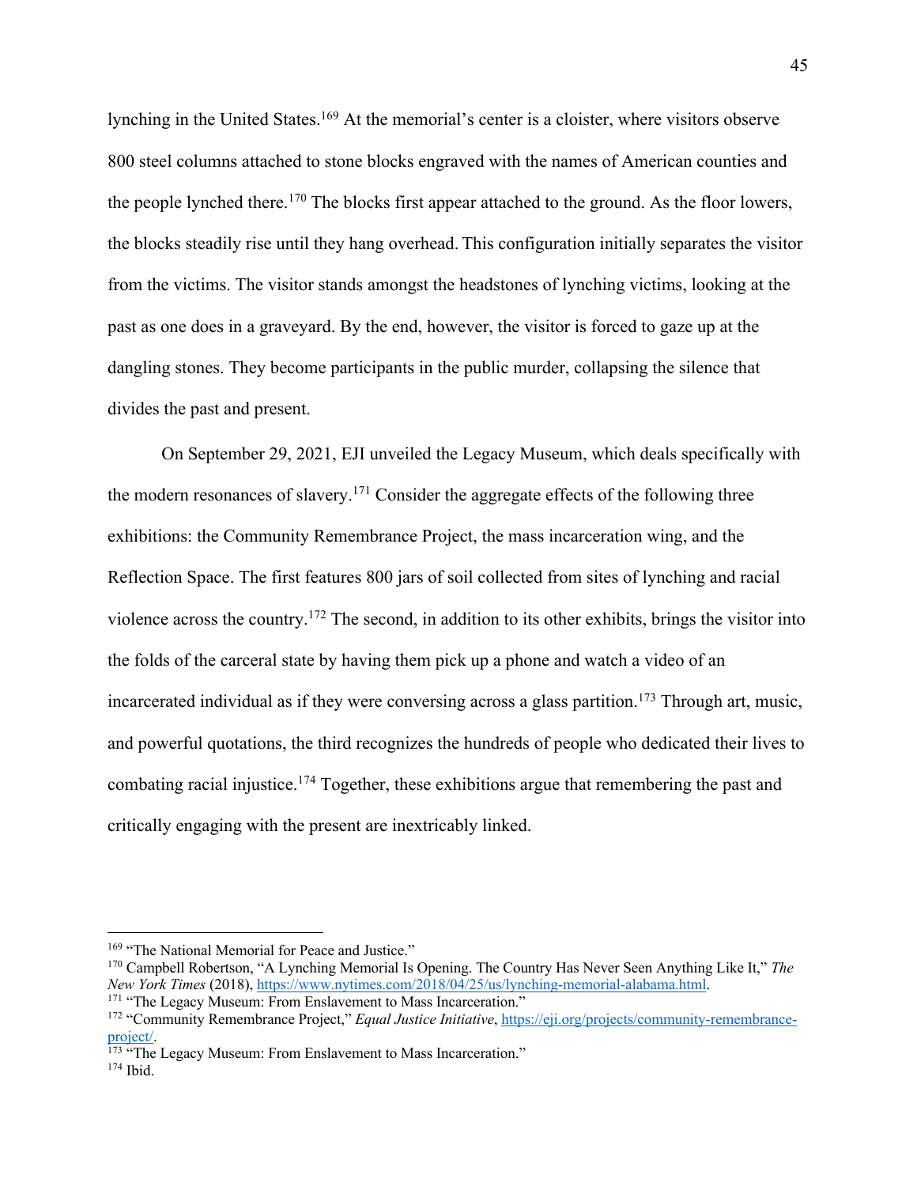lynching in the United States.[169] At the memorial's center is a cloister, where visitors observe 800 steel columns attached to stone blocks engraved with the names of American counties and the people lynched there.[170] The blocks first appear attached to the ground. As the floor lowers, the blocks steadily rise until they hang overhead. This configuration initially separates the visitor from the victims. The visitor stands amongst the headstones of lynching victims, looking at the past as one does in a graveyard. By the end, however, the visitor is forced to gaze up at the dangling stones. They become participants in the public murder, collapsing the silence that divides the past and present.

On September 29, 2021, EJI unveiled the Legacy Museum, which deals specifically with the modern resonances of slavery.[171] Consider the aggregate effects of the following three exhibitions: the Community Remembrance Project, the mass incarceration wing, and the Reflection Space. The first features 800 jars of soil collected from sites of lynching and racial violence across the country.[172] The second, in addition to its other exhibits, brings the visitor into the folds of the carceral state by having them pick up a phone and watch a video of an incarcerated individual as if they were conversing across a glass partition.[173] Through art, music, and powerful quotations, the third recognizes the hundreds of people who dedicated their lives to combating racial injustice.[174] Together, these exhibitions argue that remembering the past and critically engaging with the present are inextricably linked.

---

[169] "The National Memorial for Peace and Justice."

[170] Campbell Robertson, "A Lynching Memorial Is Opening. The Country Has Never Seen Anything Like It," *The New York Times* (2018), https://www.nytimes.com/2018/04/25/us/lynching-memorial-alabama.html.

[171] "The Legacy Museum: From Enslavement to Mass Incarceration."

[172] "Community Remembrance Project," *Equal Justice Initiative*, https://eji.org/projects/community-remembrance-project/.

[173] "The Legacy Museum: From Enslavement to Mass Incarceration."

[174] Ibid.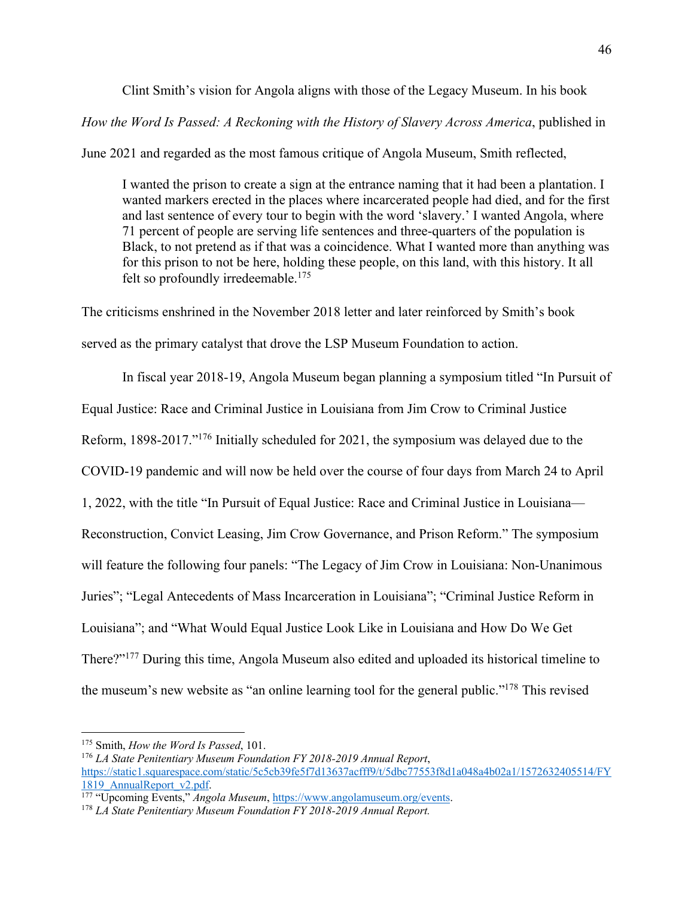Clint Smith's vision for Angola aligns with those of the Legacy Museum. In his book *How the Word Is Passed: A Reckoning with the History of Slavery Across America*, published in June 2021 and regarded as the most famous critique of Angola Museum, Smith reflected,

> I wanted the prison to create a sign at the entrance naming that it had been a plantation. I wanted markers erected in the places where incarcerated people had died, and for the first and last sentence of every tour to begin with the word 'slavery.' I wanted Angola, where 71 percent of people are serving life sentences and three-quarters of the population is Black, to not pretend as if that was a coincidence. What I wanted more than anything was for this prison to not be here, holding these people, on this land, with this history. It all felt so profoundly irredeemable.[175]

The criticisms enshrined in the November 2018 letter and later reinforced by Smith's book served as the primary catalyst that drove the LSP Museum Foundation to action.

In fiscal year 2018-19, Angola Museum began planning a symposium titled "In Pursuit of Equal Justice: Race and Criminal Justice in Louisiana from Jim Crow to Criminal Justice Reform, 1898-2017."[176] Initially scheduled for 2021, the symposium was delayed due to the COVID-19 pandemic and will now be held over the course of four days from March 24 to April 1, 2022, with the title "In Pursuit of Equal Justice: Race and Criminal Justice in Louisiana—Reconstruction, Convict Leasing, Jim Crow Governance, and Prison Reform." The symposium will feature the following four panels: "The Legacy of Jim Crow in Louisiana: Non-Unanimous Juries"; "Legal Antecedents of Mass Incarceration in Louisiana"; "Criminal Justice Reform in Louisiana"; and "What Would Equal Justice Look Like in Louisiana and How Do We Get There?"[177] During this time, Angola Museum also edited and uploaded its historical timeline to the museum's new website as "an online learning tool for the general public."[178] This revised

---

[175] Smith, *How the Word Is Passed*, 101.

[176] *LA State Penitentiary Museum Foundation FY 2018-2019 Annual Report*, https://static1.squarespace.com/static/5c5cb39fe5f7d13637acfff9/t/5dbc77553f8d1a048a4b02a1/1572632405514/FY1819_AnnualReport_v2.pdf.

[177] "Upcoming Events," *Angola Museum*, https://www.angolamuseum.org/events.

[178] *LA State Penitentiary Museum Foundation FY 2018-2019 Annual Report.*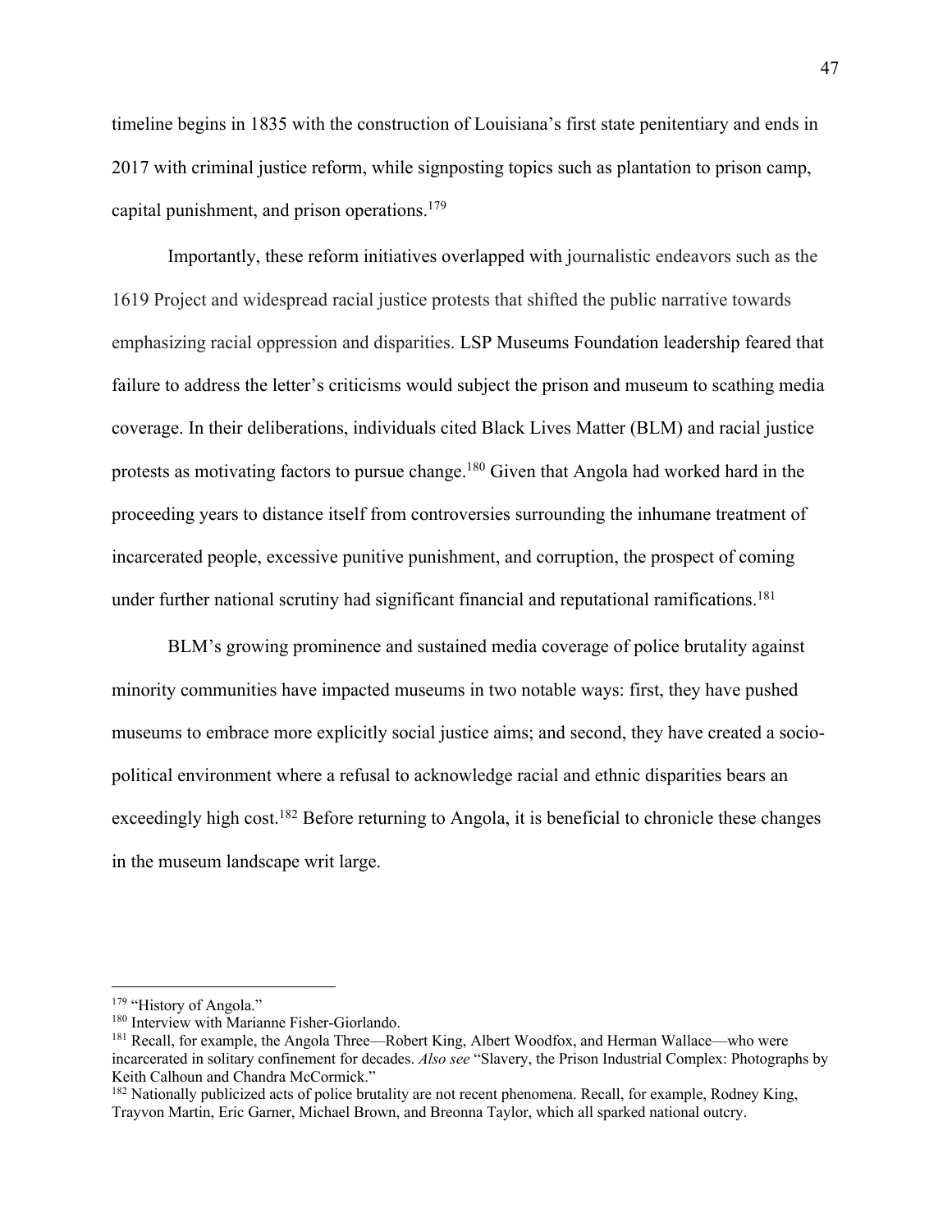timeline begins in 1835 with the construction of Louisiana's first state penitentiary and ends in 2017 with criminal justice reform, while signposting topics such as plantation to prison camp, capital punishment, and prison operations.[179]

Importantly, these reform initiatives overlapped with journalistic endeavors such as the 1619 Project and widespread racial justice protests that shifted the public narrative towards emphasizing racial oppression and disparities. LSP Museums Foundation leadership feared that failure to address the letter's criticisms would subject the prison and museum to scathing media coverage. In their deliberations, individuals cited Black Lives Matter (BLM) and racial justice protests as motivating factors to pursue change.[180] Given that Angola had worked hard in the proceeding years to distance itself from controversies surrounding the inhumane treatment of incarcerated people, excessive punitive punishment, and corruption, the prospect of coming under further national scrutiny had significant financial and reputational ramifications.[181]

BLM's growing prominence and sustained media coverage of police brutality against minority communities have impacted museums in two notable ways: first, they have pushed museums to embrace more explicitly social justice aims; and second, they have created a socio-political environment where a refusal to acknowledge racial and ethnic disparities bears an exceedingly high cost.[182] Before returning to Angola, it is beneficial to chronicle these changes in the museum landscape writ large.

---

[179] "History of Angola."

[180] Interview with Marianne Fisher-Giorlando.

[181] Recall, for example, the Angola Three—Robert King, Albert Woodfox, and Herman Wallace—who were incarcerated in solitary confinement for decades. *Also see* "Slavery, the Prison Industrial Complex: Photographs by Keith Calhoun and Chandra McCormick."

[182] Nationally publicized acts of police brutality are not recent phenomena. Recall, for example, Rodney King, Trayvon Martin, Eric Garner, Michael Brown, and Breonna Taylor, which all sparked national outcry.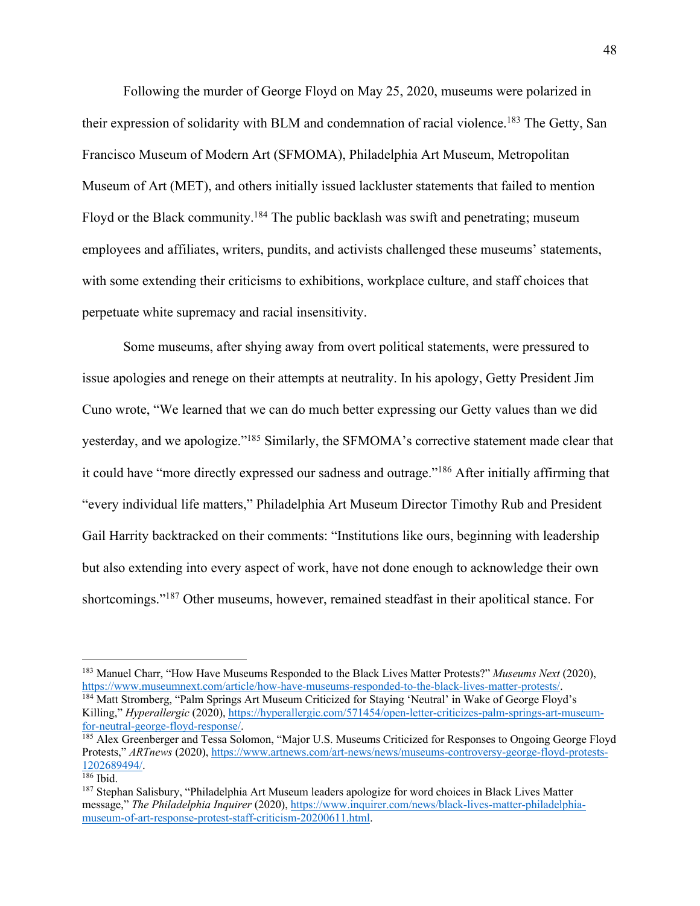Following the murder of George Floyd on May 25, 2020, museums were polarized in their expression of solidarity with BLM and condemnation of racial violence.[183] The Getty, San Francisco Museum of Modern Art (SFMOMA), Philadelphia Art Museum, Metropolitan Museum of Art (MET), and others initially issued lackluster statements that failed to mention Floyd or the Black community.[184] The public backlash was swift and penetrating; museum employees and affiliates, writers, pundits, and activists challenged these museums' statements, with some extending their criticisms to exhibitions, workplace culture, and staff choices that perpetuate white supremacy and racial insensitivity.

Some museums, after shying away from overt political statements, were pressured to issue apologies and renege on their attempts at neutrality. In his apology, Getty President Jim Cuno wrote, "We learned that we can do much better expressing our Getty values than we did yesterday, and we apologize."[185] Similarly, the SFMOMA's corrective statement made clear that it could have "more directly expressed our sadness and outrage."[186] After initially affirming that "every individual life matters," Philadelphia Art Museum Director Timothy Rub and President Gail Harrity backtracked on their comments: "Institutions like ours, beginning with leadership but also extending into every aspect of work, have not done enough to acknowledge their own shortcomings."[187] Other museums, however, remained steadfast in their apolitical stance. For

---

[183] Manuel Charr, "How Have Museums Responded to the Black Lives Matter Protests?" *Museums Next* (2020), https://www.museumnext.com/article/how-have-museums-responded-to-the-black-lives-matter-protests/.

[184] Matt Stromberg, "Palm Springs Art Museum Criticized for Staying 'Neutral' in Wake of George Floyd's Killing," *Hyperallergic* (2020), https://hyperallergic.com/571454/open-letter-criticizes-palm-springs-art-museum-for-neutral-george-floyd-response/.

[185] Alex Greenberger and Tessa Solomon, "Major U.S. Museums Criticized for Responses to Ongoing George Floyd Protests," *ARTnews* (2020), https://www.artnews.com/art-news/news/museums-controversy-george-floyd-protests-1202689494/.

[186] Ibid.

[187] Stephan Salisbury, "Philadelphia Art Museum leaders apologize for word choices in Black Lives Matter message," *The Philadelphia Inquirer* (2020), https://www.inquirer.com/news/black-lives-matter-philadelphia-museum-of-art-response-protest-staff-criticism-20200611.html.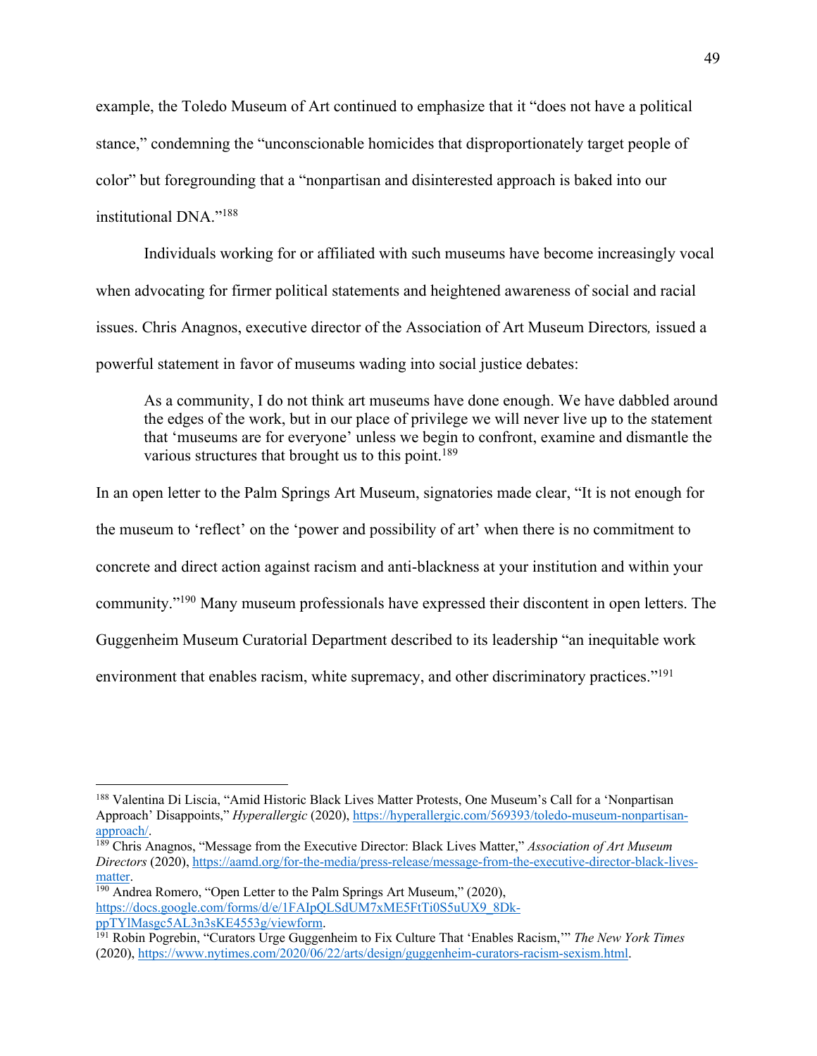example, the Toledo Museum of Art continued to emphasize that it "does not have a political stance," condemning the "unconscionable homicides that disproportionately target people of color" but foregrounding that a "nonpartisan and disinterested approach is baked into our institutional DNA."[188]

Individuals working for or affiliated with such museums have become increasingly vocal when advocating for firmer political statements and heightened awareness of social and racial issues. Chris Anagnos, executive director of the Association of Art Museum Directors*,* issued a powerful statement in favor of museums wading into social justice debates:

> As a community, I do not think art museums have done enough. We have dabbled around the edges of the work, but in our place of privilege we will never live up to the statement that 'museums are for everyone' unless we begin to confront, examine and dismantle the various structures that brought us to this point.[189]

In an open letter to the Palm Springs Art Museum, signatories made clear, "It is not enough for the museum to 'reflect' on the 'power and possibility of art' when there is no commitment to concrete and direct action against racism and anti-blackness at your institution and within your community."[190] Many museum professionals have expressed their discontent in open letters. The Guggenheim Museum Curatorial Department described to its leadership "an inequitable work environment that enables racism, white supremacy, and other discriminatory practices."[191]

---

[188] Valentina Di Liscia, "Amid Historic Black Lives Matter Protests, One Museum's Call for a 'Nonpartisan Approach' Disappoints," *Hyperallergic* (2020), https://hyperallergic.com/569393/toledo-museum-nonpartisan-approach/.

[189] Chris Anagnos, "Message from the Executive Director: Black Lives Matter," *Association of Art Museum Directors* (2020), https://aamd.org/for-the-media/press-release/message-from-the-executive-director-black-lives-matter.

[190] Andrea Romero, "Open Letter to the Palm Springs Art Museum," (2020), https://docs.google.com/forms/d/e/1FAIpQLSdUM7xME5FtTi0S5uUX9_8Dk-ppTYlMasgc5AL3n3sKE4553g/viewform.

[191] Robin Pogrebin, "Curators Urge Guggenheim to Fix Culture That 'Enables Racism,'" *The New York Times* (2020), https://www.nytimes.com/2020/06/22/arts/design/guggenheim-curators-racism-sexism.html.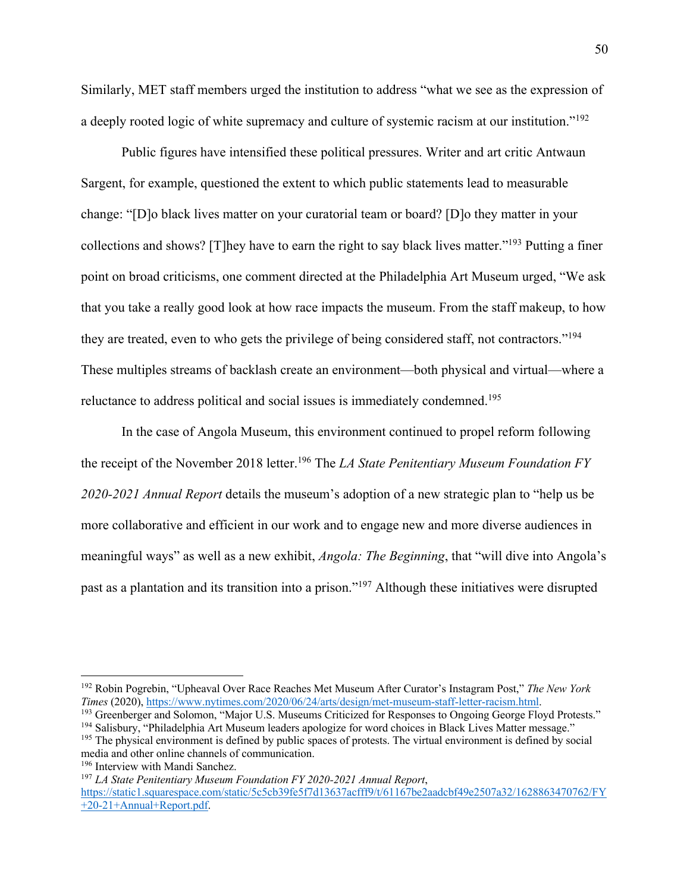Similarly, MET staff members urged the institution to address “what we see as the expression of a deeply rooted logic of white supremacy and culture of systemic racism at our institution.”[192]

Public figures have intensified these political pressures. Writer and art critic Antwaun Sargent, for example, questioned the extent to which public statements lead to measurable change: “[D]o black lives matter on your curatorial team or board? [D]o they matter in your collections and shows? [T]hey have to earn the right to say black lives matter.”[193] Putting a finer point on broad criticisms, one comment directed at the Philadelphia Art Museum urged, “We ask that you take a really good look at how race impacts the museum. From the staff makeup, to how they are treated, even to who gets the privilege of being considered staff, not contractors.”[194] These multiples streams of backlash create an environment—both physical and virtual—where a reluctance to address political and social issues is immediately condemned.[195]

In the case of Angola Museum, this environment continued to propel reform following the receipt of the November 2018 letter.[196] The *LA State Penitentiary Museum Foundation FY 2020-2021 Annual Report* details the museum’s adoption of a new strategic plan to “help us be more collaborative and efficient in our work and to engage new and more diverse audiences in meaningful ways” as well as a new exhibit, *Angola: The Beginning*, that “will dive into Angola’s past as a plantation and its transition into a prison.”[197] Although these initiatives were disrupted

---

[192] Robin Pogrebin, “Upheaval Over Race Reaches Met Museum After Curator’s Instagram Post,” *The New York Times* (2020), https://www.nytimes.com/2020/06/24/arts/design/met-museum-staff-letter-racism.html.

[193] Greenberger and Solomon, “Major U.S. Museums Criticized for Responses to Ongoing George Floyd Protests.”

[194] Salisbury, “Philadelphia Art Museum leaders apologize for word choices in Black Lives Matter message.”

[195] The physical environment is defined by public spaces of protests. The virtual environment is defined by social media and other online channels of communication.

[196] Interview with Mandi Sanchez.

[197] *LA State Penitentiary Museum Foundation FY 2020-2021 Annual Report*, https://static1.squarespace.com/static/5c5cb39fe5f7d13637acfff9/t/61167be2aadcbf49e2507a32/1628863470762/FY+20-21+Annual+Report.pdf.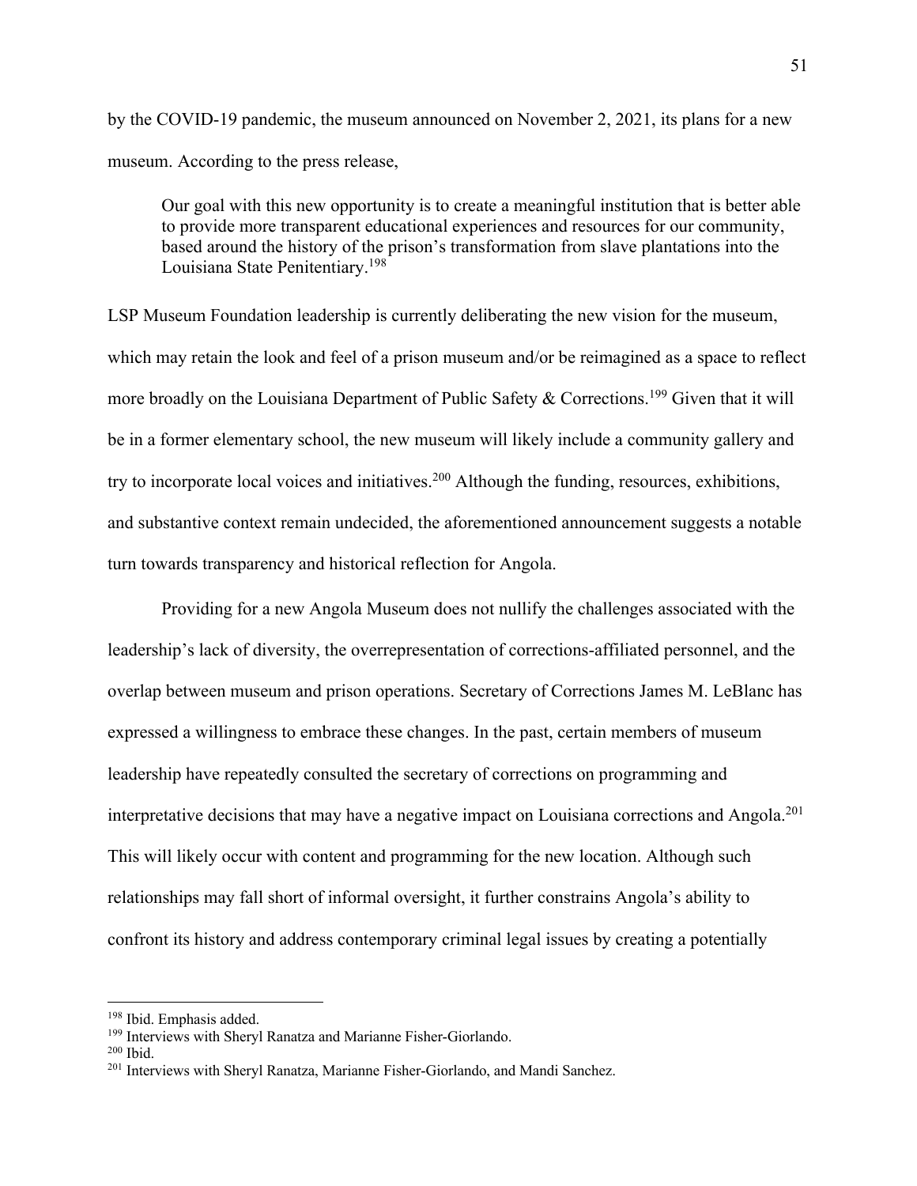by the COVID-19 pandemic, the museum announced on November 2, 2021, its plans for a new museum. According to the press release,

> Our goal with this new opportunity is to create a meaningful institution that is better able to provide more transparent educational experiences and resources for our community, based around the history of the prison's transformation from slave plantations into the Louisiana State Penitentiary.[198]

LSP Museum Foundation leadership is currently deliberating the new vision for the museum, which may retain the look and feel of a prison museum and/or be reimagined as a space to reflect more broadly on the Louisiana Department of Public Safety & Corrections.[199] Given that it will be in a former elementary school, the new museum will likely include a community gallery and try to incorporate local voices and initiatives.[200] Although the funding, resources, exhibitions, and substantive context remain undecided, the aforementioned announcement suggests a notable turn towards transparency and historical reflection for Angola.

Providing for a new Angola Museum does not nullify the challenges associated with the leadership's lack of diversity, the overrepresentation of corrections-affiliated personnel, and the overlap between museum and prison operations. Secretary of Corrections James M. LeBlanc has expressed a willingness to embrace these changes. In the past, certain members of museum leadership have repeatedly consulted the secretary of corrections on programming and interpretative decisions that may have a negative impact on Louisiana corrections and Angola.[201] This will likely occur with content and programming for the new location. Although such relationships may fall short of informal oversight, it further constrains Angola's ability to confront its history and address contemporary criminal legal issues by creating a potentially

---

[198] Ibid. Emphasis added.

[199] Interviews with Sheryl Ranatza and Marianne Fisher-Giorlando.

[200] Ibid.

[201] Interviews with Sheryl Ranatza, Marianne Fisher-Giorlando, and Mandi Sanchez.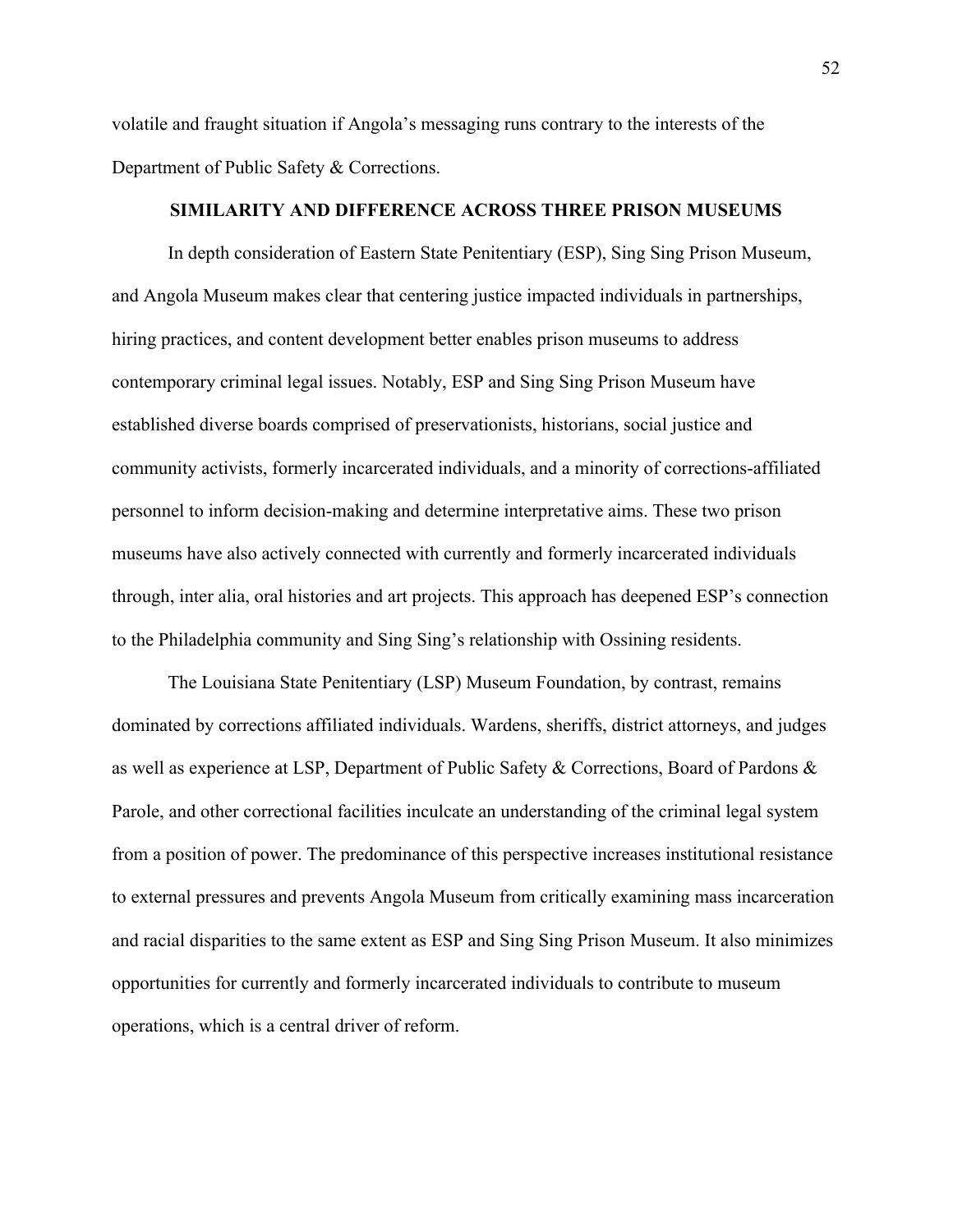volatile and fraught situation if Angola's messaging runs contrary to the interests of the Department of Public Safety & Corrections.

## SIMILARITY AND DIFFERENCE ACROSS THREE PRISON MUSEUMS

In depth consideration of Eastern State Penitentiary (ESP), Sing Sing Prison Museum, and Angola Museum makes clear that centering justice impacted individuals in partnerships, hiring practices, and content development better enables prison museums to address contemporary criminal legal issues. Notably, ESP and Sing Sing Prison Museum have established diverse boards comprised of preservationists, historians, social justice and community activists, formerly incarcerated individuals, and a minority of corrections-affiliated personnel to inform decision-making and determine interpretative aims. These two prison museums have also actively connected with currently and formerly incarcerated individuals through, inter alia, oral histories and art projects. This approach has deepened ESP's connection to the Philadelphia community and Sing Sing's relationship with Ossining residents.

The Louisiana State Penitentiary (LSP) Museum Foundation, by contrast, remains dominated by corrections affiliated individuals. Wardens, sheriffs, district attorneys, and judges as well as experience at LSP, Department of Public Safety & Corrections, Board of Pardons & Parole, and other correctional facilities inculcate an understanding of the criminal legal system from a position of power. The predominance of this perspective increases institutional resistance to external pressures and prevents Angola Museum from critically examining mass incarceration and racial disparities to the same extent as ESP and Sing Sing Prison Museum. It also minimizes opportunities for currently and formerly incarcerated individuals to contribute to museum operations, which is a central driver of reform.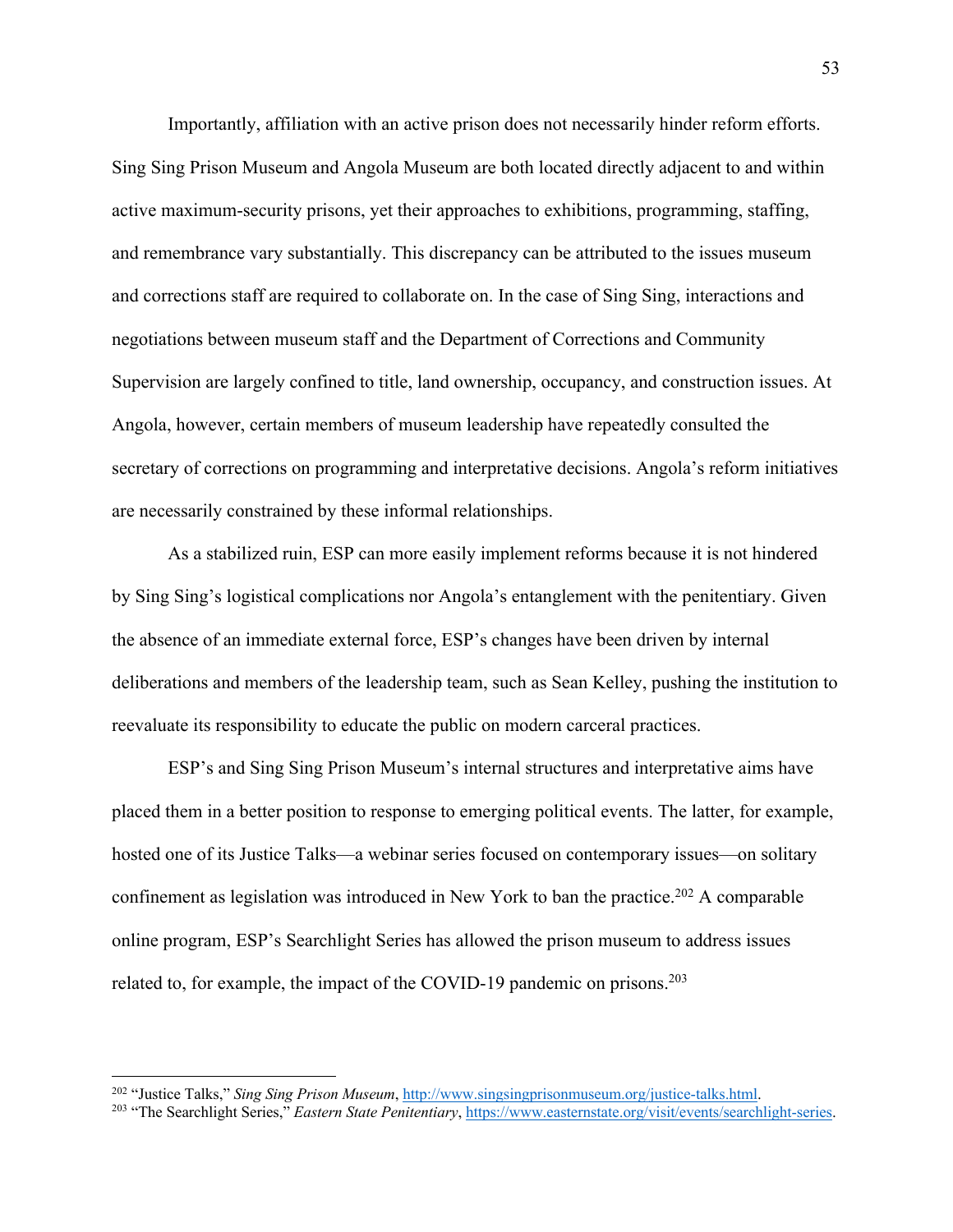Importantly, affiliation with an active prison does not necessarily hinder reform efforts. Sing Sing Prison Museum and Angola Museum are both located directly adjacent to and within active maximum-security prisons, yet their approaches to exhibitions, programming, staffing, and remembrance vary substantially. This discrepancy can be attributed to the issues museum and corrections staff are required to collaborate on. In the case of Sing Sing, interactions and negotiations between museum staff and the Department of Corrections and Community Supervision are largely confined to title, land ownership, occupancy, and construction issues. At Angola, however, certain members of museum leadership have repeatedly consulted the secretary of corrections on programming and interpretative decisions. Angola's reform initiatives are necessarily constrained by these informal relationships.

As a stabilized ruin, ESP can more easily implement reforms because it is not hindered by Sing Sing's logistical complications nor Angola's entanglement with the penitentiary. Given the absence of an immediate external force, ESP's changes have been driven by internal deliberations and members of the leadership team, such as Sean Kelley, pushing the institution to reevaluate its responsibility to educate the public on modern carceral practices.

ESP's and Sing Sing Prison Museum's internal structures and interpretative aims have placed them in a better position to response to emerging political events. The latter, for example, hosted one of its Justice Talks—a webinar series focused on contemporary issues—on solitary confinement as legislation was introduced in New York to ban the practice.[202] A comparable online program, ESP's Searchlight Series has allowed the prison museum to address issues related to, for example, the impact of the COVID-19 pandemic on prisons.[203]

---

[202] "Justice Talks," *Sing Sing Prison Museum*, http://www.singsingprisonmuseum.org/justice-talks.html.

[203] "The Searchlight Series," *Eastern State Penitentiary*, https://www.easternstate.org/visit/events/searchlight-series.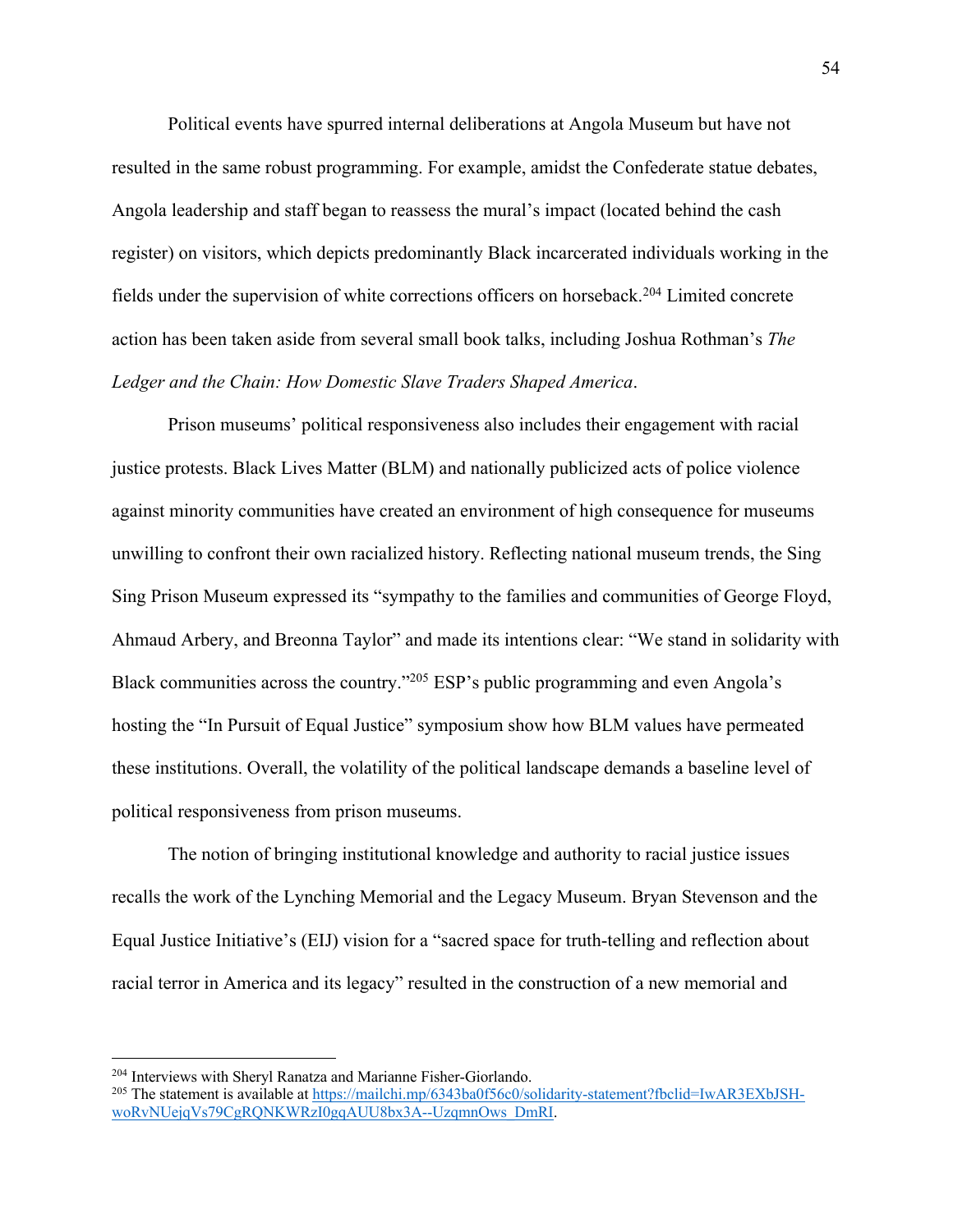Political events have spurred internal deliberations at Angola Museum but have not resulted in the same robust programming. For example, amidst the Confederate statue debates, Angola leadership and staff began to reassess the mural's impact (located behind the cash register) on visitors, which depicts predominantly Black incarcerated individuals working in the fields under the supervision of white corrections officers on horseback.[204] Limited concrete action has been taken aside from several small book talks, including Joshua Rothman's *The Ledger and the Chain: How Domestic Slave Traders Shaped America*.

Prison museums' political responsiveness also includes their engagement with racial justice protests. Black Lives Matter (BLM) and nationally publicized acts of police violence against minority communities have created an environment of high consequence for museums unwilling to confront their own racialized history. Reflecting national museum trends, the Sing Sing Prison Museum expressed its "sympathy to the families and communities of George Floyd, Ahmaud Arbery, and Breonna Taylor" and made its intentions clear: "We stand in solidarity with Black communities across the country."[205] ESP's public programming and even Angola's hosting the "In Pursuit of Equal Justice" symposium show how BLM values have permeated these institutions. Overall, the volatility of the political landscape demands a baseline level of political responsiveness from prison museums.

The notion of bringing institutional knowledge and authority to racial justice issues recalls the work of the Lynching Memorial and the Legacy Museum. Bryan Stevenson and the Equal Justice Initiative's (EIJ) vision for a "sacred space for truth-telling and reflection about racial terror in America and its legacy" resulted in the construction of a new memorial and

---

[204] Interviews with Sheryl Ranatza and Marianne Fisher-Giorlando.

[205] The statement is available at https://mailchi.mp/6343ba0f56c0/solidarity-statement?fbclid=IwAR3EXbJSH-woRvNUejqVs79CgRQNKWRzI0gqAUU8bx3A--UzqmnOws_DmRI.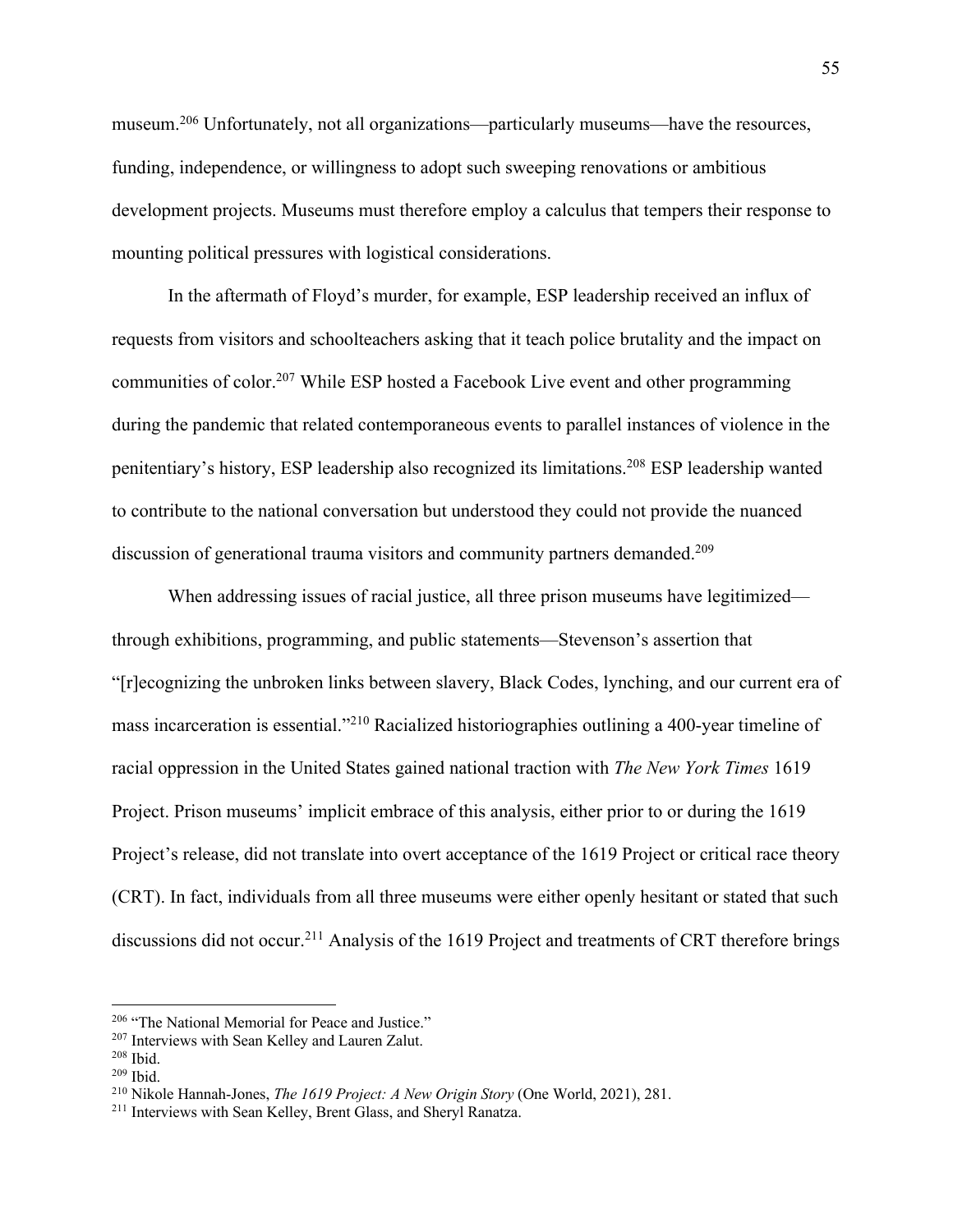museum.[206] Unfortunately, not all organizations—particularly museums—have the resources, funding, independence, or willingness to adopt such sweeping renovations or ambitious development projects. Museums must therefore employ a calculus that tempers their response to mounting political pressures with logistical considerations.

In the aftermath of Floyd's murder, for example, ESP leadership received an influx of requests from visitors and schoolteachers asking that it teach police brutality and the impact on communities of color.[207] While ESP hosted a Facebook Live event and other programming during the pandemic that related contemporaneous events to parallel instances of violence in the penitentiary's history, ESP leadership also recognized its limitations.[208] ESP leadership wanted to contribute to the national conversation but understood they could not provide the nuanced discussion of generational trauma visitors and community partners demanded.[209]

When addressing issues of racial justice, all three prison museums have legitimized—through exhibitions, programming, and public statements—Stevenson's assertion that "[r]ecognizing the unbroken links between slavery, Black Codes, lynching, and our current era of mass incarceration is essential."[210] Racialized historiographies outlining a 400-year timeline of racial oppression in the United States gained national traction with *The New York Times* 1619 Project. Prison museums' implicit embrace of this analysis, either prior to or during the 1619 Project's release, did not translate into overt acceptance of the 1619 Project or critical race theory (CRT). In fact, individuals from all three museums were either openly hesitant or stated that such discussions did not occur.[211] Analysis of the 1619 Project and treatments of CRT therefore brings

---

[206] "The National Memorial for Peace and Justice."

[207] Interviews with Sean Kelley and Lauren Zalut.

[208] Ibid.

[209] Ibid.

[210] Nikole Hannah-Jones, *The 1619 Project: A New Origin Story* (One World, 2021), 281.

[211] Interviews with Sean Kelley, Brent Glass, and Sheryl Ranatza.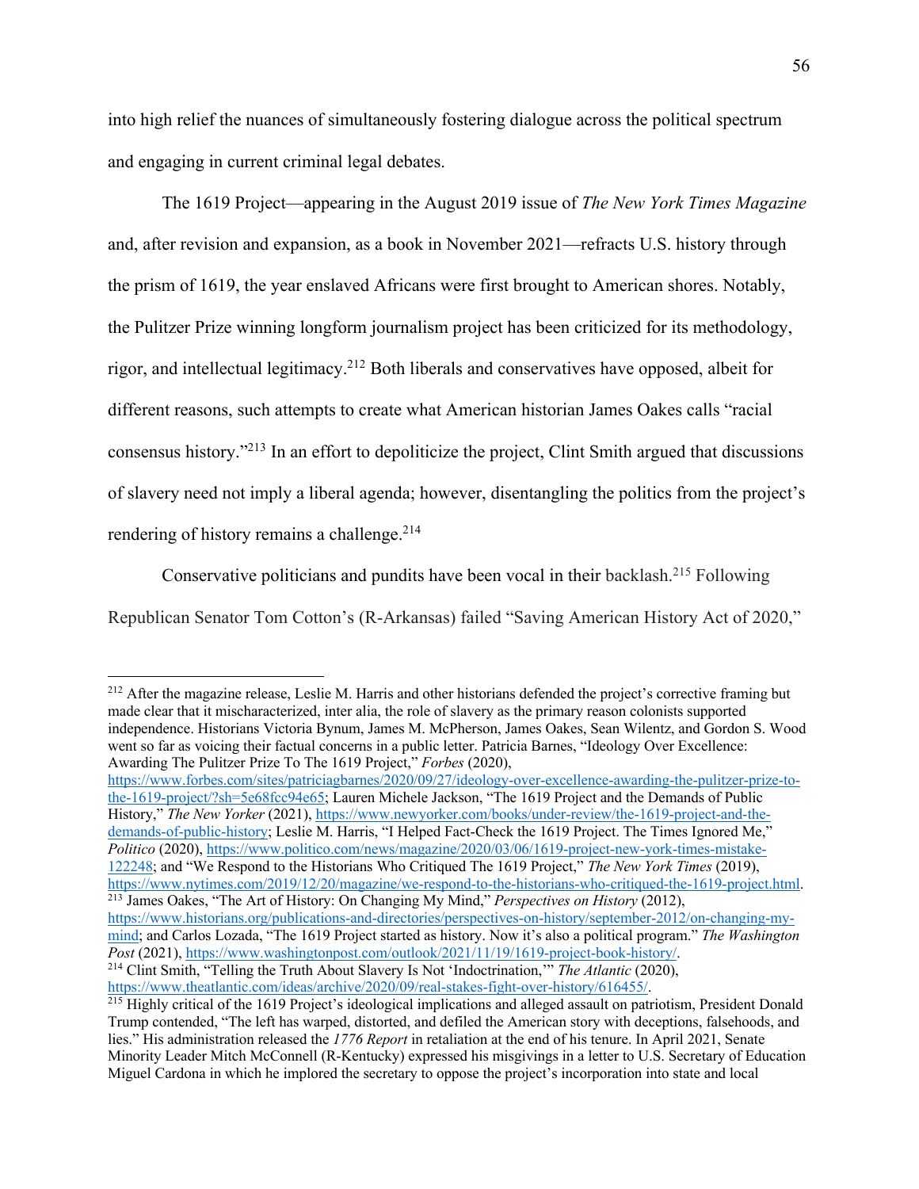into high relief the nuances of simultaneously fostering dialogue across the political spectrum and engaging in current criminal legal debates.

The 1619 Project—appearing in the August 2019 issue of *The New York Times Magazine* and, after revision and expansion, as a book in November 2021—refracts U.S. history through the prism of 1619, the year enslaved Africans were first brought to American shores. Notably, the Pulitzer Prize winning longform journalism project has been criticized for its methodology, rigor, and intellectual legitimacy.[212] Both liberals and conservatives have opposed, albeit for different reasons, such attempts to create what American historian James Oakes calls "racial consensus history."[213] In an effort to depoliticize the project, Clint Smith argued that discussions of slavery need not imply a liberal agenda; however, disentangling the politics from the project's rendering of history remains a challenge.[214]

Conservative politicians and pundits have been vocal in their backlash.[215] Following Republican Senator Tom Cotton's (R-Arkansas) failed "Saving American History Act of 2020,"

---

[212] After the magazine release, Leslie M. Harris and other historians defended the project's corrective framing but made clear that it mischaracterized, inter alia, the role of slavery as the primary reason colonists supported independence. Historians Victoria Bynum, James M. McPherson, James Oakes, Sean Wilentz, and Gordon S. Wood went so far as voicing their factual concerns in a public letter. Patricia Barnes, "Ideology Over Excellence: Awarding The Pulitzer Prize To The 1619 Project," *Forbes* (2020), https://www.forbes.com/sites/patriciagbarnes/2020/09/27/ideology-over-excellence-awarding-the-pulitzer-prize-to-the-1619-project/?sh=5e68fcc94e65; Lauren Michele Jackson, "The 1619 Project and the Demands of Public History," *The New Yorker* (2021), https://www.newyorker.com/books/under-review/the-1619-project-and-the-demands-of-public-history; Leslie M. Harris, "I Helped Fact-Check the 1619 Project. The Times Ignored Me," *Politico* (2020), https://www.politico.com/news/magazine/2020/03/06/1619-project-new-york-times-mistake-122248; and "We Respond to the Historians Who Critiqued The 1619 Project," *The New York Times* (2019), https://www.nytimes.com/2019/12/20/magazine/we-respond-to-the-historians-who-critiqued-the-1619-project.html.

[213] James Oakes, "The Art of History: On Changing My Mind," *Perspectives on History* (2012), https://www.historians.org/publications-and-directories/perspectives-on-history/september-2012/on-changing-my-mind; and Carlos Lozada, "The 1619 Project started as history. Now it's also a political program." *The Washington Post* (2021), https://www.washingtonpost.com/outlook/2021/11/19/1619-project-book-history/.

[214] Clint Smith, "Telling the Truth About Slavery Is Not 'Indoctrination,'" *The Atlantic* (2020), https://www.theatlantic.com/ideas/archive/2020/09/real-stakes-fight-over-history/616455/.

[215] Highly critical of the 1619 Project's ideological implications and alleged assault on patriotism, President Donald Trump contended, "The left has warped, distorted, and defiled the American story with deceptions, falsehoods, and lies." His administration released the *1776 Report* in retaliation at the end of his tenure. In April 2021, Senate Minority Leader Mitch McConnell (R-Kentucky) expressed his misgivings in a letter to U.S. Secretary of Education Miguel Cardona in which he implored the secretary to oppose the project's incorporation into state and local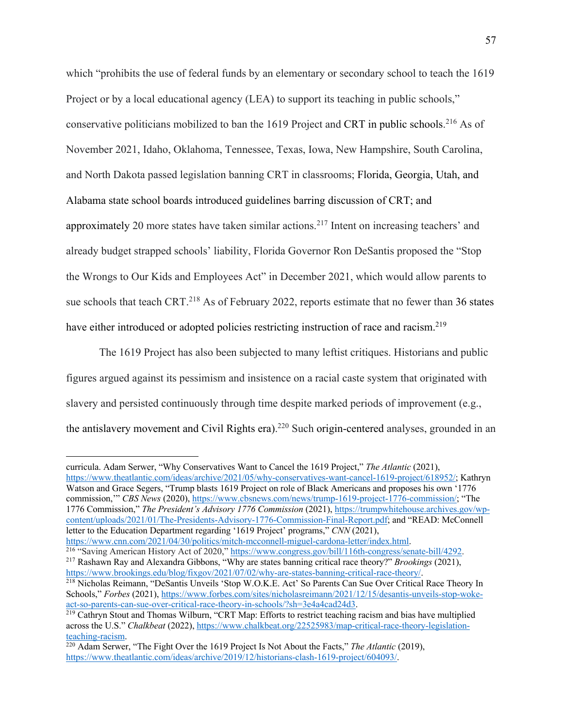which "prohibits the use of federal funds by an elementary or secondary school to teach the 1619 Project or by a local educational agency (LEA) to support its teaching in public schools," conservative politicians mobilized to ban the 1619 Project and CRT in public schools.[216] As of November 2021, Idaho, Oklahoma, Tennessee, Texas, Iowa, New Hampshire, South Carolina, and North Dakota passed legislation banning CRT in classrooms; Florida, Georgia, Utah, and Alabama state school boards introduced guidelines barring discussion of CRT; and approximately 20 more states have taken similar actions.[217] Intent on increasing teachers' and already budget strapped schools' liability, Florida Governor Ron DeSantis proposed the "Stop the Wrongs to Our Kids and Employees Act" in December 2021, which would allow parents to sue schools that teach CRT.[218] As of February 2022, reports estimate that no fewer than 36 states have either introduced or adopted policies restricting instruction of race and racism.[219]

The 1619 Project has also been subjected to many leftist critiques. Historians and public figures argued against its pessimism and insistence on a racial caste system that originated with slavery and persisted continuously through time despite marked periods of improvement (e.g., the antislavery movement and Civil Rights era).[220] Such origin-centered analyses, grounded in an

---

curricula. Adam Serwer, "Why Conservatives Want to Cancel the 1619 Project," *The Atlantic* (2021), https://www.theatlantic.com/ideas/archive/2021/05/why-conservatives-want-cancel-1619-project/618952/; Kathryn Watson and Grace Segers, "Trump blasts 1619 Project on role of Black Americans and proposes his own '1776 commission,'" *CBS News* (2020), https://www.cbsnews.com/news/trump-1619-project-1776-commission/; "The 1776 Commission," *The President's Advisory 1776 Commission* (2021), https://trumpwhitehouse.archives.gov/wp-content/uploads/2021/01/The-Presidents-Advisory-1776-Commission-Final-Report.pdf; and "READ: McConnell letter to the Education Department regarding '1619 Project' programs," *CNN* (2021), https://www.cnn.com/2021/04/30/politics/mitch-mcconnell-miguel-cardona-letter/index.html.

[216] "Saving American History Act of 2020," https://www.congress.gov/bill/116th-congress/senate-bill/4292.

[217] Rashawn Ray and Alexandra Gibbons, "Why are states banning critical race theory?" *Brookings* (2021), https://www.brookings.edu/blog/fixgov/2021/07/02/why-are-states-banning-critical-race-theory/.

[218] Nicholas Reimann, "DeSantis Unveils 'Stop W.O.K.E. Act' So Parents Can Sue Over Critical Race Theory In Schools," *Forbes* (2021), https://www.forbes.com/sites/nicholasreimann/2021/12/15/desantis-unveils-stop-woke-act-so-parents-can-sue-over-critical-race-theory-in-schools/?sh=3e4a4cad24d3.

[219] Cathryn Stout and Thomas Wilburn, "CRT Map: Efforts to restrict teaching racism and bias have multiplied across the U.S." *Chalkbeat* (2022), https://www.chalkbeat.org/22525983/map-critical-race-theory-legislation-teaching-racism.

[220] Adam Serwer, "The Fight Over the 1619 Project Is Not About the Facts," *The Atlantic* (2019), https://www.theatlantic.com/ideas/archive/2019/12/historians-clash-1619-project/604093/.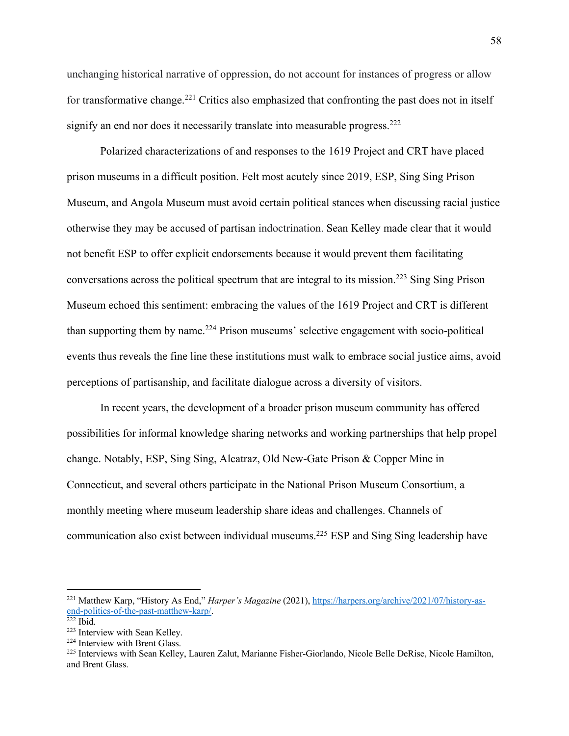unchanging historical narrative of oppression, do not account for instances of progress or allow for transformative change.[221] Critics also emphasized that confronting the past does not in itself signify an end nor does it necessarily translate into measurable progress.[222]

Polarized characterizations of and responses to the 1619 Project and CRT have placed prison museums in a difficult position. Felt most acutely since 2019, ESP, Sing Sing Prison Museum, and Angola Museum must avoid certain political stances when discussing racial justice otherwise they may be accused of partisan indoctrination. Sean Kelley made clear that it would not benefit ESP to offer explicit endorsements because it would prevent them facilitating conversations across the political spectrum that are integral to its mission.[223] Sing Sing Prison Museum echoed this sentiment: embracing the values of the 1619 Project and CRT is different than supporting them by name.[224] Prison museums' selective engagement with socio-political events thus reveals the fine line these institutions must walk to embrace social justice aims, avoid perceptions of partisanship, and facilitate dialogue across a diversity of visitors.

In recent years, the development of a broader prison museum community has offered possibilities for informal knowledge sharing networks and working partnerships that help propel change. Notably, ESP, Sing Sing, Alcatraz, Old New-Gate Prison & Copper Mine in Connecticut, and several others participate in the National Prison Museum Consortium, a monthly meeting where museum leadership share ideas and challenges. Channels of communication also exist between individual museums.[225] ESP and Sing Sing leadership have

---

[221] Matthew Karp, "History As End," *Harper's Magazine* (2021), https://harpers.org/archive/2021/07/history-as-end-politics-of-the-past-matthew-karp/.

[222] Ibid.

[223] Interview with Sean Kelley.

[224] Interview with Brent Glass.

[225] Interviews with Sean Kelley, Lauren Zalut, Marianne Fisher-Giorlando, Nicole Belle DeRise, Nicole Hamilton, and Brent Glass.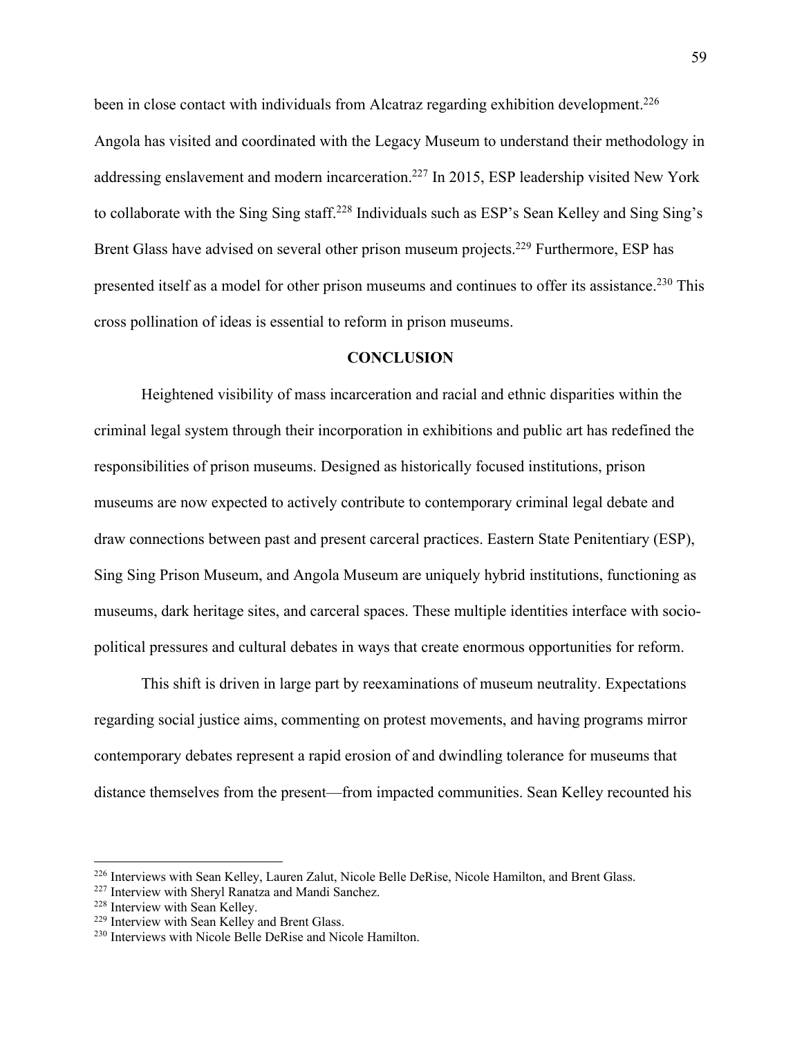been in close contact with individuals from Alcatraz regarding exhibition development.[226] Angola has visited and coordinated with the Legacy Museum to understand their methodology in addressing enslavement and modern incarceration.[227] In 2015, ESP leadership visited New York to collaborate with the Sing Sing staff.[228] Individuals such as ESP's Sean Kelley and Sing Sing's Brent Glass have advised on several other prison museum projects.[229] Furthermore, ESP has presented itself as a model for other prison museums and continues to offer its assistance.[230] This cross pollination of ideas is essential to reform in prison museums.

## CONCLUSION

Heightened visibility of mass incarceration and racial and ethnic disparities within the criminal legal system through their incorporation in exhibitions and public art has redefined the responsibilities of prison museums. Designed as historically focused institutions, prison museums are now expected to actively contribute to contemporary criminal legal debate and draw connections between past and present carceral practices. Eastern State Penitentiary (ESP), Sing Sing Prison Museum, and Angola Museum are uniquely hybrid institutions, functioning as museums, dark heritage sites, and carceral spaces. These multiple identities interface with socio-political pressures and cultural debates in ways that create enormous opportunities for reform.

This shift is driven in large part by reexaminations of museum neutrality. Expectations regarding social justice aims, commenting on protest movements, and having programs mirror contemporary debates represent a rapid erosion of and dwindling tolerance for museums that distance themselves from the present—from impacted communities. Sean Kelley recounted his

---

[226] Interviews with Sean Kelley, Lauren Zalut, Nicole Belle DeRise, Nicole Hamilton, and Brent Glass.

[227] Interview with Sheryl Ranatza and Mandi Sanchez.

[228] Interview with Sean Kelley.

[229] Interview with Sean Kelley and Brent Glass.

[230] Interviews with Nicole Belle DeRise and Nicole Hamilton.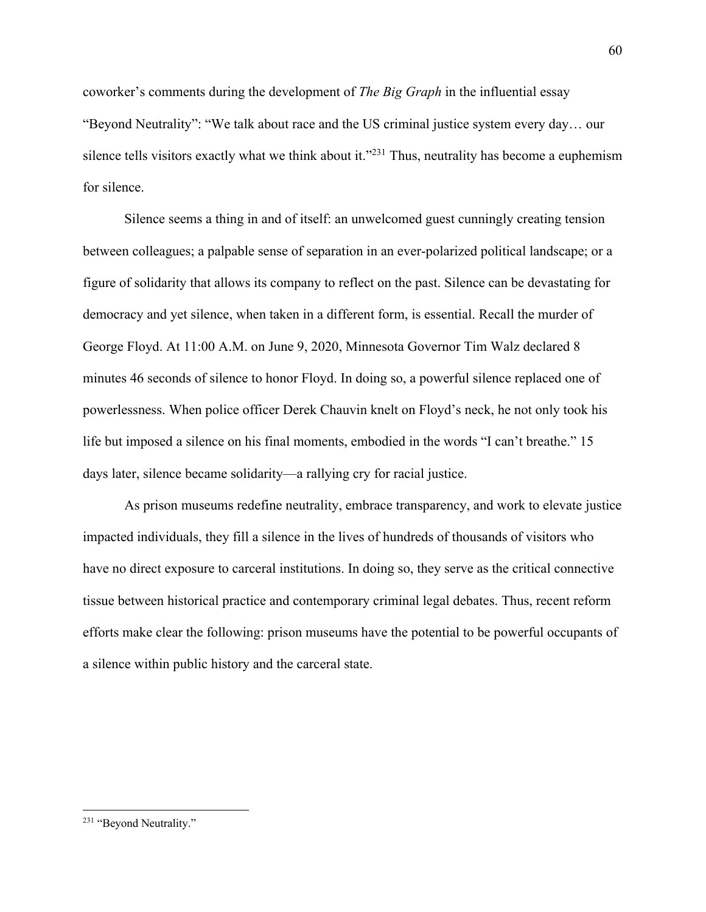coworker's comments during the development of *The Big Graph* in the influential essay "Beyond Neutrality": "We talk about race and the US criminal justice system every day… our silence tells visitors exactly what we think about it."[231] Thus, neutrality has become a euphemism for silence.

Silence seems a thing in and of itself: an unwelcomed guest cunningly creating tension between colleagues; a palpable sense of separation in an ever-polarized political landscape; or a figure of solidarity that allows its company to reflect on the past. Silence can be devastating for democracy and yet silence, when taken in a different form, is essential. Recall the murder of George Floyd. At 11:00 A.M. on June 9, 2020, Minnesota Governor Tim Walz declared 8 minutes 46 seconds of silence to honor Floyd. In doing so, a powerful silence replaced one of powerlessness. When police officer Derek Chauvin knelt on Floyd's neck, he not only took his life but imposed a silence on his final moments, embodied in the words "I can't breathe." 15 days later, silence became solidarity—a rallying cry for racial justice.

As prison museums redefine neutrality, embrace transparency, and work to elevate justice impacted individuals, they fill a silence in the lives of hundreds of thousands of visitors who have no direct exposure to carceral institutions. In doing so, they serve as the critical connective tissue between historical practice and contemporary criminal legal debates. Thus, recent reform efforts make clear the following: prison museums have the potential to be powerful occupants of a silence within public history and the carceral state.

---

[231] "Beyond Neutrality."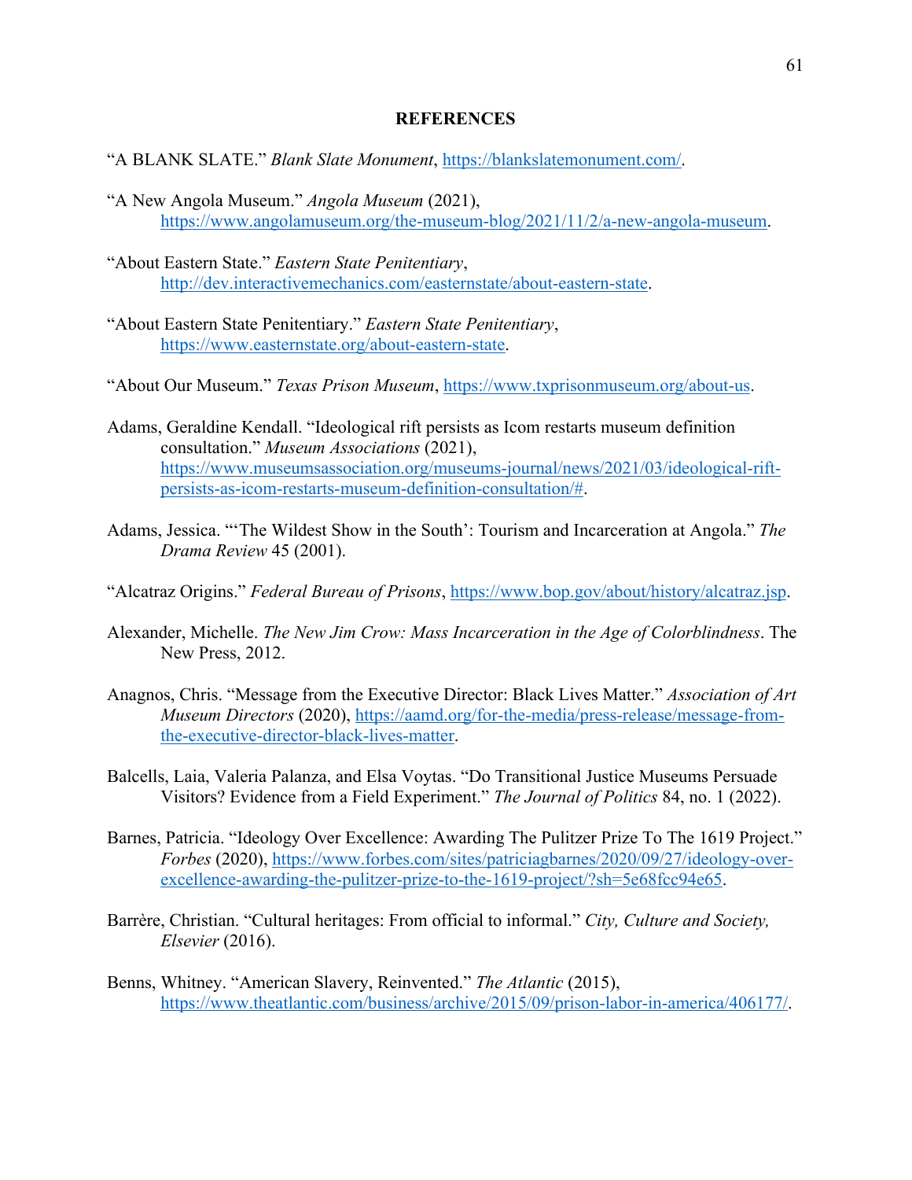## REFERENCES

"A BLANK SLATE." *Blank Slate Monument*, https://blankslatemonument.com/.

"A New Angola Museum." *Angola Museum* (2021), https://www.angolamuseum.org/the-museum-blog/2021/11/2/a-new-angola-museum.

"About Eastern State." *Eastern State Penitentiary*, http://dev.interactivemechanics.com/easternstate/about-eastern-state.

"About Eastern State Penitentiary." *Eastern State Penitentiary*, https://www.easternstate.org/about-eastern-state.

"About Our Museum." *Texas Prison Museum*, https://www.txprisonmuseum.org/about-us.

Adams, Geraldine Kendall. "Ideological rift persists as Icom restarts museum definition consultation." *Museum Associations* (2021), https://www.museumsassociation.org/museums-journal/news/2021/03/ideological-rift-persists-as-icom-restarts-museum-definition-consultation/#.

Adams, Jessica. "'The Wildest Show in the South': Tourism and Incarceration at Angola." *The Drama Review* 45 (2001).

"Alcatraz Origins." *Federal Bureau of Prisons*, https://www.bop.gov/about/history/alcatraz.jsp.

Alexander, Michelle. *The New Jim Crow: Mass Incarceration in the Age of Colorblindness*. The New Press, 2012.

Anagnos, Chris. "Message from the Executive Director: Black Lives Matter." *Association of Art Museum Directors* (2020), https://aamd.org/for-the-media/press-release/message-from-the-executive-director-black-lives-matter.

Balcells, Laia, Valeria Palanza, and Elsa Voytas. "Do Transitional Justice Museums Persuade Visitors? Evidence from a Field Experiment." *The Journal of Politics* 84, no. 1 (2022).

Barnes, Patricia. "Ideology Over Excellence: Awarding The Pulitzer Prize To The 1619 Project." *Forbes* (2020), https://www.forbes.com/sites/patriciagbarnes/2020/09/27/ideology-over-excellence-awarding-the-pulitzer-prize-to-the-1619-project/?sh=5e68fcc94e65.

Barrère, Christian. "Cultural heritages: From official to informal." *City, Culture and Society, Elsevier* (2016).

Benns, Whitney. "American Slavery, Reinvented." *The Atlantic* (2015), https://www.theatlantic.com/business/archive/2015/09/prison-labor-in-america/406177/.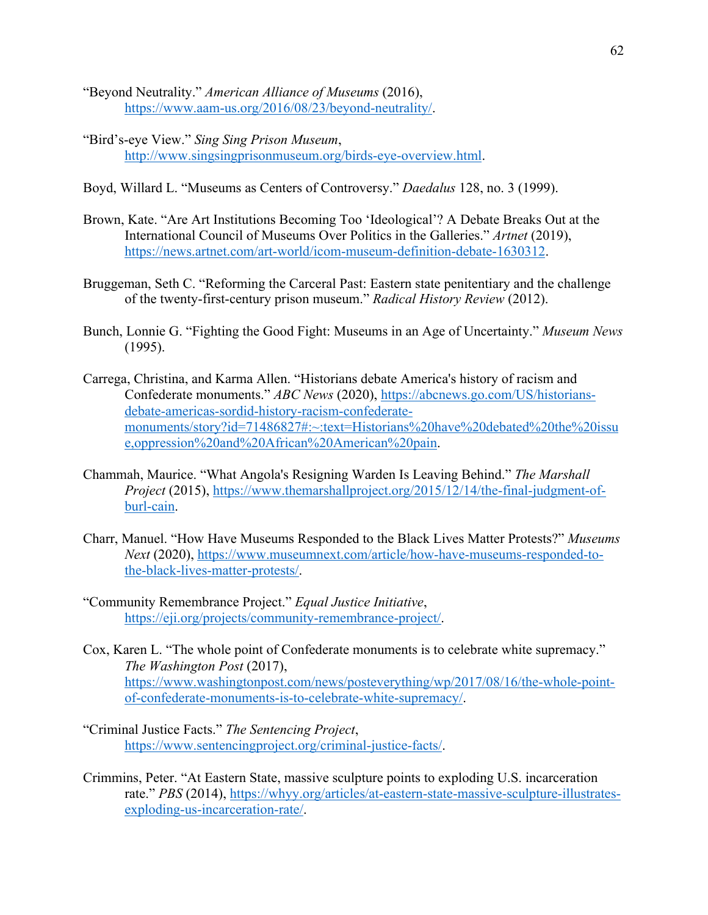"Beyond Neutrality." *American Alliance of Museums* (2016), https://www.aam-us.org/2016/08/23/beyond-neutrality/.

"Bird's-eye View." *Sing Sing Prison Museum*, http://www.singsingprisonmuseum.org/birds-eye-overview.html.

Boyd, Willard L. "Museums as Centers of Controversy." *Daedalus* 128, no. 3 (1999).

Brown, Kate. "Are Art Institutions Becoming Too 'Ideological'? A Debate Breaks Out at the International Council of Museums Over Politics in the Galleries." *Artnet* (2019), https://news.artnet.com/art-world/icom-museum-definition-debate-1630312.

Bruggeman, Seth C. "Reforming the Carceral Past: Eastern state penitentiary and the challenge of the twenty-first-century prison museum." *Radical History Review* (2012).

Bunch, Lonnie G. "Fighting the Good Fight: Museums in an Age of Uncertainty." *Museum News* (1995).

Carrega, Christina, and Karma Allen. "Historians debate America's history of racism and Confederate monuments." *ABC News* (2020), https://abcnews.go.com/US/historians-debate-americas-sordid-history-racism-confederate-monuments/story?id=71486827#:~:text=Historians%20have%20debated%20the%20issue,oppression%20and%20African%20American%20pain.

Chammah, Maurice. "What Angola's Resigning Warden Is Leaving Behind." *The Marshall Project* (2015), https://www.themarshallproject.org/2015/12/14/the-final-judgment-of-burl-cain.

Charr, Manuel. "How Have Museums Responded to the Black Lives Matter Protests?" *Museums Next* (2020), https://www.museumnext.com/article/how-have-museums-responded-to-the-black-lives-matter-protests/.

"Community Remembrance Project." *Equal Justice Initiative*, https://eji.org/projects/community-remembrance-project/.

Cox, Karen L. "The whole point of Confederate monuments is to celebrate white supremacy." *The Washington Post* (2017), https://www.washingtonpost.com/news/posteverything/wp/2017/08/16/the-whole-point-of-confederate-monuments-is-to-celebrate-white-supremacy/.

"Criminal Justice Facts." *The Sentencing Project*, https://www.sentencingproject.org/criminal-justice-facts/.

Crimmins, Peter. "At Eastern State, massive sculpture points to exploding U.S. incarceration rate." *PBS* (2014), https://whyy.org/articles/at-eastern-state-massive-sculpture-illustrates-exploding-us-incarceration-rate/.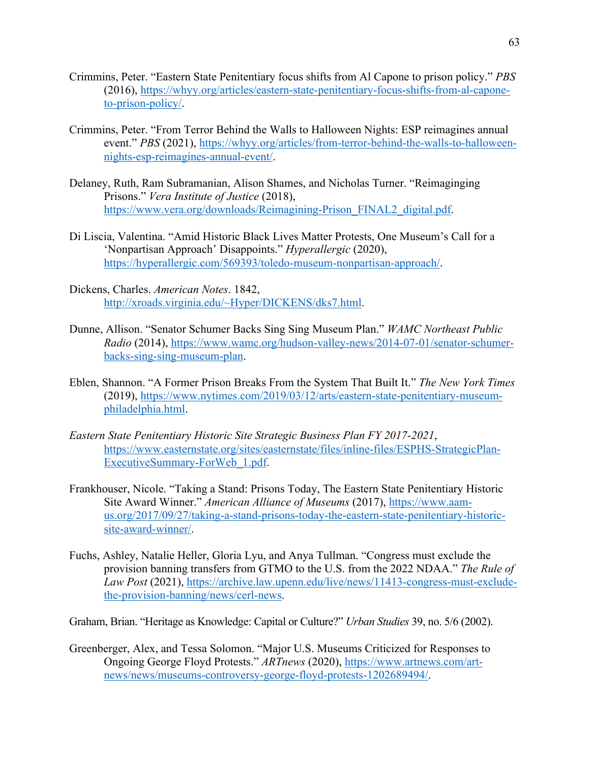Crimmins, Peter. "Eastern State Penitentiary focus shifts from Al Capone to prison policy." *PBS* (2016), https://whyy.org/articles/eastern-state-penitentiary-focus-shifts-from-al-capone-to-prison-policy/.

Crimmins, Peter. "From Terror Behind the Walls to Halloween Nights: ESP reimagines annual event." *PBS* (2021), https://whyy.org/articles/from-terror-behind-the-walls-to-halloween-nights-esp-reimagines-annual-event/.

Delaney, Ruth, Ram Subramanian, Alison Shames, and Nicholas Turner. "Reimaginging Prisons." *Vera Institute of Justice* (2018), https://www.vera.org/downloads/Reimagining-Prison_FINAL2_digital.pdf.

Di Liscia, Valentina. "Amid Historic Black Lives Matter Protests, One Museum's Call for a 'Nonpartisan Approach' Disappoints." *Hyperallergic* (2020), https://hyperallergic.com/569393/toledo-museum-nonpartisan-approach/.

Dickens, Charles. *American Notes*. 1842, http://xroads.virginia.edu/~Hyper/DICKENS/dks7.html.

Dunne, Allison. "Senator Schumer Backs Sing Sing Museum Plan." *WAMC Northeast Public Radio* (2014), https://www.wamc.org/hudson-valley-news/2014-07-01/senator-schumer-backs-sing-sing-museum-plan.

Eblen, Shannon. "A Former Prison Breaks From the System That Built It." *The New York Times* (2019), https://www.nytimes.com/2019/03/12/arts/eastern-state-penitentiary-museum-philadelphia.html.

*Eastern State Penitentiary Historic Site Strategic Business Plan FY 2017-2021*, https://www.easternstate.org/sites/easternstate/files/inline-files/ESPHS-StrategicPlan-ExecutiveSummary-ForWeb_1.pdf.

Frankhouser, Nicole. "Taking a Stand: Prisons Today, The Eastern State Penitentiary Historic Site Award Winner." *American Alliance of Museums* (2017), https://www.aam-us.org/2017/09/27/taking-a-stand-prisons-today-the-eastern-state-penitentiary-historic-site-award-winner/.

Fuchs, Ashley, Natalie Heller, Gloria Lyu, and Anya Tullman. "Congress must exclude the provision banning transfers from GTMO to the U.S. from the 2022 NDAA." *The Rule of Law Post* (2021), https://archive.law.upenn.edu/live/news/11413-congress-must-exclude-the-provision-banning/news/cerl-news.

Graham, Brian. "Heritage as Knowledge: Capital or Culture?" *Urban Studies* 39, no. 5/6 (2002).

Greenberger, Alex, and Tessa Solomon. "Major U.S. Museums Criticized for Responses to Ongoing George Floyd Protests." *ARTnews* (2020), https://www.artnews.com/art-news/news/museums-controversy-george-floyd-protests-1202689494/.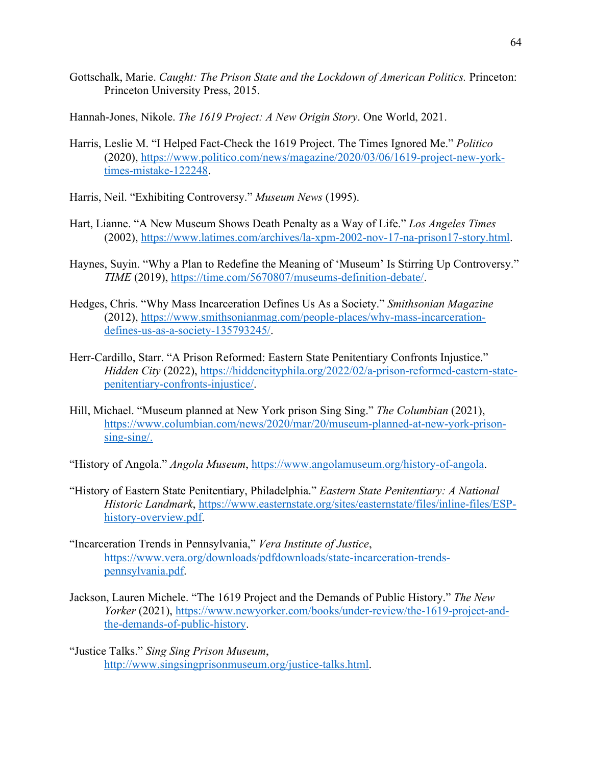Gottschalk, Marie. *Caught: The Prison State and the Lockdown of American Politics.* Princeton: Princeton University Press, 2015.

Hannah-Jones, Nikole. *The 1619 Project: A New Origin Story*. One World, 2021.

Harris, Leslie M. "I Helped Fact-Check the 1619 Project. The Times Ignored Me." *Politico* (2020), https://www.politico.com/news/magazine/2020/03/06/1619-project-new-york-times-mistake-122248.

Harris, Neil. "Exhibiting Controversy." *Museum News* (1995).

Hart, Lianne. "A New Museum Shows Death Penalty as a Way of Life." *Los Angeles Times* (2002), https://www.latimes.com/archives/la-xpm-2002-nov-17-na-prison17-story.html.

Haynes, Suyin. "Why a Plan to Redefine the Meaning of 'Museum' Is Stirring Up Controversy." *TIME* (2019), https://time.com/5670807/museums-definition-debate/.

Hedges, Chris. "Why Mass Incarceration Defines Us As a Society." *Smithsonian Magazine* (2012), https://www.smithsonianmag.com/people-places/why-mass-incarceration-defines-us-as-a-society-135793245/.

Herr-Cardillo, Starr. "A Prison Reformed: Eastern State Penitentiary Confronts Injustice." *Hidden City* (2022), https://hiddencityphila.org/2022/02/a-prison-reformed-eastern-state-penitentiary-confronts-injustice/.

Hill, Michael. "Museum planned at New York prison Sing Sing." *The Columbian* (2021), https://www.columbian.com/news/2020/mar/20/museum-planned-at-new-york-prison-sing-sing/.

"History of Angola." *Angola Museum*, https://www.angolamuseum.org/history-of-angola.

"History of Eastern State Penitentiary, Philadelphia." *Eastern State Penitentiary: A National Historic Landmark*, https://www.easternstate.org/sites/easternstate/files/inline-files/ESP-history-overview.pdf.

"Incarceration Trends in Pennsylvania," *Vera Institute of Justice*, https://www.vera.org/downloads/pdfdownloads/state-incarceration-trends-pennsylvania.pdf.

Jackson, Lauren Michele. "The 1619 Project and the Demands of Public History." *The New Yorker* (2021), https://www.newyorker.com/books/under-review/the-1619-project-and-the-demands-of-public-history.

"Justice Talks." *Sing Sing Prison Museum*, http://www.singsingprisonmuseum.org/justice-talks.html.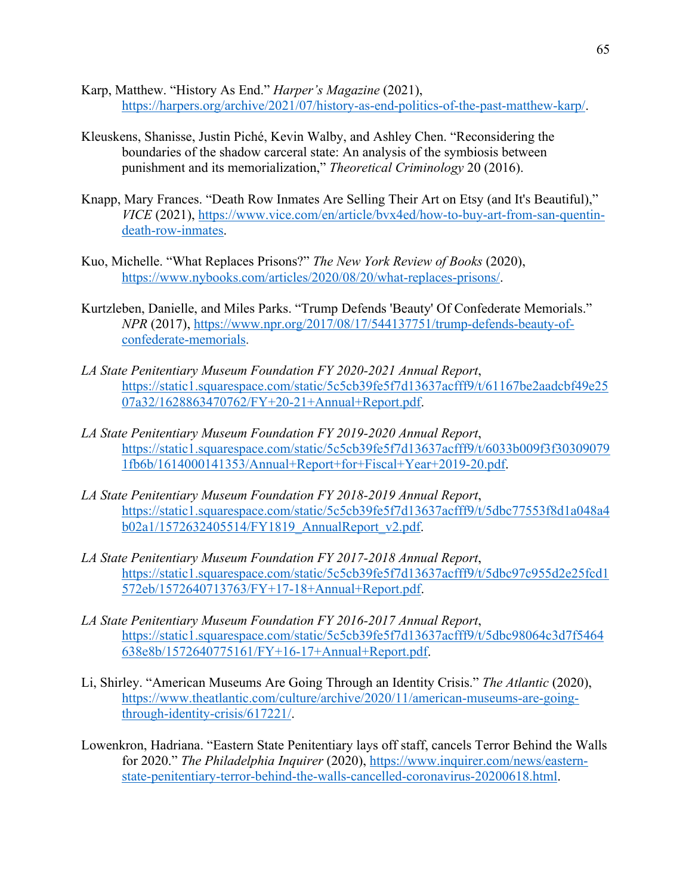Karp, Matthew. “History As End.” *Harper’s Magazine* (2021), https://harpers.org/archive/2021/07/history-as-end-politics-of-the-past-matthew-karp/.

Kleuskens, Shanisse, Justin Piché, Kevin Walby, and Ashley Chen. “Reconsidering the boundaries of the shadow carceral state: An analysis of the symbiosis between punishment and its memorialization,” *Theoretical Criminology* 20 (2016).

Knapp, Mary Frances. “Death Row Inmates Are Selling Their Art on Etsy (and It's Beautiful),” *VICE* (2021), https://www.vice.com/en/article/bvx4ed/how-to-buy-art-from-san-quentin-death-row-inmates.

Kuo, Michelle. “What Replaces Prisons?” *The New York Review of Books* (2020), https://www.nybooks.com/articles/2020/08/20/what-replaces-prisons/.

Kurtzleben, Danielle, and Miles Parks. “Trump Defends 'Beauty' Of Confederate Memorials.” *NPR* (2017), https://www.npr.org/2017/08/17/544137751/trump-defends-beauty-of-confederate-memorials.

*LA State Penitentiary Museum Foundation FY 2020-2021 Annual Report*, https://static1.squarespace.com/static/5c5cb39fe5f7d13637acfff9/t/61167be2aadcbf49e2507a32/1628863470762/FY+20-21+Annual+Report.pdf.

*LA State Penitentiary Museum Foundation FY 2019-2020 Annual Report*, https://static1.squarespace.com/static/5c5cb39fe5f7d13637acfff9/t/6033b009f3f303090791fb6b/1614000141353/Annual+Report+for+Fiscal+Year+2019-20.pdf.

*LA State Penitentiary Museum Foundation FY 2018-2019 Annual Report*, https://static1.squarespace.com/static/5c5cb39fe5f7d13637acfff9/t/5dbc77553f8d1a048a4b02a1/1572632405514/FY1819_AnnualReport_v2.pdf.

*LA State Penitentiary Museum Foundation FY 2017-2018 Annual Report*, https://static1.squarespace.com/static/5c5cb39fe5f7d13637acfff9/t/5dbc97c955d2e25fcd1572eb/1572640713763/FY+17-18+Annual+Report.pdf.

*LA State Penitentiary Museum Foundation FY 2016-2017 Annual Report*, https://static1.squarespace.com/static/5c5cb39fe5f7d13637acfff9/t/5dbc98064c3d7f5464638e8b/1572640775161/FY+16-17+Annual+Report.pdf.

Li, Shirley. “American Museums Are Going Through an Identity Crisis.” *The Atlantic* (2020), https://www.theatlantic.com/culture/archive/2020/11/american-museums-are-going-through-identity-crisis/617221/.

Lowenkron, Hadriana. “Eastern State Penitentiary lays off staff, cancels Terror Behind the Walls for 2020.” *The Philadelphia Inquirer* (2020), https://www.inquirer.com/news/eastern-state-penitentiary-terror-behind-the-walls-cancelled-coronavirus-20200618.html.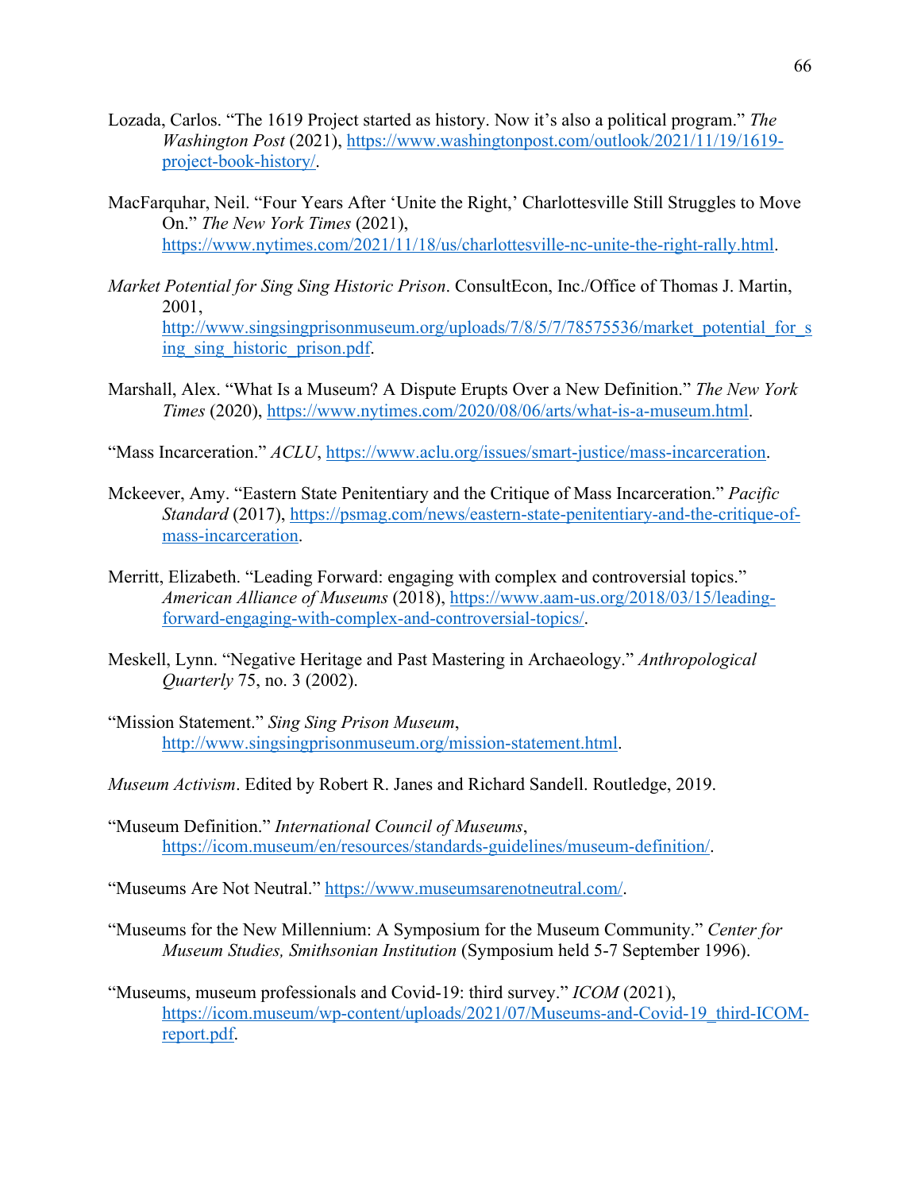Lozada, Carlos. "The 1619 Project started as history. Now it's also a political program." *The Washington Post* (2021), https://www.washingtonpost.com/outlook/2021/11/19/1619-project-book-history/.

MacFarquhar, Neil. "Four Years After 'Unite the Right,' Charlottesville Still Struggles to Move On." *The New York Times* (2021), https://www.nytimes.com/2021/11/18/us/charlottesville-nc-unite-the-right-rally.html.

*Market Potential for Sing Sing Historic Prison*. ConsultEcon, Inc./Office of Thomas J. Martin, 2001, http://www.singsingprisonmuseum.org/uploads/7/8/5/7/78575536/market_potential_for_sing_sing_historic_prison.pdf.

Marshall, Alex. "What Is a Museum? A Dispute Erupts Over a New Definition." *The New York Times* (2020), https://www.nytimes.com/2020/08/06/arts/what-is-a-museum.html.

"Mass Incarceration." *ACLU*, https://www.aclu.org/issues/smart-justice/mass-incarceration.

Mckeever, Amy. "Eastern State Penitentiary and the Critique of Mass Incarceration." *Pacific Standard* (2017), https://psmag.com/news/eastern-state-penitentiary-and-the-critique-of-mass-incarceration.

Merritt, Elizabeth. "Leading Forward: engaging with complex and controversial topics." *American Alliance of Museums* (2018), https://www.aam-us.org/2018/03/15/leading-forward-engaging-with-complex-and-controversial-topics/.

Meskell, Lynn. "Negative Heritage and Past Mastering in Archaeology." *Anthropological Quarterly* 75, no. 3 (2002).

"Mission Statement." *Sing Sing Prison Museum*, http://www.singsingprisonmuseum.org/mission-statement.html.

*Museum Activism*. Edited by Robert R. Janes and Richard Sandell. Routledge, 2019.

"Museum Definition." *International Council of Museums*, https://icom.museum/en/resources/standards-guidelines/museum-definition/.

"Museums Are Not Neutral." https://www.museumsarenotneutral.com/.

"Museums for the New Millennium: A Symposium for the Museum Community." *Center for Museum Studies, Smithsonian Institution* (Symposium held 5-7 September 1996).

"Museums, museum professionals and Covid-19: third survey." *ICOM* (2021), https://icom.museum/wp-content/uploads/2021/07/Museums-and-Covid-19_third-ICOM-report.pdf.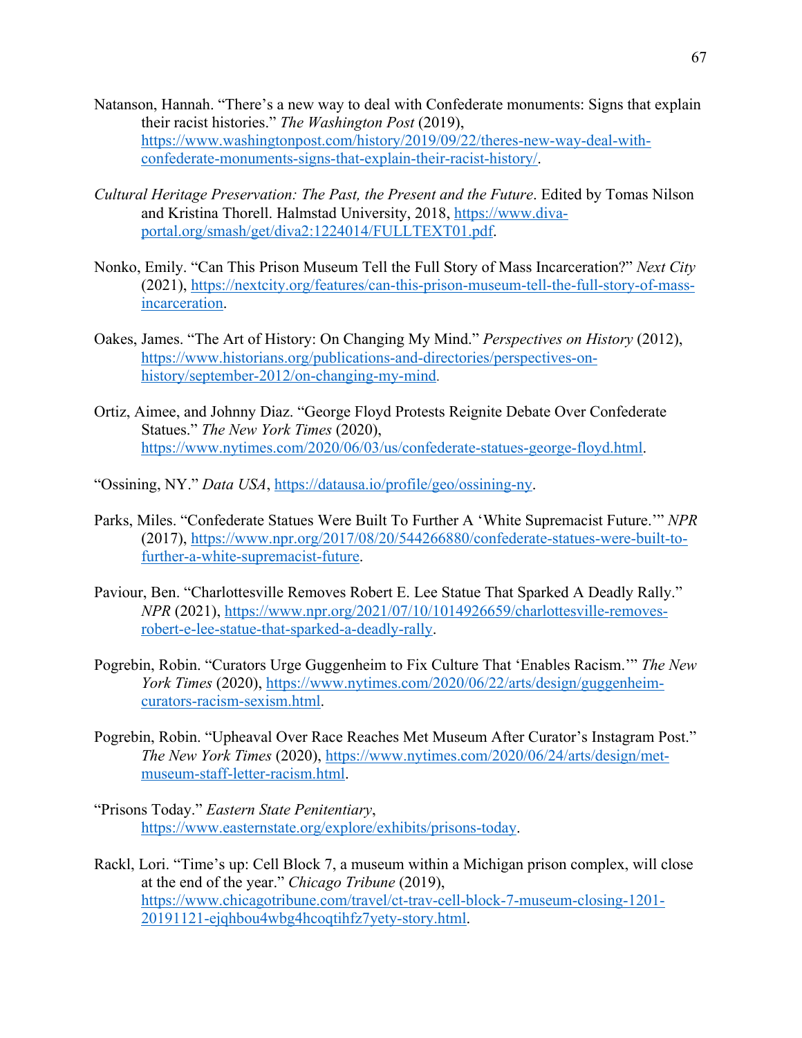Natanson, Hannah. “There’s a new way to deal with Confederate monuments: Signs that explain their racist histories.” *The Washington Post* (2019), https://www.washingtonpost.com/history/2019/09/22/theres-new-way-deal-with-confederate-monuments-signs-that-explain-their-racist-history/.

*Cultural Heritage Preservation: The Past, the Present and the Future*. Edited by Tomas Nilson and Kristina Thorell. Halmstad University, 2018, https://www.diva-portal.org/smash/get/diva2:1224014/FULLTEXT01.pdf.

Nonko, Emily. “Can This Prison Museum Tell the Full Story of Mass Incarceration?” *Next City* (2021), https://nextcity.org/features/can-this-prison-museum-tell-the-full-story-of-mass-incarceration.

Oakes, James. “The Art of History: On Changing My Mind.” *Perspectives on History* (2012), https://www.historians.org/publications-and-directories/perspectives-on-history/september-2012/on-changing-my-mind.

Ortiz, Aimee, and Johnny Diaz. “George Floyd Protests Reignite Debate Over Confederate Statues.” *The New York Times* (2020), https://www.nytimes.com/2020/06/03/us/confederate-statues-george-floyd.html.

“Ossining, NY.” *Data USA*, https://datausa.io/profile/geo/ossining-ny.

Parks, Miles. “Confederate Statues Were Built To Further A ‘White Supremacist Future.’” *NPR* (2017), https://www.npr.org/2017/08/20/544266880/confederate-statues-were-built-to-further-a-white-supremacist-future.

Paviour, Ben. “Charlottesville Removes Robert E. Lee Statue That Sparked A Deadly Rally.” *NPR* (2021), https://www.npr.org/2021/07/10/1014926659/charlottesville-removes-robert-e-lee-statue-that-sparked-a-deadly-rally.

Pogrebin, Robin. “Curators Urge Guggenheim to Fix Culture That ‘Enables Racism.’” *The New York Times* (2020), https://www.nytimes.com/2020/06/22/arts/design/guggenheim-curators-racism-sexism.html.

Pogrebin, Robin. “Upheaval Over Race Reaches Met Museum After Curator’s Instagram Post.” *The New York Times* (2020), https://www.nytimes.com/2020/06/24/arts/design/met-museum-staff-letter-racism.html.

“Prisons Today.” *Eastern State Penitentiary*, https://www.easternstate.org/explore/exhibits/prisons-today.

Rackl, Lori. “Time’s up: Cell Block 7, a museum within a Michigan prison complex, will close at the end of the year.” *Chicago Tribune* (2019), https://www.chicagotribune.com/travel/ct-trav-cell-block-7-museum-closing-1201-20191121-ejqhbou4wbg4hcoqtihfz7yety-story.html.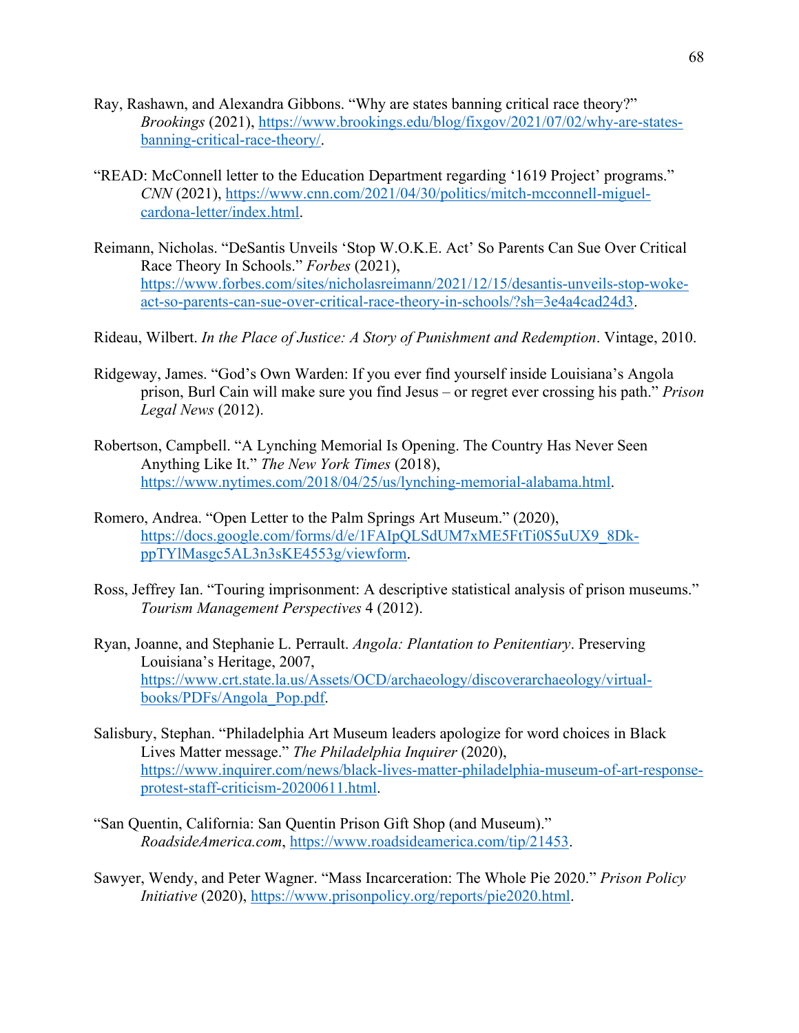Ray, Rashawn, and Alexandra Gibbons. "Why are states banning critical race theory?" *Brookings* (2021), https://www.brookings.edu/blog/fixgov/2021/07/02/why-are-states-banning-critical-race-theory/.

"READ: McConnell letter to the Education Department regarding '1619 Project' programs." *CNN* (2021), https://www.cnn.com/2021/04/30/politics/mitch-mcconnell-miguel-cardona-letter/index.html.

Reimann, Nicholas. "DeSantis Unveils 'Stop W.O.K.E. Act' So Parents Can Sue Over Critical Race Theory In Schools." *Forbes* (2021), https://www.forbes.com/sites/nicholasreimann/2021/12/15/desantis-unveils-stop-woke-act-so-parents-can-sue-over-critical-race-theory-in-schools/?sh=3e4a4cad24d3.

Rideau, Wilbert. *In the Place of Justice: A Story of Punishment and Redemption*. Vintage, 2010.

Ridgeway, James. "God's Own Warden: If you ever find yourself inside Louisiana's Angola prison, Burl Cain will make sure you find Jesus – or regret ever crossing his path." *Prison Legal News* (2012).

Robertson, Campbell. "A Lynching Memorial Is Opening. The Country Has Never Seen Anything Like It." *The New York Times* (2018), https://www.nytimes.com/2018/04/25/us/lynching-memorial-alabama.html.

Romero, Andrea. "Open Letter to the Palm Springs Art Museum." (2020), https://docs.google.com/forms/d/e/1FAIpQLSdUM7xME5FtTi0S5uUX9_8Dk-ppTYlMasgc5AL3n3sKE4553g/viewform.

Ross, Jeffrey Ian. "Touring imprisonment: A descriptive statistical analysis of prison museums." *Tourism Management Perspectives* 4 (2012).

Ryan, Joanne, and Stephanie L. Perrault. *Angola: Plantation to Penitentiary*. Preserving Louisiana's Heritage, 2007, https://www.crt.state.la.us/Assets/OCD/archaeology/discoverarchaeology/virtual-books/PDFs/Angola_Pop.pdf.

Salisbury, Stephan. "Philadelphia Art Museum leaders apologize for word choices in Black Lives Matter message." *The Philadelphia Inquirer* (2020), https://www.inquirer.com/news/black-lives-matter-philadelphia-museum-of-art-response-protest-staff-criticism-20200611.html.

"San Quentin, California: San Quentin Prison Gift Shop (and Museum)." *RoadsideAmerica.com*, https://www.roadsideamerica.com/tip/21453.

Sawyer, Wendy, and Peter Wagner. "Mass Incarceration: The Whole Pie 2020." *Prison Policy Initiative* (2020), https://www.prisonpolicy.org/reports/pie2020.html.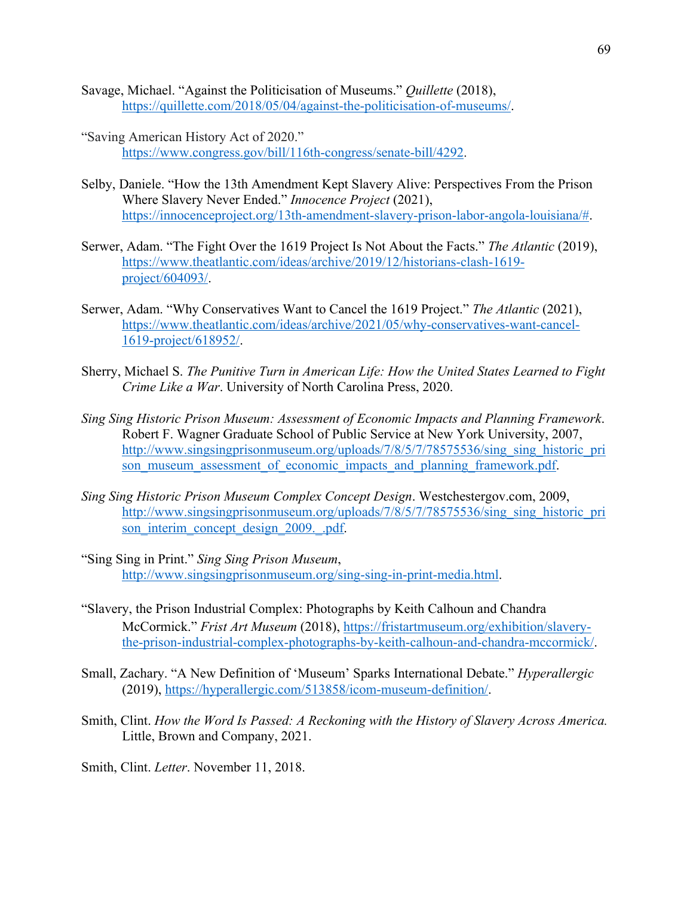Savage, Michael. "Against the Politicisation of Museums." *Quillette* (2018), https://quillette.com/2018/05/04/against-the-politicisation-of-museums/.

"Saving American History Act of 2020." https://www.congress.gov/bill/116th-congress/senate-bill/4292.

Selby, Daniele. "How the 13th Amendment Kept Slavery Alive: Perspectives From the Prison Where Slavery Never Ended." *Innocence Project* (2021), https://innocenceproject.org/13th-amendment-slavery-prison-labor-angola-louisiana/#.

Serwer, Adam. "The Fight Over the 1619 Project Is Not About the Facts." *The Atlantic* (2019), https://www.theatlantic.com/ideas/archive/2019/12/historians-clash-1619-project/604093/.

Serwer, Adam. "Why Conservatives Want to Cancel the 1619 Project." *The Atlantic* (2021), https://www.theatlantic.com/ideas/archive/2021/05/why-conservatives-want-cancel-1619-project/618952/.

Sherry, Michael S. *The Punitive Turn in American Life: How the United States Learned to Fight Crime Like a War*. University of North Carolina Press, 2020.

*Sing Sing Historic Prison Museum: Assessment of Economic Impacts and Planning Framework*. Robert F. Wagner Graduate School of Public Service at New York University, 2007, http://www.singsingprisonmuseum.org/uploads/7/8/5/7/78575536/sing_sing_historic_prison_museum_assessment_of_economic_impacts_and_planning_framework.pdf.

*Sing Sing Historic Prison Museum Complex Concept Design*. Westchestergov.com, 2009, http://www.singsingprisonmuseum.org/uploads/7/8/5/7/78575536/sing_sing_historic_prison_interim_concept_design_2009._.pdf.

"Sing Sing in Print." *Sing Sing Prison Museum*, http://www.singsingprisonmuseum.org/sing-sing-in-print-media.html.

"Slavery, the Prison Industrial Complex: Photographs by Keith Calhoun and Chandra McCormick." *Frist Art Museum* (2018), https://fristartmuseum.org/exhibition/slavery-the-prison-industrial-complex-photographs-by-keith-calhoun-and-chandra-mccormick/.

Small, Zachary. "A New Definition of 'Museum' Sparks International Debate." *Hyperallergic* (2019), https://hyperallergic.com/513858/icom-museum-definition/.

Smith, Clint. *How the Word Is Passed: A Reckoning with the History of Slavery Across America.* Little, Brown and Company, 2021.

Smith, Clint. *Letter*. November 11, 2018.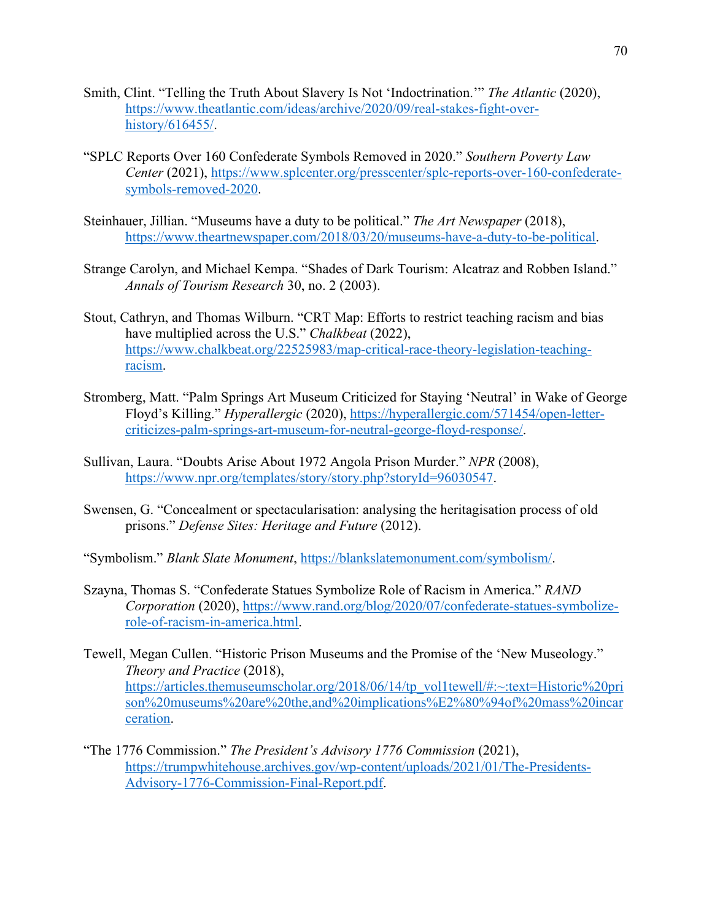Smith, Clint. “Telling the Truth About Slavery Is Not ‘Indoctrination.’” *The Atlantic* (2020), https://www.theatlantic.com/ideas/archive/2020/09/real-stakes-fight-over-history/616455/.

“SPLC Reports Over 160 Confederate Symbols Removed in 2020.” *Southern Poverty Law Center* (2021), https://www.splcenter.org/presscenter/splc-reports-over-160-confederate-symbols-removed-2020.

Steinhauer, Jillian. “Museums have a duty to be political.” *The Art Newspaper* (2018), https://www.theartnewspaper.com/2018/03/20/museums-have-a-duty-to-be-political.

Strange Carolyn, and Michael Kempa. “Shades of Dark Tourism: Alcatraz and Robben Island.” *Annals of Tourism Research* 30, no. 2 (2003).

Stout, Cathryn, and Thomas Wilburn. “CRT Map: Efforts to restrict teaching racism and bias have multiplied across the U.S.” *Chalkbeat* (2022), https://www.chalkbeat.org/22525983/map-critical-race-theory-legislation-teaching-racism.

Stromberg, Matt. “Palm Springs Art Museum Criticized for Staying ‘Neutral’ in Wake of George Floyd’s Killing.” *Hyperallergic* (2020), https://hyperallergic.com/571454/open-letter-criticizes-palm-springs-art-museum-for-neutral-george-floyd-response/.

Sullivan, Laura. “Doubts Arise About 1972 Angola Prison Murder.” *NPR* (2008), https://www.npr.org/templates/story/story.php?storyId=96030547.

Swensen, G. “Concealment or spectacularisation: analysing the heritagisation process of old prisons.” *Defense Sites: Heritage and Future* (2012).

“Symbolism.” *Blank Slate Monument*, https://blankslatemonument.com/symbolism/.

Szayna, Thomas S. “Confederate Statues Symbolize Role of Racism in America.” *RAND Corporation* (2020), https://www.rand.org/blog/2020/07/confederate-statues-symbolize-role-of-racism-in-america.html.

Tewell, Megan Cullen. “Historic Prison Museums and the Promise of the ‘New Museology.” *Theory and Practice* (2018), https://articles.themuseumscholar.org/2018/06/14/tp_vol1tewell/#:~:text=Historic%20prison%20museums%20are%20the,and%20implications%E2%80%94of%20mass%20incarceration.

“The 1776 Commission.” *The President’s Advisory 1776 Commission* (2021), https://trumpwhitehouse.archives.gov/wp-content/uploads/2021/01/The-Presidents-Advisory-1776-Commission-Final-Report.pdf.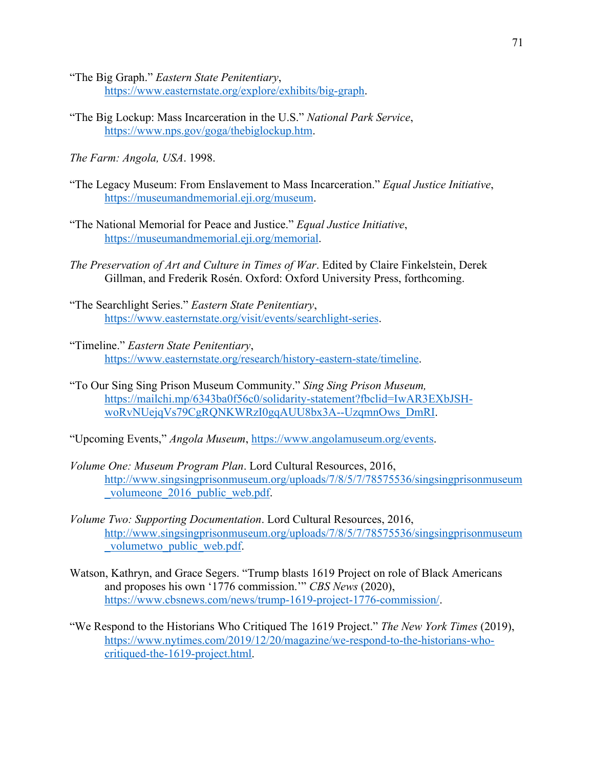“The Big Graph.” *Eastern State Penitentiary*, https://www.easternstate.org/explore/exhibits/big-graph.

“The Big Lockup: Mass Incarceration in the U.S.” *National Park Service*, https://www.nps.gov/goga/thebiglockup.htm.

*The Farm: Angola, USA*. 1998.

“The Legacy Museum: From Enslavement to Mass Incarceration.” *Equal Justice Initiative*, https://museumandmemorial.eji.org/museum.

“The National Memorial for Peace and Justice.” *Equal Justice Initiative*, https://museumandmemorial.eji.org/memorial.

*The Preservation of Art and Culture in Times of War*. Edited by Claire Finkelstein, Derek Gillman, and Frederik Rosén. Oxford: Oxford University Press, forthcoming.

“The Searchlight Series.” *Eastern State Penitentiary*, https://www.easternstate.org/visit/events/searchlight-series.

“Timeline.” *Eastern State Penitentiary*, https://www.easternstate.org/research/history-eastern-state/timeline.

“To Our Sing Sing Prison Museum Community.” *Sing Sing Prison Museum,* https://mailchi.mp/6343ba0f56c0/solidarity-statement?fbclid=IwAR3EXbJSH-woRvNUejqVs79CgRQNKWRzI0gqAUU8bx3A--UzqmnOws_DmRI.

“Upcoming Events,” *Angola Museum*, https://www.angolamuseum.org/events.

*Volume One: Museum Program Plan*. Lord Cultural Resources, 2016, http://www.singsingprisonmuseum.org/uploads/7/8/5/7/78575536/singsingprisonmuseum_volumeone_2016_public_web.pdf.

*Volume Two: Supporting Documentation*. Lord Cultural Resources, 2016, http://www.singsingprisonmuseum.org/uploads/7/8/5/7/78575536/singsingprisonmuseum_volumetwo_public_web.pdf.

Watson, Kathryn, and Grace Segers. “Trump blasts 1619 Project on role of Black Americans and proposes his own ‘1776 commission.’” *CBS News* (2020), https://www.cbsnews.com/news/trump-1619-project-1776-commission/.

“We Respond to the Historians Who Critiqued The 1619 Project.” *The New York Times* (2019), https://www.nytimes.com/2019/12/20/magazine/we-respond-to-the-historians-who-critiqued-the-1619-project.html.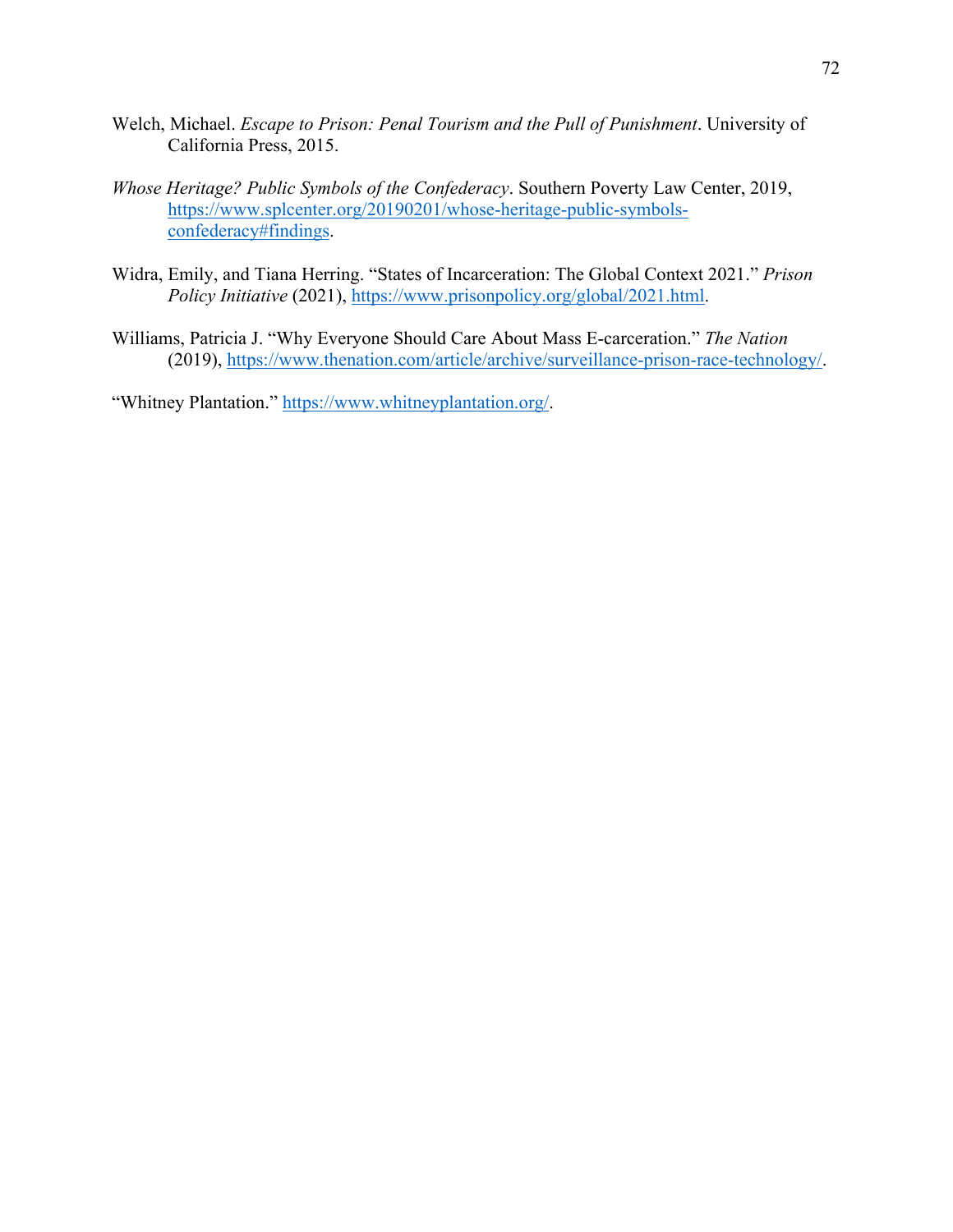Welch, Michael. *Escape to Prison: Penal Tourism and the Pull of Punishment*. University of California Press, 2015.

*Whose Heritage? Public Symbols of the Confederacy*. Southern Poverty Law Center, 2019, https://www.splcenter.org/20190201/whose-heritage-public-symbols-confederacy#findings.

Widra, Emily, and Tiana Herring. "States of Incarceration: The Global Context 2021." *Prison Policy Initiative* (2021), https://www.prisonpolicy.org/global/2021.html.

Williams, Patricia J. "Why Everyone Should Care About Mass E-carceration." *The Nation* (2019), https://www.thenation.com/article/archive/surveillance-prison-race-technology/.

"Whitney Plantation." https://www.whitneyplantation.org/.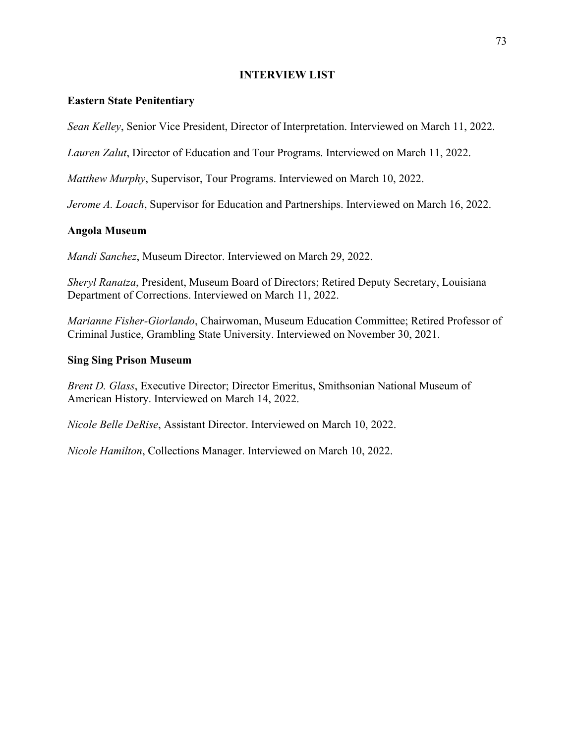# INTERVIEW LIST

## Eastern State Penitentiary

*Sean Kelley*, Senior Vice President, Director of Interpretation. Interviewed on March 11, 2022.

*Lauren Zalut*, Director of Education and Tour Programs. Interviewed on March 11, 2022.

*Matthew Murphy*, Supervisor, Tour Programs. Interviewed on March 10, 2022.

*Jerome A. Loach*, Supervisor for Education and Partnerships. Interviewed on March 16, 2022.

## Angola Museum

*Mandi Sanchez*, Museum Director. Interviewed on March 29, 2022.

*Sheryl Ranatza*, President, Museum Board of Directors; Retired Deputy Secretary, Louisiana Department of Corrections. Interviewed on March 11, 2022.

*Marianne Fisher-Giorlando*, Chairwoman, Museum Education Committee; Retired Professor of Criminal Justice, Grambling State University. Interviewed on November 30, 2021.

## Sing Sing Prison Museum

*Brent D. Glass*, Executive Director; Director Emeritus, Smithsonian National Museum of American History. Interviewed on March 14, 2022.

*Nicole Belle DeRise*, Assistant Director. Interviewed on March 10, 2022.

*Nicole Hamilton*, Collections Manager. Interviewed on March 10, 2022.